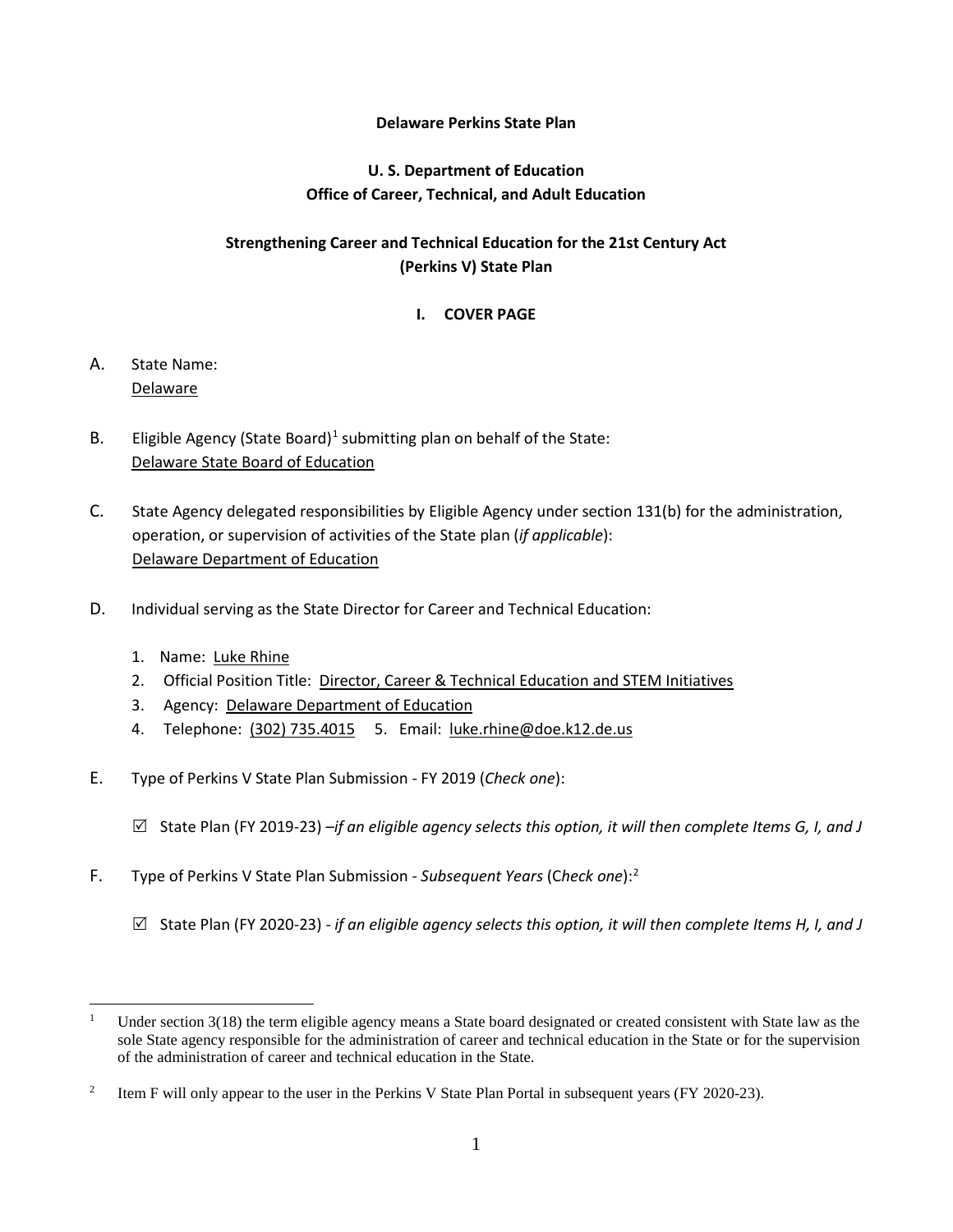**Delaware Perkins State Plan**

**U. S. Department of Education**
**Office of Career, Technical, and Adult Education**

**Strengthening Career and Technical Education for the 21st Century Act**
**(Perkins V) State Plan**

## I. COVER PAGE

A. State Name:
Delaware

B. Eligible Agency (State Board)[1] submitting plan on behalf of the State:
Delaware State Board of Education

C. State Agency delegated responsibilities by Eligible Agency under section 131(b) for the administration, operation, or supervision of activities of the State plan (*if applicable*):
Delaware Department of Education

D. Individual serving as the State Director for Career and Technical Education:

1. Name: Luke Rhine
2. Official Position Title: Director, Career & Technical Education and STEM Initiatives
3. Agency: Delaware Department of Education
4. Telephone: (302) 735.4015 5. Email: luke.rhine@doe.k12.de.us

E. Type of Perkins V State Plan Submission - FY 2019 (*Check one*):

☑ State Plan (FY 2019-23) –*if an eligible agency selects this option, it will then complete Items G, I, and J*

F. Type of Perkins V State Plan Submission - *Subsequent Years* (C*heck one*):[2]

☑ State Plan (FY 2020-23) - *if an eligible agency selects this option, it will then complete Items H, I, and J*

---

[1] Under section 3(18) the term eligible agency means a State board designated or created consistent with State law as the sole State agency responsible for the administration of career and technical education in the State or for the supervision of the administration of career and technical education in the State.

[2] Item F will only appear to the user in the Perkins V State Plan Portal in subsequent years (FY 2020-23).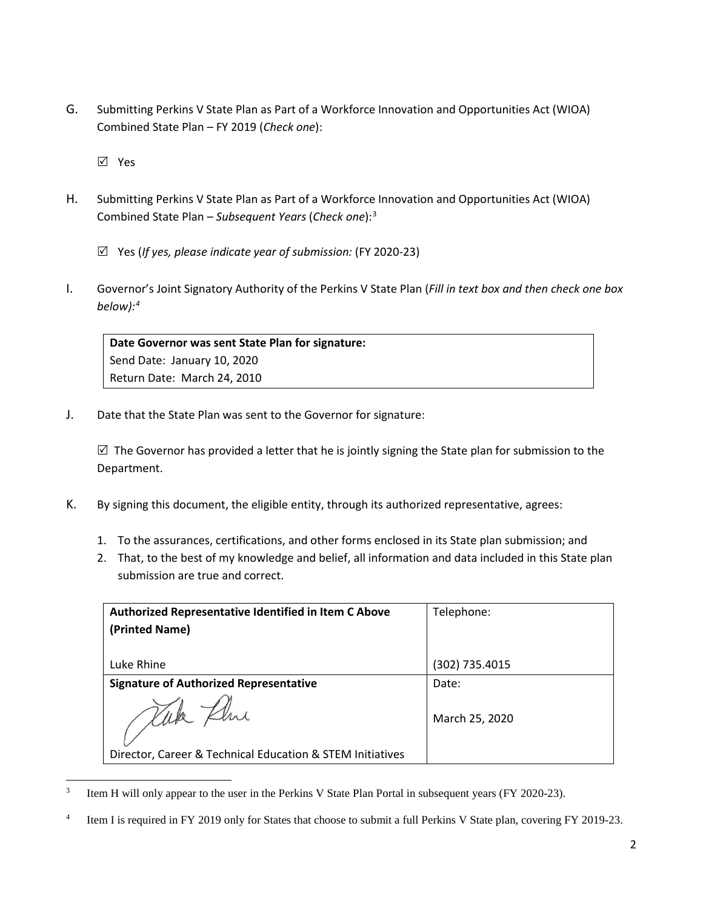G. Submitting Perkins V State Plan as Part of a Workforce Innovation and Opportunities Act (WIOA) Combined State Plan – FY 2019 (*Check one*):

☑ Yes

H. Submitting Perkins V State Plan as Part of a Workforce Innovation and Opportunities Act (WIOA) Combined State Plan – *Subsequent Years* (*Check one*):[3]

☑ Yes (*If yes, please indicate year of submission:* (FY 2020-23)

I. Governor's Joint Signatory Authority of the Perkins V State Plan (*Fill in text box and then check one box below):*[4]

| **Date Governor was sent State Plan for signature:** |
|---|
| Send Date: January 10, 2020<br>Return Date: March 24, 2010 |

J. Date that the State Plan was sent to the Governor for signature:

☑ The Governor has provided a letter that he is jointly signing the State plan for submission to the Department.

K. By signing this document, the eligible entity, through its authorized representative, agrees:

1. To the assurances, certifications, and other forms enclosed in its State plan submission; and
2. That, to the best of my knowledge and belief, all information and data included in this State plan submission are true and correct.

| **Authorized Representative Identified in Item C Above (Printed Name)**<br><br>Luke Rhine | Telephone:<br><br>(302) 735.4015 |
|---|---|
| **Signature of Authorized Representative**<br><br>Luke Rhine<br><br>Director, Career & Technical Education & STEM Initiatives | Date:<br><br>March 25, 2020 |

[3] Item H will only appear to the user in the Perkins V State Plan Portal in subsequent years (FY 2020-23).

[4] Item I is required in FY 2019 only for States that choose to submit a full Perkins V State plan, covering FY 2019-23.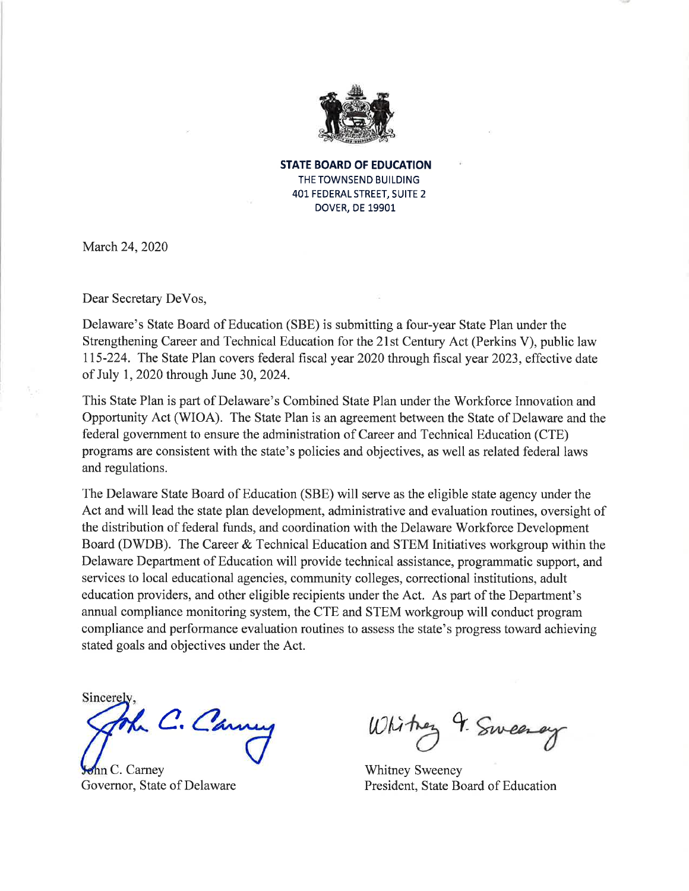**STATE BOARD OF EDUCATION**
THE TOWNSEND BUILDING
401 FEDERAL STREET, SUITE 2
DOVER, DE 19901

March 24, 2020

Dear Secretary DeVos,

Delaware's State Board of Education (SBE) is submitting a four-year State Plan under the Strengthening Career and Technical Education for the 21st Century Act (Perkins V), public law 115-224. The State Plan covers federal fiscal year 2020 through fiscal year 2023, effective date of July 1, 2020 through June 30, 2024.

This State Plan is part of Delaware's Combined State Plan under the Workforce Innovation and Opportunity Act (WIOA). The State Plan is an agreement between the State of Delaware and the federal government to ensure the administration of Career and Technical Education (CTE) programs are consistent with the state's policies and objectives, as well as related federal laws and regulations.

The Delaware State Board of Education (SBE) will serve as the eligible state agency under the Act and will lead the state plan development, administrative and evaluation routines, oversight of the distribution of federal funds, and coordination with the Delaware Workforce Development Board (DWDB). The Career & Technical Education and STEM Initiatives workgroup within the Delaware Department of Education will provide technical assistance, programmatic support, and services to local educational agencies, community colleges, correctional institutions, adult education providers, and other eligible recipients under the Act. As part of the Department's annual compliance monitoring system, the CTE and STEM workgroup will conduct program compliance and performance evaluation routines to assess the state's progress toward achieving stated goals and objectives under the Act.

Sincerely,

John C. Carney
Governor, State of Delaware

Whitney Sweeney
President, State Board of Education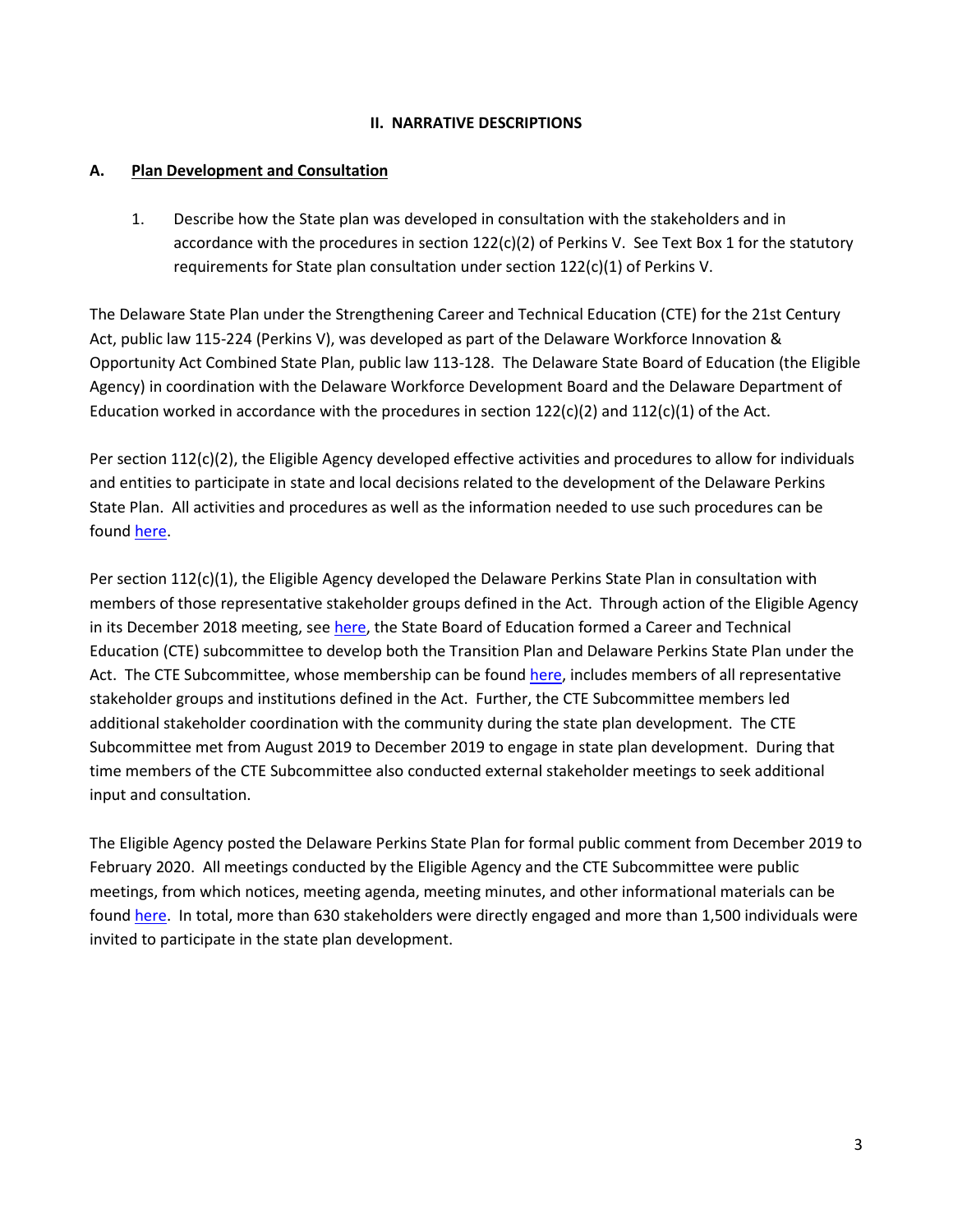## II. NARRATIVE DESCRIPTIONS

### A. Plan Development and Consultation

1. Describe how the State plan was developed in consultation with the stakeholders and in accordance with the procedures in section 122(c)(2) of Perkins V. See Text Box 1 for the statutory requirements for State plan consultation under section 122(c)(1) of Perkins V.

The Delaware State Plan under the Strengthening Career and Technical Education (CTE) for the 21st Century Act, public law 115-224 (Perkins V), was developed as part of the Delaware Workforce Innovation & Opportunity Act Combined State Plan, public law 113-128. The Delaware State Board of Education (the Eligible Agency) in coordination with the Delaware Workforce Development Board and the Delaware Department of Education worked in accordance with the procedures in section 122(c)(2) and 112(c)(1) of the Act.

Per section 112(c)(2), the Eligible Agency developed effective activities and procedures to allow for individuals and entities to participate in state and local decisions related to the development of the Delaware Perkins State Plan. All activities and procedures as well as the information needed to use such procedures can be found here.

Per section 112(c)(1), the Eligible Agency developed the Delaware Perkins State Plan in consultation with members of those representative stakeholder groups defined in the Act. Through action of the Eligible Agency in its December 2018 meeting, see here, the State Board of Education formed a Career and Technical Education (CTE) subcommittee to develop both the Transition Plan and Delaware Perkins State Plan under the Act. The CTE Subcommittee, whose membership can be found here, includes members of all representative stakeholder groups and institutions defined in the Act. Further, the CTE Subcommittee members led additional stakeholder coordination with the community during the state plan development. The CTE Subcommittee met from August 2019 to December 2019 to engage in state plan development. During that time members of the CTE Subcommittee also conducted external stakeholder meetings to seek additional input and consultation.

The Eligible Agency posted the Delaware Perkins State Plan for formal public comment from December 2019 to February 2020. All meetings conducted by the Eligible Agency and the CTE Subcommittee were public meetings, from which notices, meeting agenda, meeting minutes, and other informational materials can be found here. In total, more than 630 stakeholders were directly engaged and more than 1,500 individuals were invited to participate in the state plan development.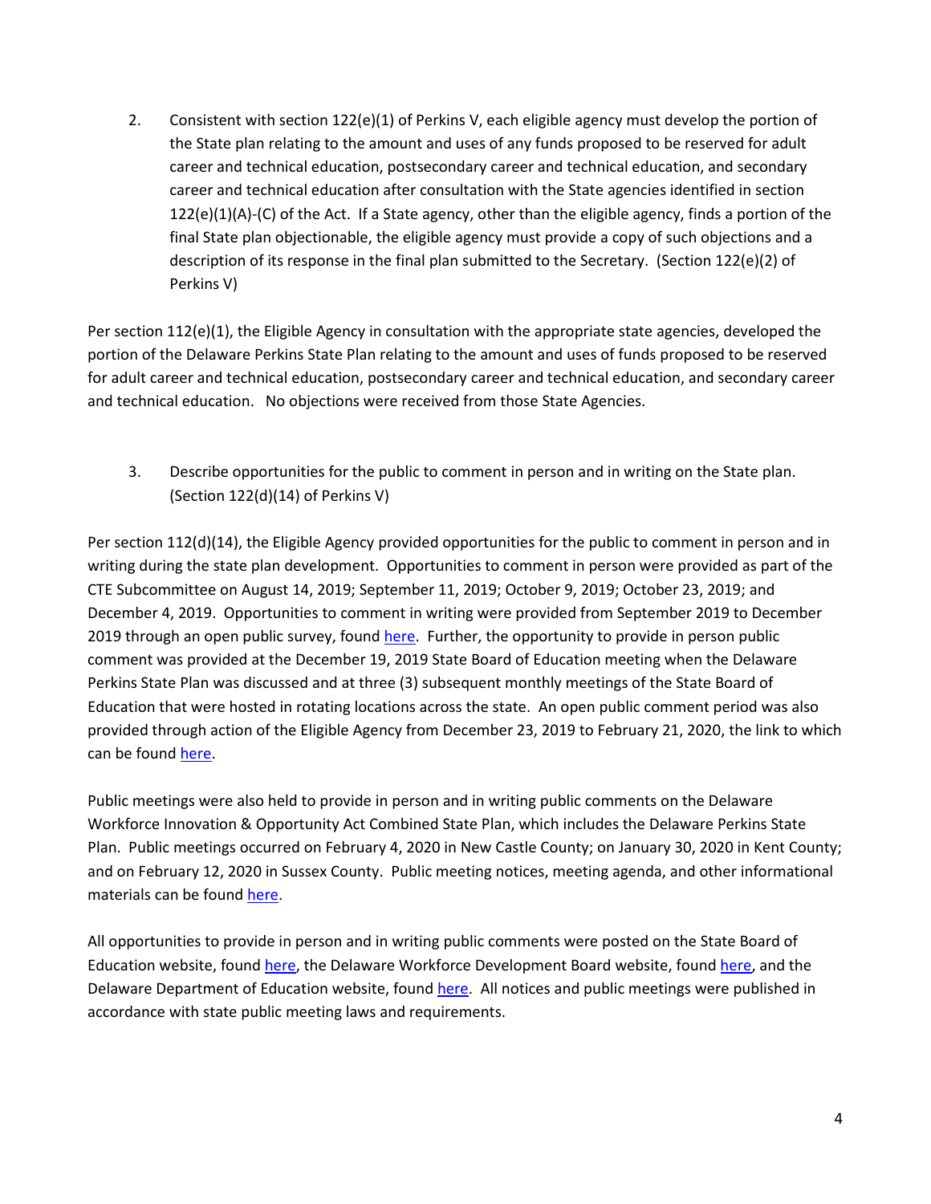2. Consistent with section 122(e)(1) of Perkins V, each eligible agency must develop the portion of the State plan relating to the amount and uses of any funds proposed to be reserved for adult career and technical education, postsecondary career and technical education, and secondary career and technical education after consultation with the State agencies identified in section 122(e)(1)(A)-(C) of the Act. If a State agency, other than the eligible agency, finds a portion of the final State plan objectionable, the eligible agency must provide a copy of such objections and a description of its response in the final plan submitted to the Secretary. (Section 122(e)(2) of Perkins V)

Per section 112(e)(1), the Eligible Agency in consultation with the appropriate state agencies, developed the portion of the Delaware Perkins State Plan relating to the amount and uses of funds proposed to be reserved for adult career and technical education, postsecondary career and technical education, and secondary career and technical education. No objections were received from those State Agencies.

3. Describe opportunities for the public to comment in person and in writing on the State plan. (Section 122(d)(14) of Perkins V)

Per section 112(d)(14), the Eligible Agency provided opportunities for the public to comment in person and in writing during the state plan development. Opportunities to comment in person were provided as part of the CTE Subcommittee on August 14, 2019; September 11, 2019; October 9, 2019; October 23, 2019; and December 4, 2019. Opportunities to comment in writing were provided from September 2019 to December 2019 through an open public survey, found here. Further, the opportunity to provide in person public comment was provided at the December 19, 2019 State Board of Education meeting when the Delaware Perkins State Plan was discussed and at three (3) subsequent monthly meetings of the State Board of Education that were hosted in rotating locations across the state. An open public comment period was also provided through action of the Eligible Agency from December 23, 2019 to February 21, 2020, the link to which can be found here.

Public meetings were also held to provide in person and in writing public comments on the Delaware Workforce Innovation & Opportunity Act Combined State Plan, which includes the Delaware Perkins State Plan. Public meetings occurred on February 4, 2020 in New Castle County; on January 30, 2020 in Kent County; and on February 12, 2020 in Sussex County. Public meeting notices, meeting agenda, and other informational materials can be found here.

All opportunities to provide in person and in writing public comments were posted on the State Board of Education website, found here, the Delaware Workforce Development Board website, found here, and the Delaware Department of Education website, found here. All notices and public meetings were published in accordance with state public meeting laws and requirements.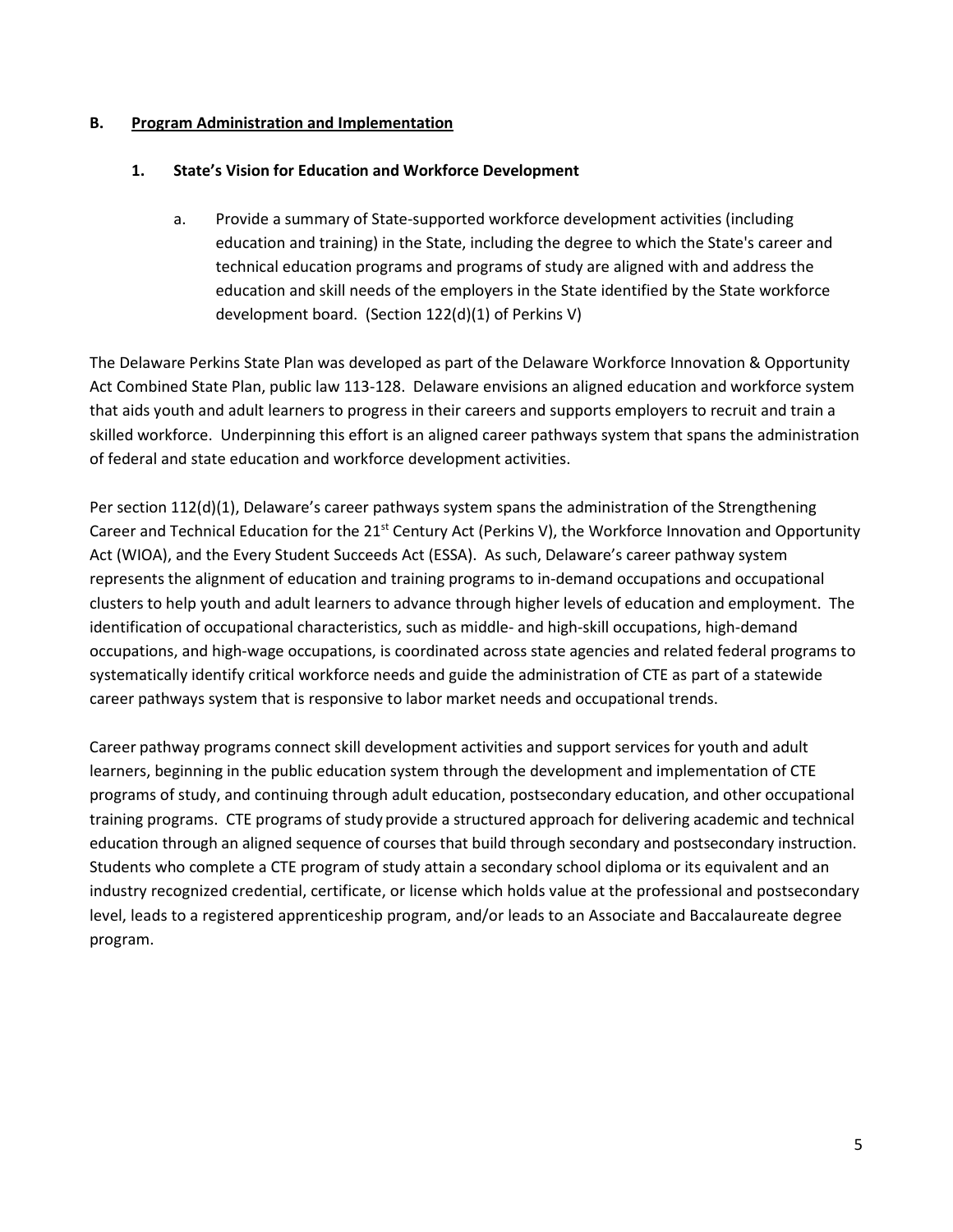## B. Program Administration and Implementation

### 1. State's Vision for Education and Workforce Development

a. Provide a summary of State-supported workforce development activities (including education and training) in the State, including the degree to which the State's career and technical education programs and programs of study are aligned with and address the education and skill needs of the employers in the State identified by the State workforce development board. (Section 122(d)(1) of Perkins V)

The Delaware Perkins State Plan was developed as part of the Delaware Workforce Innovation & Opportunity Act Combined State Plan, public law 113-128. Delaware envisions an aligned education and workforce system that aids youth and adult learners to progress in their careers and supports employers to recruit and train a skilled workforce. Underpinning this effort is an aligned career pathways system that spans the administration of federal and state education and workforce development activities.

Per section 112(d)(1), Delaware's career pathways system spans the administration of the Strengthening Career and Technical Education for the 21st Century Act (Perkins V), the Workforce Innovation and Opportunity Act (WIOA), and the Every Student Succeeds Act (ESSA). As such, Delaware's career pathway system represents the alignment of education and training programs to in-demand occupations and occupational clusters to help youth and adult learners to advance through higher levels of education and employment. The identification of occupational characteristics, such as middle- and high-skill occupations, high-demand occupations, and high-wage occupations, is coordinated across state agencies and related federal programs to systematically identify critical workforce needs and guide the administration of CTE as part of a statewide career pathways system that is responsive to labor market needs and occupational trends.

Career pathway programs connect skill development activities and support services for youth and adult learners, beginning in the public education system through the development and implementation of CTE programs of study, and continuing through adult education, postsecondary education, and other occupational training programs. CTE programs of study provide a structured approach for delivering academic and technical education through an aligned sequence of courses that build through secondary and postsecondary instruction. Students who complete a CTE program of study attain a secondary school diploma or its equivalent and an industry recognized credential, certificate, or license which holds value at the professional and postsecondary level, leads to a registered apprenticeship program, and/or leads to an Associate and Baccalaureate degree program.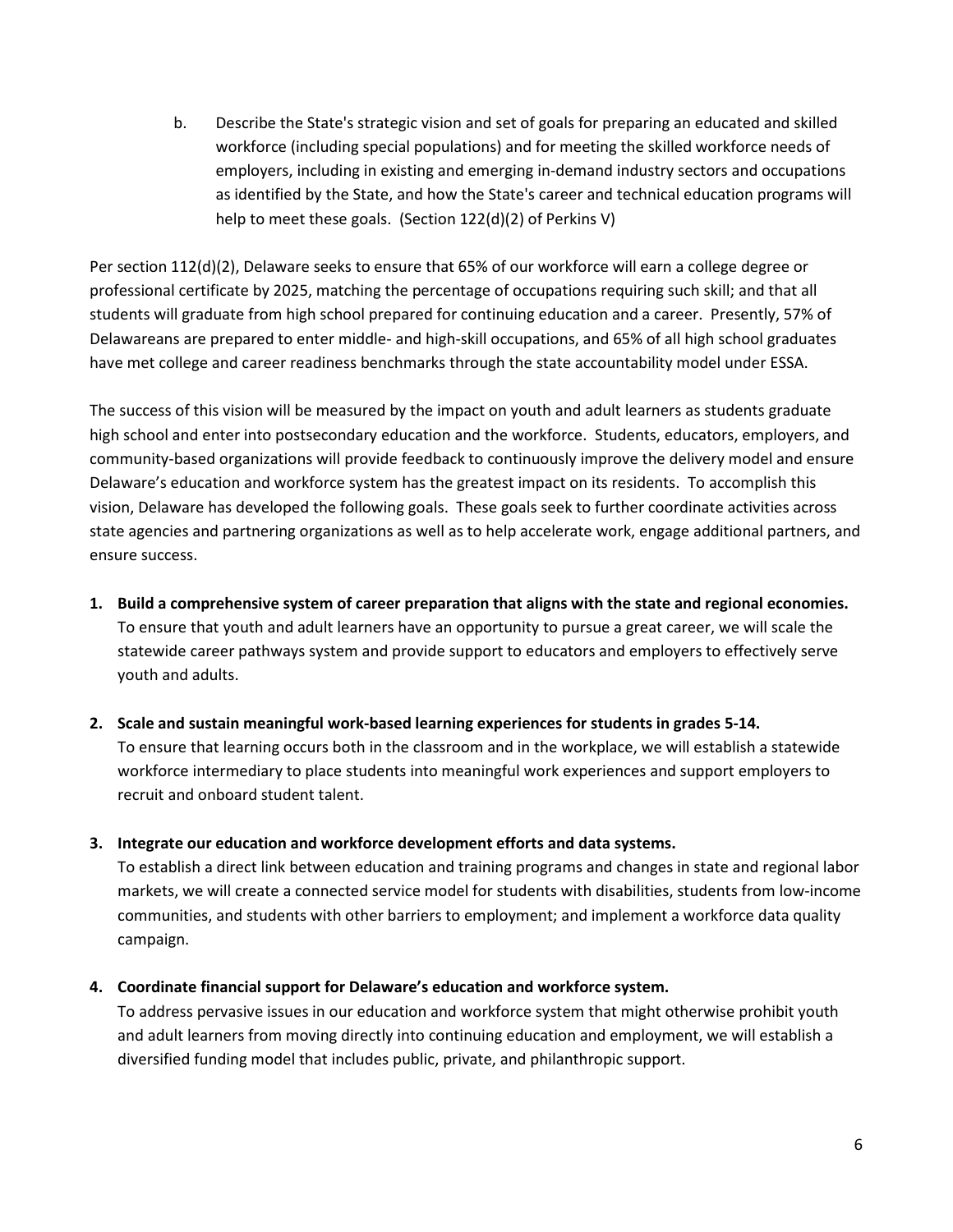b. Describe the State's strategic vision and set of goals for preparing an educated and skilled workforce (including special populations) and for meeting the skilled workforce needs of employers, including in existing and emerging in-demand industry sectors and occupations as identified by the State, and how the State's career and technical education programs will help to meet these goals. (Section 122(d)(2) of Perkins V)

Per section 112(d)(2), Delaware seeks to ensure that 65% of our workforce will earn a college degree or professional certificate by 2025, matching the percentage of occupations requiring such skill; and that all students will graduate from high school prepared for continuing education and a career. Presently, 57% of Delawareans are prepared to enter middle- and high-skill occupations, and 65% of all high school graduates have met college and career readiness benchmarks through the state accountability model under ESSA.

The success of this vision will be measured by the impact on youth and adult learners as students graduate high school and enter into postsecondary education and the workforce. Students, educators, employers, and community-based organizations will provide feedback to continuously improve the delivery model and ensure Delaware's education and workforce system has the greatest impact on its residents. To accomplish this vision, Delaware has developed the following goals. These goals seek to further coordinate activities across state agencies and partnering organizations as well as to help accelerate work, engage additional partners, and ensure success.

1. **Build a comprehensive system of career preparation that aligns with the state and regional economies.** To ensure that youth and adult learners have an opportunity to pursue a great career, we will scale the statewide career pathways system and provide support to educators and employers to effectively serve youth and adults.

2. **Scale and sustain meaningful work-based learning experiences for students in grades 5-14.** To ensure that learning occurs both in the classroom and in the workplace, we will establish a statewide workforce intermediary to place students into meaningful work experiences and support employers to recruit and onboard student talent.

3. **Integrate our education and workforce development efforts and data systems.** To establish a direct link between education and training programs and changes in state and regional labor markets, we will create a connected service model for students with disabilities, students from low-income communities, and students with other barriers to employment; and implement a workforce data quality campaign.

4. **Coordinate financial support for Delaware's education and workforce system.** To address pervasive issues in our education and workforce system that might otherwise prohibit youth and adult learners from moving directly into continuing education and employment, we will establish a diversified funding model that includes public, private, and philanthropic support.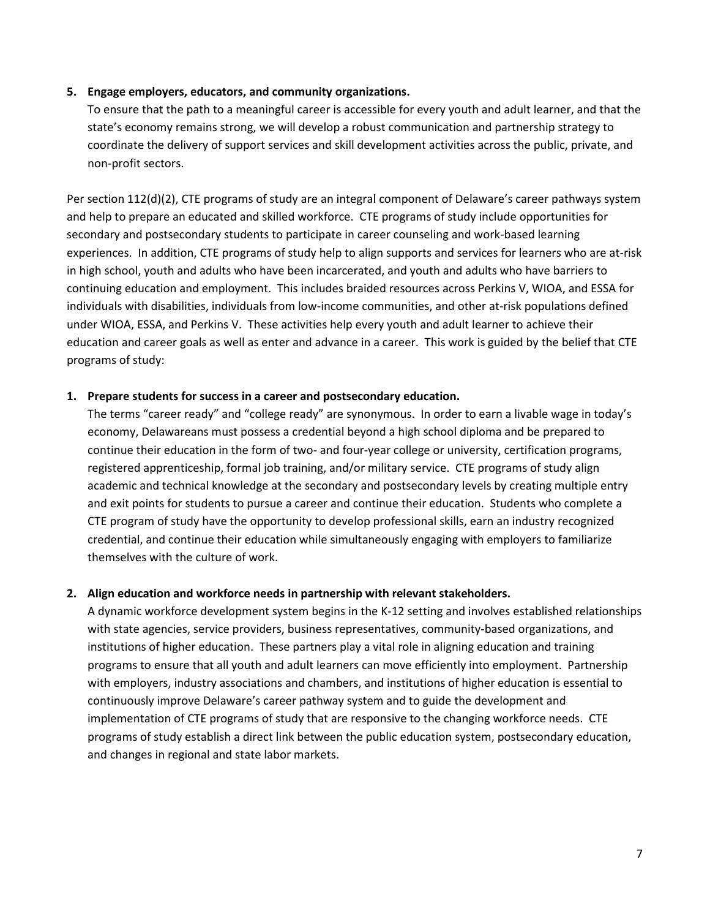5. **Engage employers, educators, and community organizations.**
   To ensure that the path to a meaningful career is accessible for every youth and adult learner, and that the state's economy remains strong, we will develop a robust communication and partnership strategy to coordinate the delivery of support services and skill development activities across the public, private, and non-profit sectors.

Per section 112(d)(2), CTE programs of study are an integral component of Delaware's career pathways system and help to prepare an educated and skilled workforce. CTE programs of study include opportunities for secondary and postsecondary students to participate in career counseling and work-based learning experiences. In addition, CTE programs of study help to align supports and services for learners who are at-risk in high school, youth and adults who have been incarcerated, and youth and adults who have barriers to continuing education and employment. This includes braided resources across Perkins V, WIOA, and ESSA for individuals with disabilities, individuals from low-income communities, and other at-risk populations defined under WIOA, ESSA, and Perkins V. These activities help every youth and adult learner to achieve their education and career goals as well as enter and advance in a career. This work is guided by the belief that CTE programs of study:

1. **Prepare students for success in a career and postsecondary education.**
   The terms "career ready" and "college ready" are synonymous. In order to earn a livable wage in today's economy, Delawareans must possess a credential beyond a high school diploma and be prepared to continue their education in the form of two- and four-year college or university, certification programs, registered apprenticeship, formal job training, and/or military service. CTE programs of study align academic and technical knowledge at the secondary and postsecondary levels by creating multiple entry and exit points for students to pursue a career and continue their education. Students who complete a CTE program of study have the opportunity to develop professional skills, earn an industry recognized credential, and continue their education while simultaneously engaging with employers to familiarize themselves with the culture of work.

2. **Align education and workforce needs in partnership with relevant stakeholders.**
   A dynamic workforce development system begins in the K-12 setting and involves established relationships with state agencies, service providers, business representatives, community-based organizations, and institutions of higher education. These partners play a vital role in aligning education and training programs to ensure that all youth and adult learners can move efficiently into employment. Partnership with employers, industry associations and chambers, and institutions of higher education is essential to continuously improve Delaware's career pathway system and to guide the development and implementation of CTE programs of study that are responsive to the changing workforce needs. CTE programs of study establish a direct link between the public education system, postsecondary education, and changes in regional and state labor markets.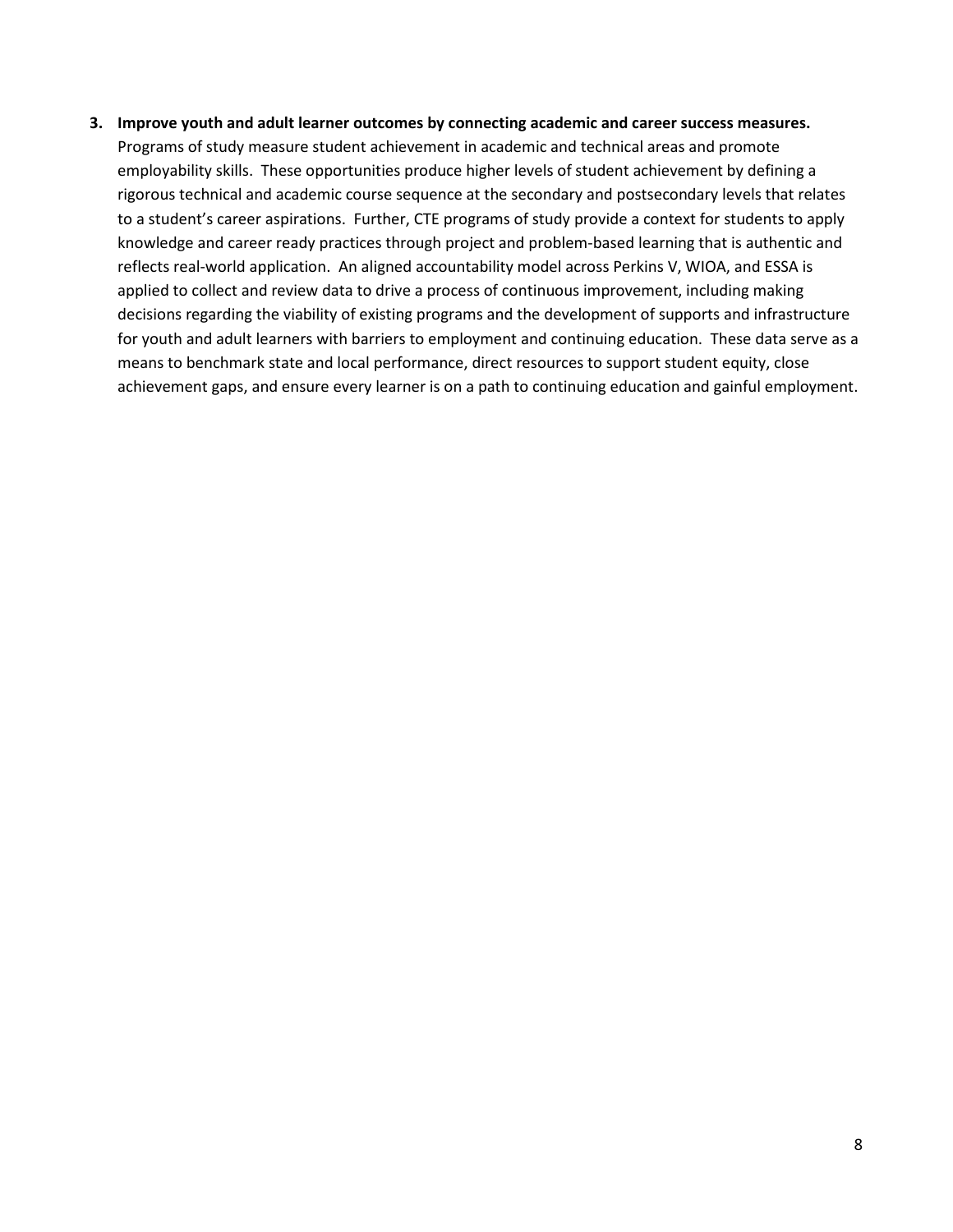3. **Improve youth and adult learner outcomes by connecting academic and career success measures.** Programs of study measure student achievement in academic and technical areas and promote employability skills. These opportunities produce higher levels of student achievement by defining a rigorous technical and academic course sequence at the secondary and postsecondary levels that relates to a student's career aspirations. Further, CTE programs of study provide a context for students to apply knowledge and career ready practices through project and problem-based learning that is authentic and reflects real-world application. An aligned accountability model across Perkins V, WIOA, and ESSA is applied to collect and review data to drive a process of continuous improvement, including making decisions regarding the viability of existing programs and the development of supports and infrastructure for youth and adult learners with barriers to employment and continuing education. These data serve as a means to benchmark state and local performance, direct resources to support student equity, close achievement gaps, and ensure every learner is on a path to continuing education and gainful employment.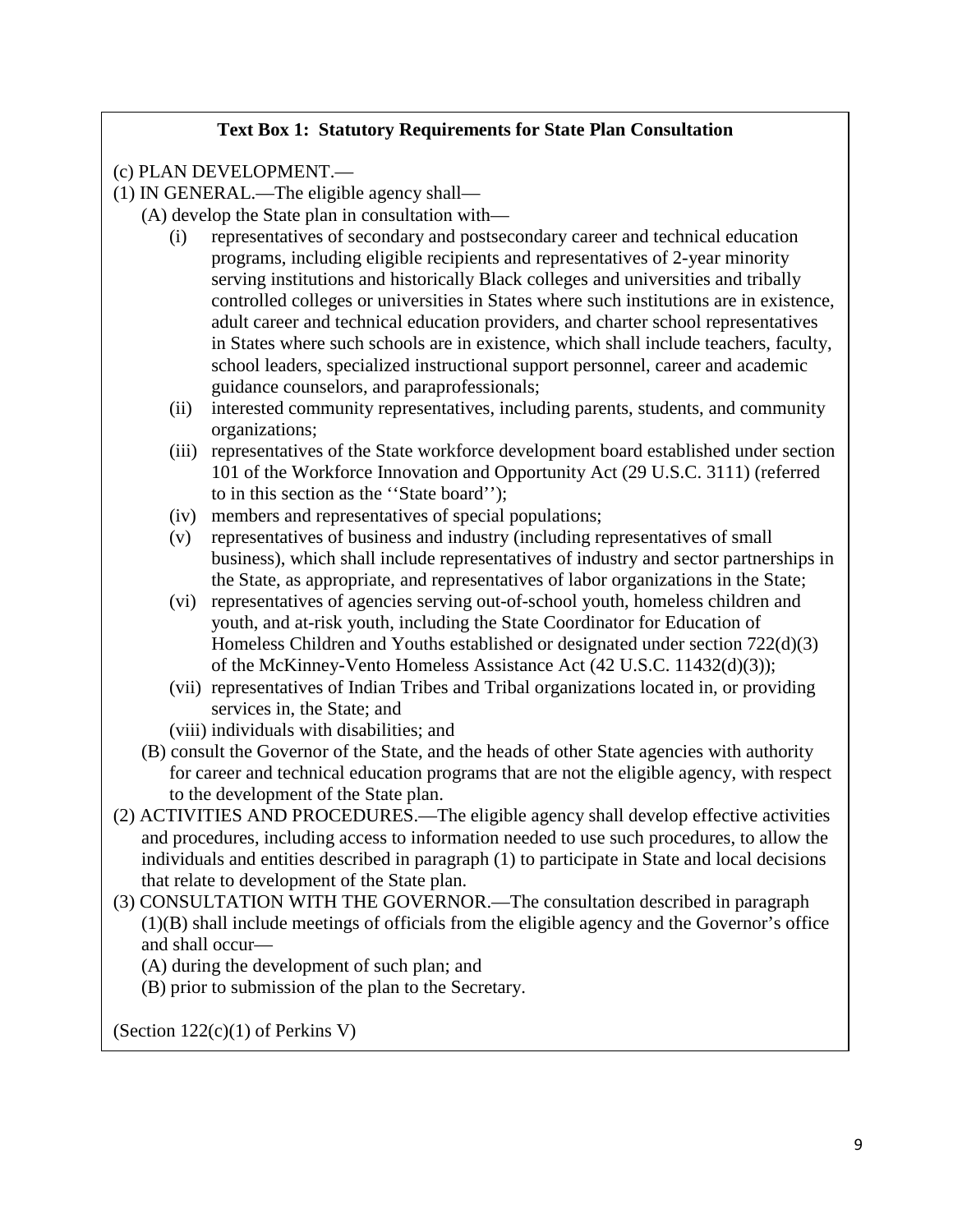**Text Box 1: Statutory Requirements for State Plan Consultation**

(c) PLAN DEVELOPMENT.—

(1) IN GENERAL.—The eligible agency shall—

- (A) develop the State plan in consultation with—
  - (i) representatives of secondary and postsecondary career and technical education programs, including eligible recipients and representatives of 2-year minority serving institutions and historically Black colleges and universities and tribally controlled colleges or universities in States where such institutions are in existence, adult career and technical education providers, and charter school representatives in States where such schools are in existence, which shall include teachers, faculty, school leaders, specialized instructional support personnel, career and academic guidance counselors, and paraprofessionals;
  - (ii) interested community representatives, including parents, students, and community organizations;
  - (iii) representatives of the State workforce development board established under section 101 of the Workforce Innovation and Opportunity Act (29 U.S.C. 3111) (referred to in this section as the ''State board'');
  - (iv) members and representatives of special populations;
  - (v) representatives of business and industry (including representatives of small business), which shall include representatives of industry and sector partnerships in the State, as appropriate, and representatives of labor organizations in the State;
  - (vi) representatives of agencies serving out-of-school youth, homeless children and youth, and at-risk youth, including the State Coordinator for Education of Homeless Children and Youths established or designated under section 722(d)(3) of the McKinney-Vento Homeless Assistance Act (42 U.S.C. 11432(d)(3));
  - (vii) representatives of Indian Tribes and Tribal organizations located in, or providing services in, the State; and
  - (viii) individuals with disabilities; and
- (B) consult the Governor of the State, and the heads of other State agencies with authority for career and technical education programs that are not the eligible agency, with respect to the development of the State plan.

(2) ACTIVITIES AND PROCEDURES.—The eligible agency shall develop effective activities and procedures, including access to information needed to use such procedures, to allow the individuals and entities described in paragraph (1) to participate in State and local decisions that relate to development of the State plan.

(3) CONSULTATION WITH THE GOVERNOR.—The consultation described in paragraph (1)(B) shall include meetings of officials from the eligible agency and the Governor's office and shall occur—

- (A) during the development of such plan; and
- (B) prior to submission of the plan to the Secretary.

(Section 122(c)(1) of Perkins V)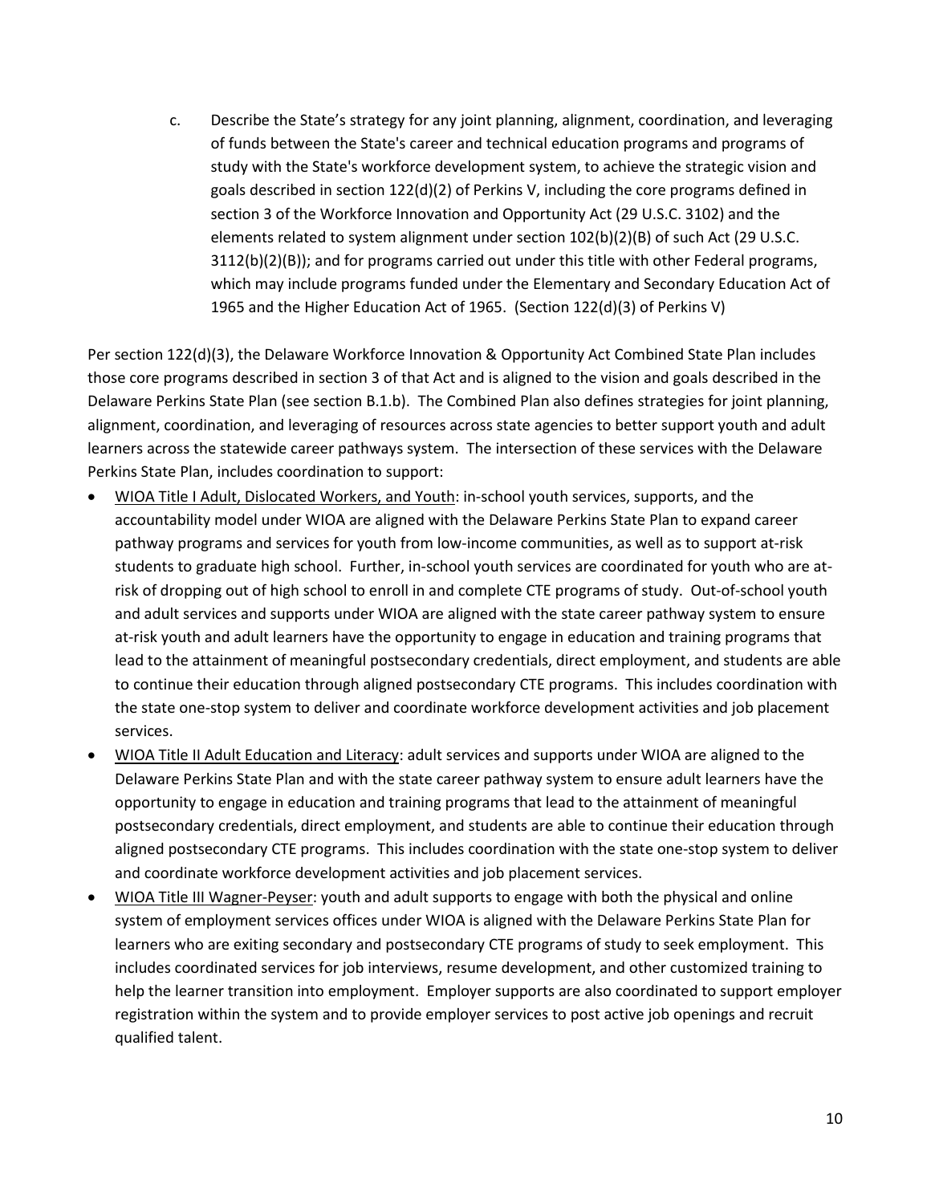c. Describe the State's strategy for any joint planning, alignment, coordination, and leveraging of funds between the State's career and technical education programs and programs of study with the State's workforce development system, to achieve the strategic vision and goals described in section 122(d)(2) of Perkins V, including the core programs defined in section 3 of the Workforce Innovation and Opportunity Act (29 U.S.C. 3102) and the elements related to system alignment under section 102(b)(2)(B) of such Act (29 U.S.C. 3112(b)(2)(B)); and for programs carried out under this title with other Federal programs, which may include programs funded under the Elementary and Secondary Education Act of 1965 and the Higher Education Act of 1965. (Section 122(d)(3) of Perkins V)

Per section 122(d)(3), the Delaware Workforce Innovation & Opportunity Act Combined State Plan includes those core programs described in section 3 of that Act and is aligned to the vision and goals described in the Delaware Perkins State Plan (see section B.1.b). The Combined Plan also defines strategies for joint planning, alignment, coordination, and leveraging of resources across state agencies to better support youth and adult learners across the statewide career pathways system. The intersection of these services with the Delaware Perkins State Plan, includes coordination to support:

- WIOA Title I Adult, Dislocated Workers, and Youth: in-school youth services, supports, and the accountability model under WIOA are aligned with the Delaware Perkins State Plan to expand career pathway programs and services for youth from low-income communities, as well as to support at-risk students to graduate high school. Further, in-school youth services are coordinated for youth who are at-risk of dropping out of high school to enroll in and complete CTE programs of study. Out-of-school youth and adult services and supports under WIOA are aligned with the state career pathway system to ensure at-risk youth and adult learners have the opportunity to engage in education and training programs that lead to the attainment of meaningful postsecondary credentials, direct employment, and students are able to continue their education through aligned postsecondary CTE programs. This includes coordination with the state one-stop system to deliver and coordinate workforce development activities and job placement services.
- WIOA Title II Adult Education and Literacy: adult services and supports under WIOA are aligned to the Delaware Perkins State Plan and with the state career pathway system to ensure adult learners have the opportunity to engage in education and training programs that lead to the attainment of meaningful postsecondary credentials, direct employment, and students are able to continue their education through aligned postsecondary CTE programs. This includes coordination with the state one-stop system to deliver and coordinate workforce development activities and job placement services.
- WIOA Title III Wagner-Peyser: youth and adult supports to engage with both the physical and online system of employment services offices under WIOA is aligned with the Delaware Perkins State Plan for learners who are exiting secondary and postsecondary CTE programs of study to seek employment. This includes coordinated services for job interviews, resume development, and other customized training to help the learner transition into employment. Employer supports are also coordinated to support employer registration within the system and to provide employer services to post active job openings and recruit qualified talent.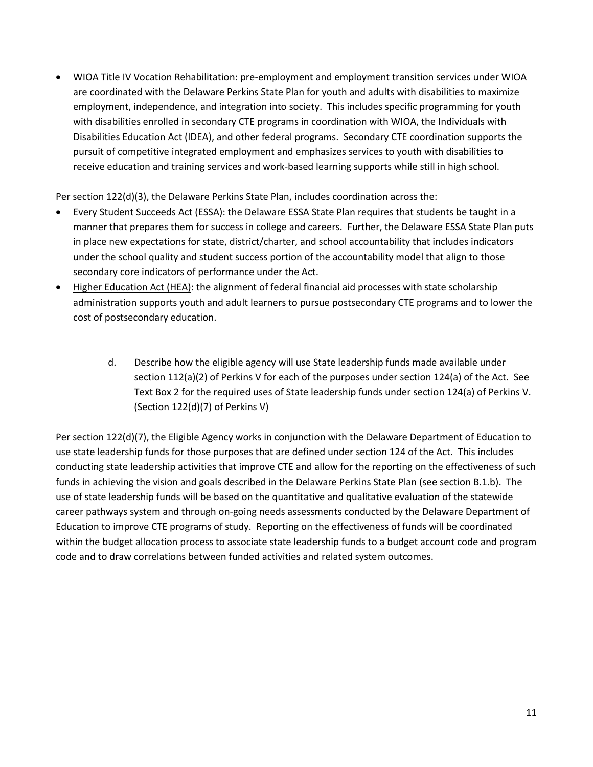- <u>WIOA Title IV Vocation Rehabilitation</u>: pre-employment and employment transition services under WIOA are coordinated with the Delaware Perkins State Plan for youth and adults with disabilities to maximize employment, independence, and integration into society. This includes specific programming for youth with disabilities enrolled in secondary CTE programs in coordination with WIOA, the Individuals with Disabilities Education Act (IDEA), and other federal programs. Secondary CTE coordination supports the pursuit of competitive integrated employment and emphasizes services to youth with disabilities to receive education and training services and work-based learning supports while still in high school.

Per section 122(d)(3), the Delaware Perkins State Plan, includes coordination across the:

- <u>Every Student Succeeds Act (ESSA)</u>: the Delaware ESSA State Plan requires that students be taught in a manner that prepares them for success in college and careers. Further, the Delaware ESSA State Plan puts in place new expectations for state, district/charter, and school accountability that includes indicators under the school quality and student success portion of the accountability model that align to those secondary core indicators of performance under the Act.
- <u>Higher Education Act (HEA)</u>: the alignment of federal financial aid processes with state scholarship administration supports youth and adult learners to pursue postsecondary CTE programs and to lower the cost of postsecondary education.

d. Describe how the eligible agency will use State leadership funds made available under section 112(a)(2) of Perkins V for each of the purposes under section 124(a) of the Act. See Text Box 2 for the required uses of State leadership funds under section 124(a) of Perkins V. (Section 122(d)(7) of Perkins V)

Per section 122(d)(7), the Eligible Agency works in conjunction with the Delaware Department of Education to use state leadership funds for those purposes that are defined under section 124 of the Act. This includes conducting state leadership activities that improve CTE and allow for the reporting on the effectiveness of such funds in achieving the vision and goals described in the Delaware Perkins State Plan (see section B.1.b). The use of state leadership funds will be based on the quantitative and qualitative evaluation of the statewide career pathways system and through on-going needs assessments conducted by the Delaware Department of Education to improve CTE programs of study. Reporting on the effectiveness of funds will be coordinated within the budget allocation process to associate state leadership funds to a budget account code and program code and to draw correlations between funded activities and related system outcomes.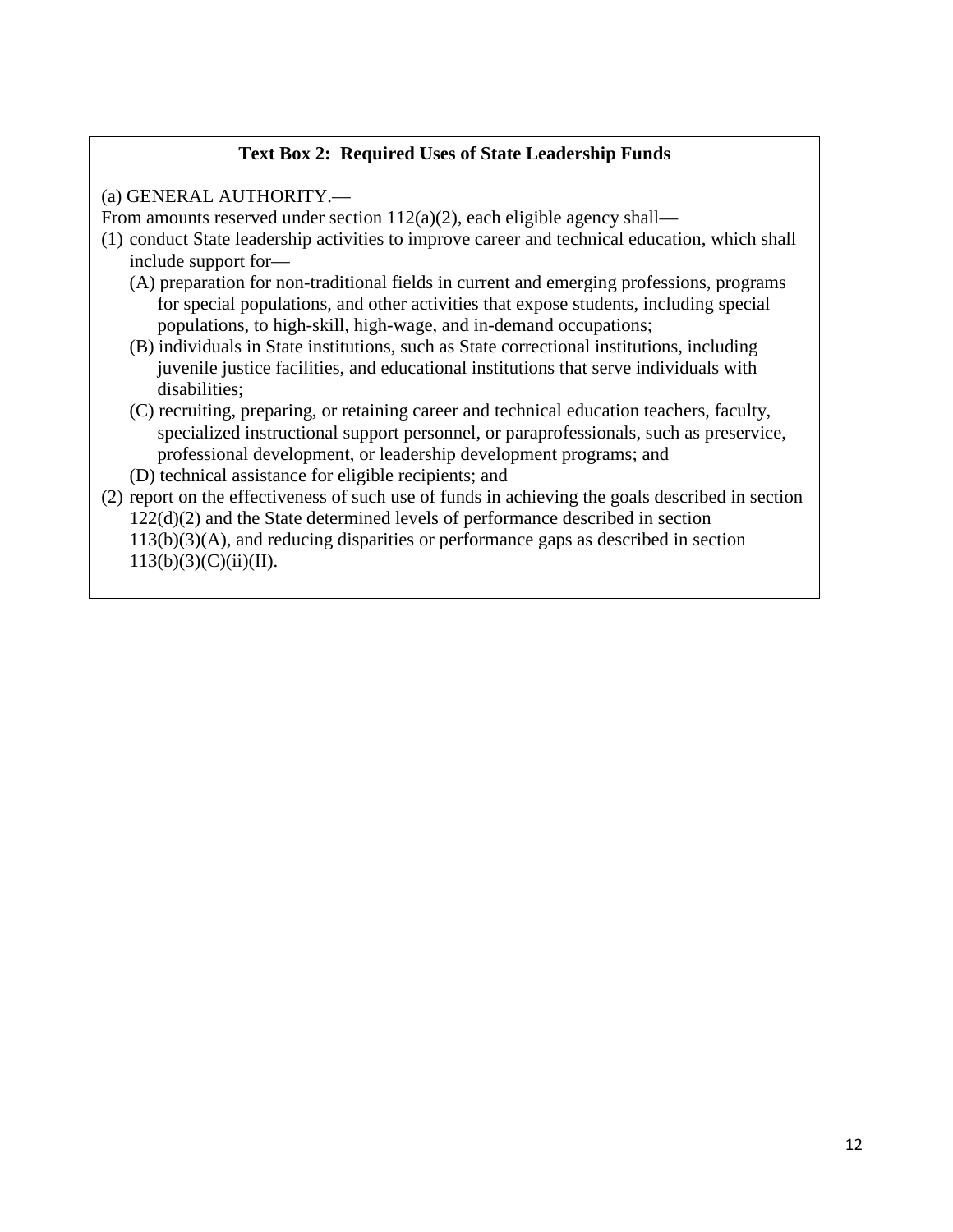**Text Box 2: Required Uses of State Leadership Funds**

(a) GENERAL AUTHORITY.—

From amounts reserved under section 112(a)(2), each eligible agency shall—

(1) conduct State leadership activities to improve career and technical education, which shall include support for—

   (A) preparation for non-traditional fields in current and emerging professions, programs for special populations, and other activities that expose students, including special populations, to high-skill, high-wage, and in-demand occupations;

   (B) individuals in State institutions, such as State correctional institutions, including juvenile justice facilities, and educational institutions that serve individuals with disabilities;

   (C) recruiting, preparing, or retaining career and technical education teachers, faculty, specialized instructional support personnel, or paraprofessionals, such as preservice, professional development, or leadership development programs; and

   (D) technical assistance for eligible recipients; and

(2) report on the effectiveness of such use of funds in achieving the goals described in section 122(d)(2) and the State determined levels of performance described in section 113(b)(3)(A), and reducing disparities or performance gaps as described in section 113(b)(3)(C)(ii)(II).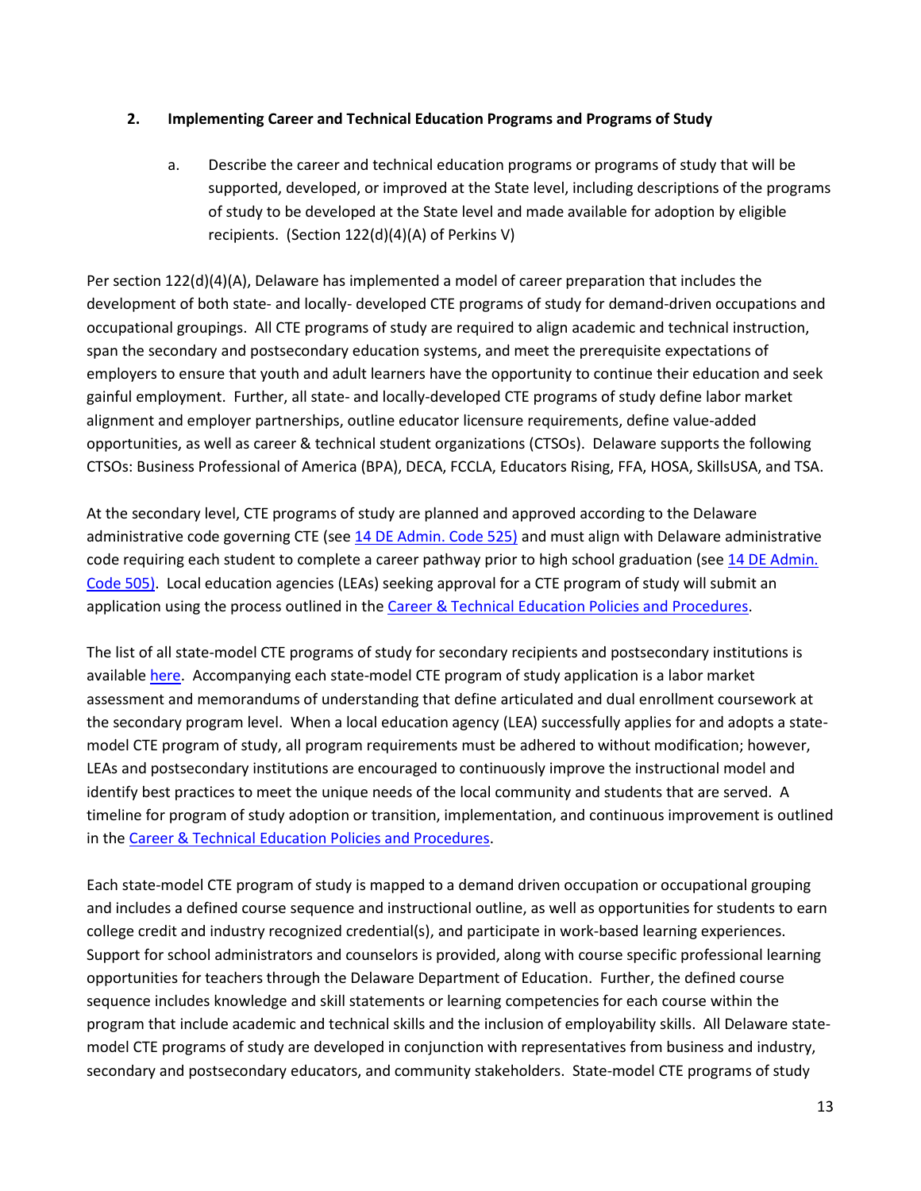**2. Implementing Career and Technical Education Programs and Programs of Study**

a. Describe the career and technical education programs or programs of study that will be supported, developed, or improved at the State level, including descriptions of the programs of study to be developed at the State level and made available for adoption by eligible recipients. (Section 122(d)(4)(A) of Perkins V)

Per section 122(d)(4)(A), Delaware has implemented a model of career preparation that includes the development of both state- and locally- developed CTE programs of study for demand-driven occupations and occupational groupings. All CTE programs of study are required to align academic and technical instruction, span the secondary and postsecondary education systems, and meet the prerequisite expectations of employers to ensure that youth and adult learners have the opportunity to continue their education and seek gainful employment. Further, all state- and locally-developed CTE programs of study define labor market alignment and employer partnerships, outline educator licensure requirements, define value-added opportunities, as well as career & technical student organizations (CTSOs). Delaware supports the following CTSOs: Business Professional of America (BPA), DECA, FCCLA, Educators Rising, FFA, HOSA, SkillsUSA, and TSA.

At the secondary level, CTE programs of study are planned and approved according to the Delaware administrative code governing CTE (see 14 DE Admin. Code 525) and must align with Delaware administrative code requiring each student to complete a career pathway prior to high school graduation (see 14 DE Admin. Code 505). Local education agencies (LEAs) seeking approval for a CTE program of study will submit an application using the process outlined in the Career & Technical Education Policies and Procedures.

The list of all state-model CTE programs of study for secondary recipients and postsecondary institutions is available here. Accompanying each state-model CTE program of study application is a labor market assessment and memorandums of understanding that define articulated and dual enrollment coursework at the secondary program level. When a local education agency (LEA) successfully applies for and adopts a state-model CTE program of study, all program requirements must be adhered to without modification; however, LEAs and postsecondary institutions are encouraged to continuously improve the instructional model and identify best practices to meet the unique needs of the local community and students that are served. A timeline for program of study adoption or transition, implementation, and continuous improvement is outlined in the Career & Technical Education Policies and Procedures.

Each state-model CTE program of study is mapped to a demand driven occupation or occupational grouping and includes a defined course sequence and instructional outline, as well as opportunities for students to earn college credit and industry recognized credential(s), and participate in work-based learning experiences. Support for school administrators and counselors is provided, along with course specific professional learning opportunities for teachers through the Delaware Department of Education. Further, the defined course sequence includes knowledge and skill statements or learning competencies for each course within the program that include academic and technical skills and the inclusion of employability skills. All Delaware state-model CTE programs of study are developed in conjunction with representatives from business and industry, secondary and postsecondary educators, and community stakeholders. State-model CTE programs of study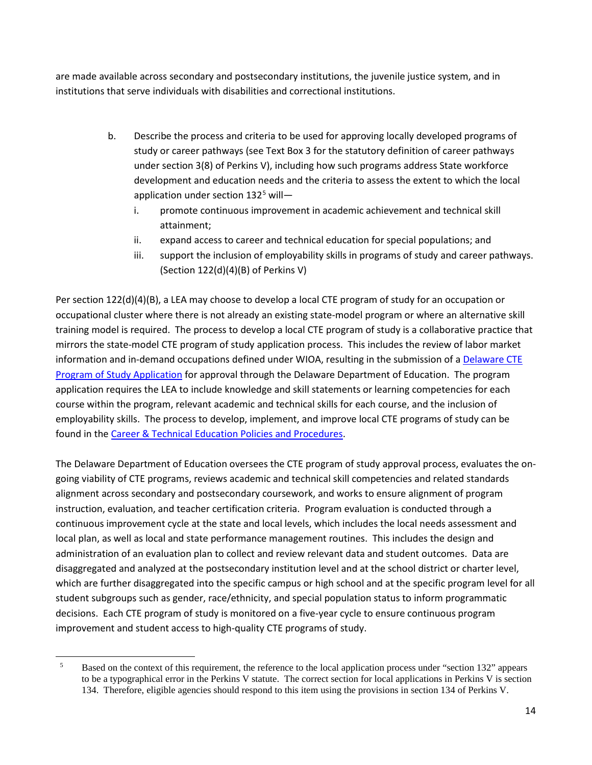are made available across secondary and postsecondary institutions, the juvenile justice system, and in institutions that serve individuals with disabilities and correctional institutions.

b. Describe the process and criteria to be used for approving locally developed programs of study or career pathways (see Text Box 3 for the statutory definition of career pathways under section 3(8) of Perkins V), including how such programs address State workforce development and education needs and the criteria to assess the extent to which the local application under section 132[5] will—
   i. promote continuous improvement in academic achievement and technical skill attainment;
   ii. expand access to career and technical education for special populations; and
   iii. support the inclusion of employability skills in programs of study and career pathways. (Section 122(d)(4)(B) of Perkins V)

Per section 122(d)(4)(B), a LEA may choose to develop a local CTE program of study for an occupation or occupational cluster where there is not already an existing state-model program or where an alternative skill training model is required. The process to develop a local CTE program of study is a collaborative practice that mirrors the state-model CTE program of study application process. This includes the review of labor market information and in-demand occupations defined under WIOA, resulting in the submission of a Delaware CTE Program of Study Application for approval through the Delaware Department of Education. The program application requires the LEA to include knowledge and skill statements or learning competencies for each course within the program, relevant academic and technical skills for each course, and the inclusion of employability skills. The process to develop, implement, and improve local CTE programs of study can be found in the Career & Technical Education Policies and Procedures.

The Delaware Department of Education oversees the CTE program of study approval process, evaluates the on-going viability of CTE programs, reviews academic and technical skill competencies and related standards alignment across secondary and postsecondary coursework, and works to ensure alignment of program instruction, evaluation, and teacher certification criteria. Program evaluation is conducted through a continuous improvement cycle at the state and local levels, which includes the local needs assessment and local plan, as well as local and state performance management routines. This includes the design and administration of an evaluation plan to collect and review relevant data and student outcomes. Data are disaggregated and analyzed at the postsecondary institution level and at the school district or charter level, which are further disaggregated into the specific campus or high school and at the specific program level for all student subgroups such as gender, race/ethnicity, and special population status to inform programmatic decisions. Each CTE program of study is monitored on a five-year cycle to ensure continuous program improvement and student access to high-quality CTE programs of study.

---

[5] Based on the context of this requirement, the reference to the local application process under "section 132" appears to be a typographical error in the Perkins V statute. The correct section for local applications in Perkins V is section 134. Therefore, eligible agencies should respond to this item using the provisions in section 134 of Perkins V.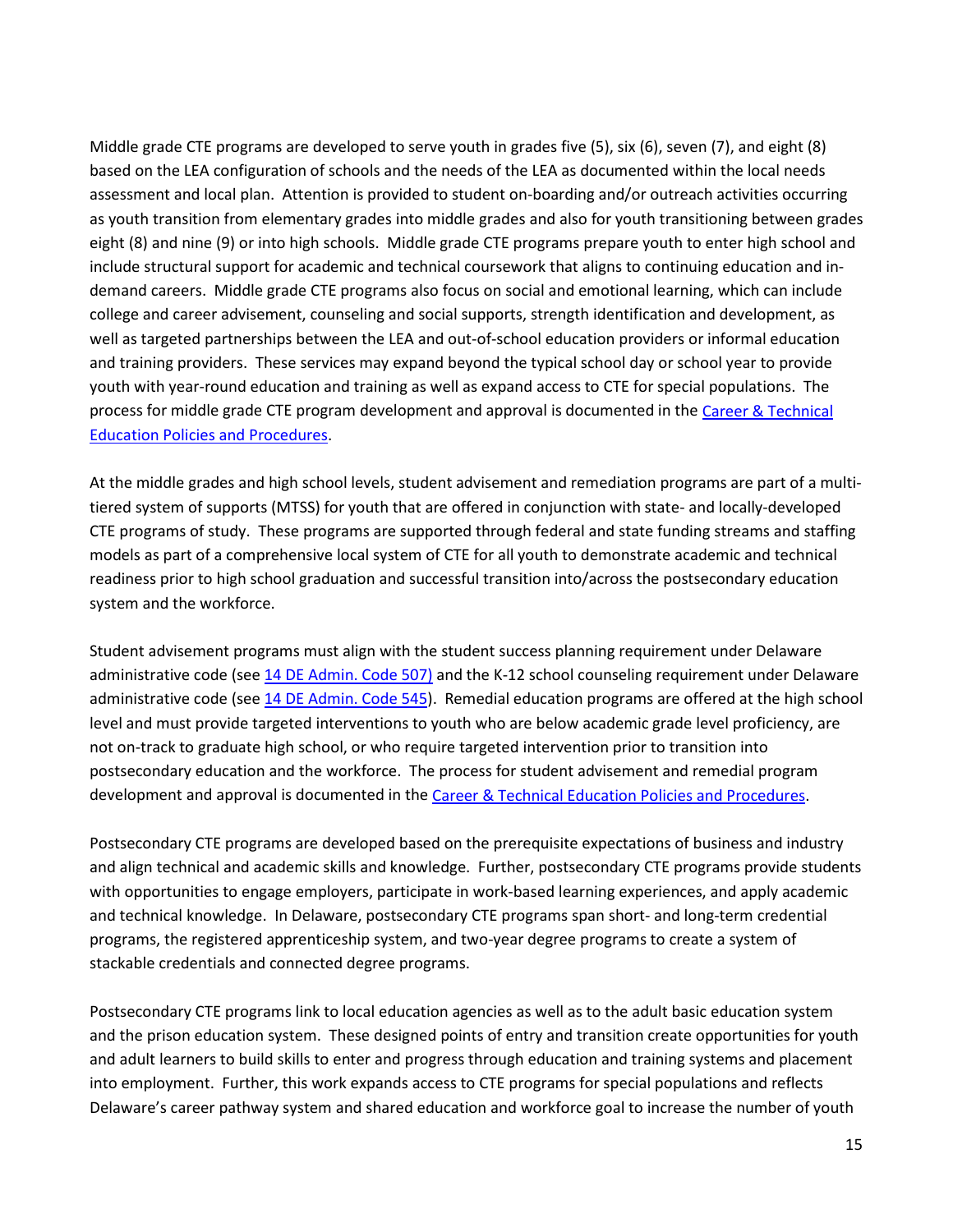Middle grade CTE programs are developed to serve youth in grades five (5), six (6), seven (7), and eight (8) based on the LEA configuration of schools and the needs of the LEA as documented within the local needs assessment and local plan. Attention is provided to student on-boarding and/or outreach activities occurring as youth transition from elementary grades into middle grades and also for youth transitioning between grades eight (8) and nine (9) or into high schools. Middle grade CTE programs prepare youth to enter high school and include structural support for academic and technical coursework that aligns to continuing education and in-demand careers. Middle grade CTE programs also focus on social and emotional learning, which can include college and career advisement, counseling and social supports, strength identification and development, as well as targeted partnerships between the LEA and out-of-school education providers or informal education and training providers. These services may expand beyond the typical school day or school year to provide youth with year-round education and training as well as expand access to CTE for special populations. The process for middle grade CTE program development and approval is documented in the [Career & Technical Education Policies and Procedures](#).

At the middle grades and high school levels, student advisement and remediation programs are part of a multi-tiered system of supports (MTSS) for youth that are offered in conjunction with state- and locally-developed CTE programs of study. These programs are supported through federal and state funding streams and staffing models as part of a comprehensive local system of CTE for all youth to demonstrate academic and technical readiness prior to high school graduation and successful transition into/across the postsecondary education system and the workforce.

Student advisement programs must align with the student success planning requirement under Delaware administrative code (see [14 DE Admin. Code 507)](#) and the K-12 school counseling requirement under Delaware administrative code (see [14 DE Admin. Code 545](#)). Remedial education programs are offered at the high school level and must provide targeted interventions to youth who are below academic grade level proficiency, are not on-track to graduate high school, or who require targeted intervention prior to transition into postsecondary education and the workforce. The process for student advisement and remedial program development and approval is documented in the [Career & Technical Education Policies and Procedures](#).

Postsecondary CTE programs are developed based on the prerequisite expectations of business and industry and align technical and academic skills and knowledge. Further, postsecondary CTE programs provide students with opportunities to engage employers, participate in work-based learning experiences, and apply academic and technical knowledge. In Delaware, postsecondary CTE programs span short- and long-term credential programs, the registered apprenticeship system, and two-year degree programs to create a system of stackable credentials and connected degree programs.

Postsecondary CTE programs link to local education agencies as well as to the adult basic education system and the prison education system. These designed points of entry and transition create opportunities for youth and adult learners to build skills to enter and progress through education and training systems and placement into employment. Further, this work expands access to CTE programs for special populations and reflects Delaware's career pathway system and shared education and workforce goal to increase the number of youth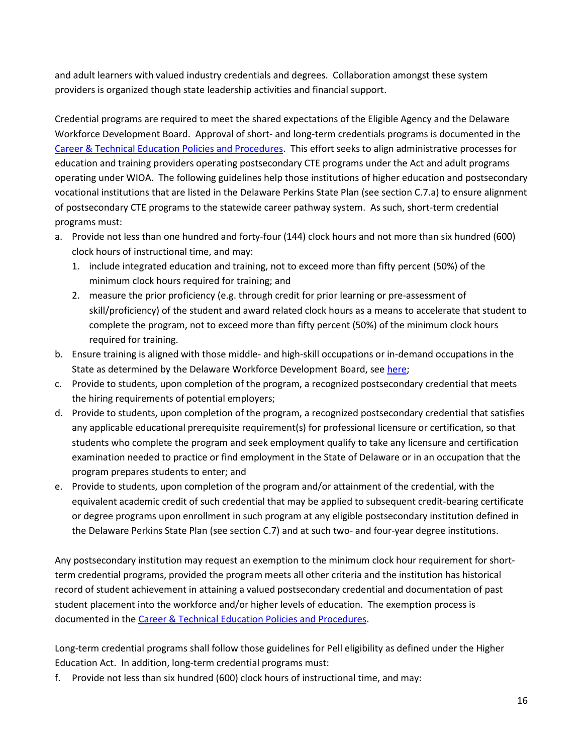and adult learners with valued industry credentials and degrees. Collaboration amongst these system providers is organized though state leadership activities and financial support.

Credential programs are required to meet the shared expectations of the Eligible Agency and the Delaware Workforce Development Board. Approval of short- and long-term credentials programs is documented in the [Career & Technical Education Policies and Procedures](). This effort seeks to align administrative processes for education and training providers operating postsecondary CTE programs under the Act and adult programs operating under WIOA. The following guidelines help those institutions of higher education and postsecondary vocational institutions that are listed in the Delaware Perkins State Plan (see section C.7.a) to ensure alignment of postsecondary CTE programs to the statewide career pathway system. As such, short-term credential programs must:

a. Provide not less than one hundred and forty-four (144) clock hours and not more than six hundred (600) clock hours of instructional time, and may:
   1. include integrated education and training, not to exceed more than fifty percent (50%) of the minimum clock hours required for training; and
   2. measure the prior proficiency (e.g. through credit for prior learning or pre-assessment of skill/proficiency) of the student and award related clock hours as a means to accelerate that student to complete the program, not to exceed more than fifty percent (50%) of the minimum clock hours required for training.
b. Ensure training is aligned with those middle- and high-skill occupations or in-demand occupations in the State as determined by the Delaware Workforce Development Board, see [here]();
c. Provide to students, upon completion of the program, a recognized postsecondary credential that meets the hiring requirements of potential employers;
d. Provide to students, upon completion of the program, a recognized postsecondary credential that satisfies any applicable educational prerequisite requirement(s) for professional licensure or certification, so that students who complete the program and seek employment qualify to take any licensure and certification examination needed to practice or find employment in the State of Delaware or in an occupation that the program prepares students to enter; and
e. Provide to students, upon completion of the program and/or attainment of the credential, with the equivalent academic credit of such credential that may be applied to subsequent credit-bearing certificate or degree programs upon enrollment in such program at any eligible postsecondary institution defined in the Delaware Perkins State Plan (see section C.7) and at such two- and four-year degree institutions.

Any postsecondary institution may request an exemption to the minimum clock hour requirement for short-term credential programs, provided the program meets all other criteria and the institution has historical record of student achievement in attaining a valued postsecondary credential and documentation of past student placement into the workforce and/or higher levels of education. The exemption process is documented in the [Career & Technical Education Policies and Procedures]().

Long-term credential programs shall follow those guidelines for Pell eligibility as defined under the Higher Education Act. In addition, long-term credential programs must:

f. Provide not less than six hundred (600) clock hours of instructional time, and may: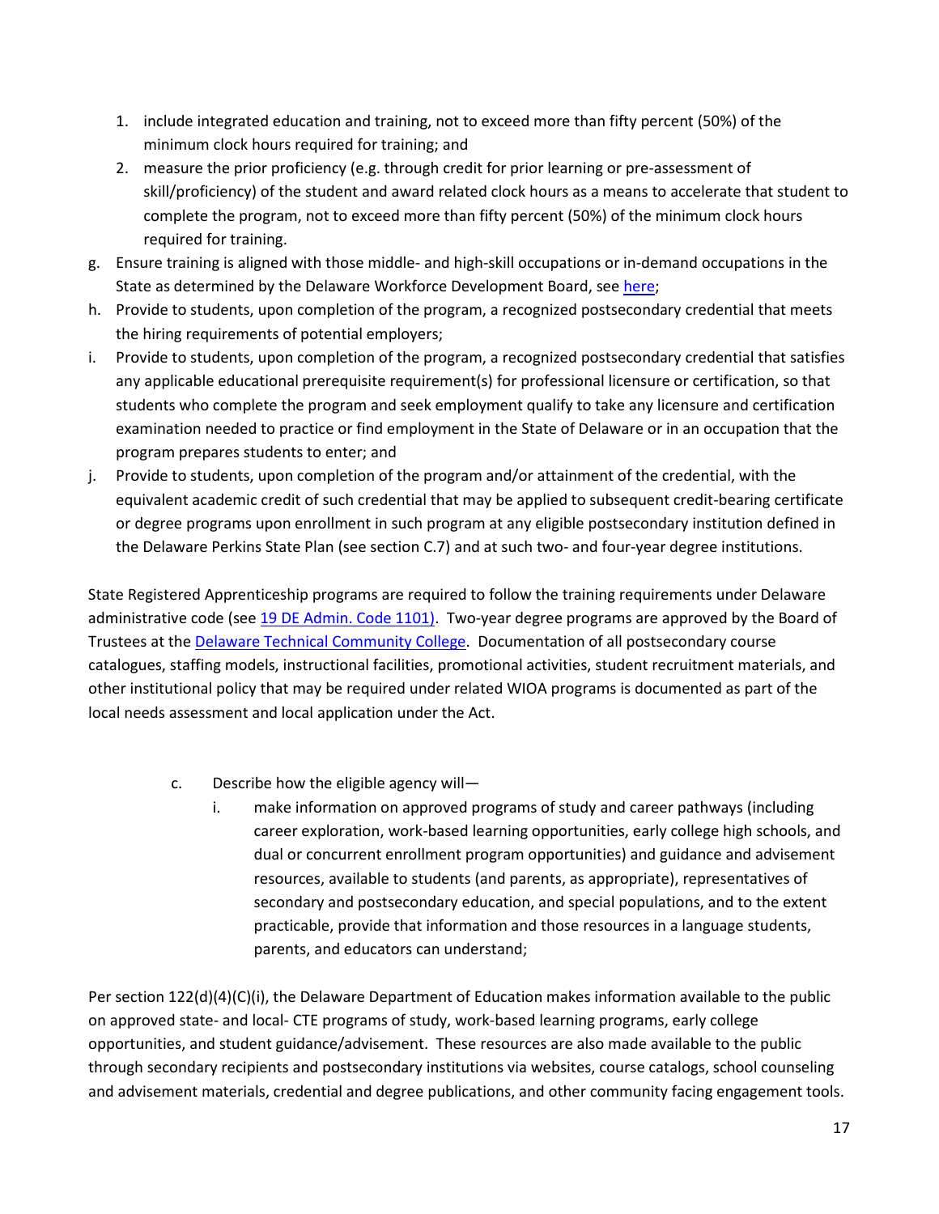1. include integrated education and training, not to exceed more than fifty percent (50%) of the minimum clock hours required for training; and
2. measure the prior proficiency (e.g. through credit for prior learning or pre-assessment of skill/proficiency) of the student and award related clock hours as a means to accelerate that student to complete the program, not to exceed more than fifty percent (50%) of the minimum clock hours required for training.

g. Ensure training is aligned with those middle- and high-skill occupations or in-demand occupations in the State as determined by the Delaware Workforce Development Board, see [here](#);

h. Provide to students, upon completion of the program, a recognized postsecondary credential that meets the hiring requirements of potential employers;

i. Provide to students, upon completion of the program, a recognized postsecondary credential that satisfies any applicable educational prerequisite requirement(s) for professional licensure or certification, so that students who complete the program and seek employment qualify to take any licensure and certification examination needed to practice or find employment in the State of Delaware or in an occupation that the program prepares students to enter; and

j. Provide to students, upon completion of the program and/or attainment of the credential, with the equivalent academic credit of such credential that may be applied to subsequent credit-bearing certificate or degree programs upon enrollment in such program at any eligible postsecondary institution defined in the Delaware Perkins State Plan (see section C.7) and at such two- and four-year degree institutions.

State Registered Apprenticeship programs are required to follow the training requirements under Delaware administrative code (see [19 DE Admin. Code 1101)](#). Two-year degree programs are approved by the Board of Trustees at the [Delaware Technical Community College](#). Documentation of all postsecondary course catalogues, staffing models, instructional facilities, promotional activities, student recruitment materials, and other institutional policy that may be required under related WIOA programs is documented as part of the local needs assessment and local application under the Act.

c. Describe how the eligible agency will—

i. make information on approved programs of study and career pathways (including career exploration, work-based learning opportunities, early college high schools, and dual or concurrent enrollment program opportunities) and guidance and advisement resources, available to students (and parents, as appropriate), representatives of secondary and postsecondary education, and special populations, and to the extent practicable, provide that information and those resources in a language students, parents, and educators can understand;

Per section 122(d)(4)(C)(i), the Delaware Department of Education makes information available to the public on approved state- and local- CTE programs of study, work-based learning programs, early college opportunities, and student guidance/advisement. These resources are also made available to the public through secondary recipients and postsecondary institutions via websites, course catalogs, school counseling and advisement materials, credential and degree publications, and other community facing engagement tools.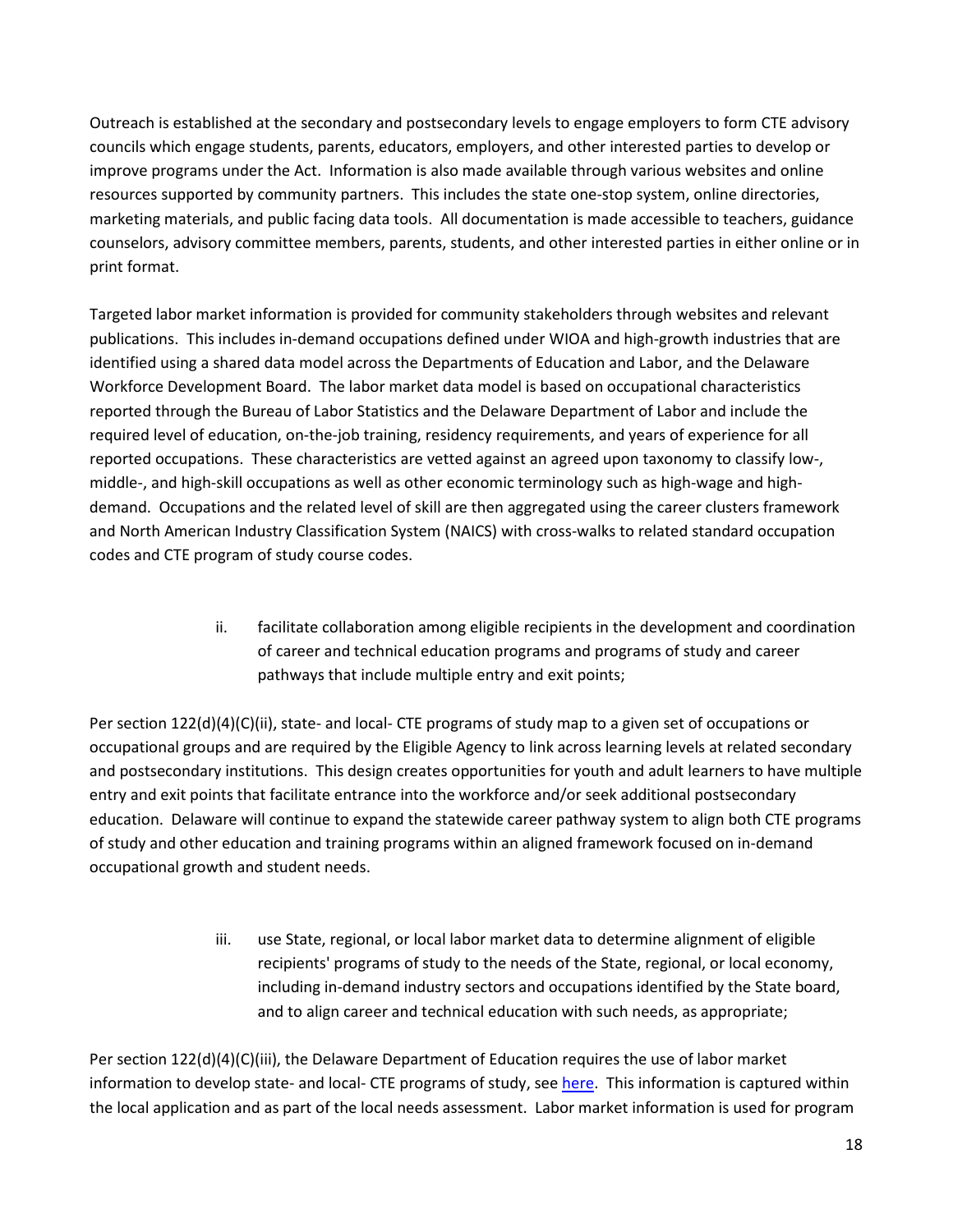Outreach is established at the secondary and postsecondary levels to engage employers to form CTE advisory councils which engage students, parents, educators, employers, and other interested parties to develop or improve programs under the Act. Information is also made available through various websites and online resources supported by community partners. This includes the state one-stop system, online directories, marketing materials, and public facing data tools. All documentation is made accessible to teachers, guidance counselors, advisory committee members, parents, students, and other interested parties in either online or in print format.

Targeted labor market information is provided for community stakeholders through websites and relevant publications. This includes in-demand occupations defined under WIOA and high-growth industries that are identified using a shared data model across the Departments of Education and Labor, and the Delaware Workforce Development Board. The labor market data model is based on occupational characteristics reported through the Bureau of Labor Statistics and the Delaware Department of Labor and include the required level of education, on-the-job training, residency requirements, and years of experience for all reported occupations. These characteristics are vetted against an agreed upon taxonomy to classify low-, middle-, and high-skill occupations as well as other economic terminology such as high-wage and high-demand. Occupations and the related level of skill are then aggregated using the career clusters framework and North American Industry Classification System (NAICS) with cross-walks to related standard occupation codes and CTE program of study course codes.

ii. facilitate collaboration among eligible recipients in the development and coordination of career and technical education programs and programs of study and career pathways that include multiple entry and exit points;

Per section 122(d)(4)(C)(ii), state- and local- CTE programs of study map to a given set of occupations or occupational groups and are required by the Eligible Agency to link across learning levels at related secondary and postsecondary institutions. This design creates opportunities for youth and adult learners to have multiple entry and exit points that facilitate entrance into the workforce and/or seek additional postsecondary education. Delaware will continue to expand the statewide career pathway system to align both CTE programs of study and other education and training programs within an aligned framework focused on in-demand occupational growth and student needs.

iii. use State, regional, or local labor market data to determine alignment of eligible recipients' programs of study to the needs of the State, regional, or local economy, including in-demand industry sectors and occupations identified by the State board, and to align career and technical education with such needs, as appropriate;

Per section 122(d)(4)(C)(iii), the Delaware Department of Education requires the use of labor market information to develop state- and local- CTE programs of study, see here. This information is captured within the local application and as part of the local needs assessment. Labor market information is used for program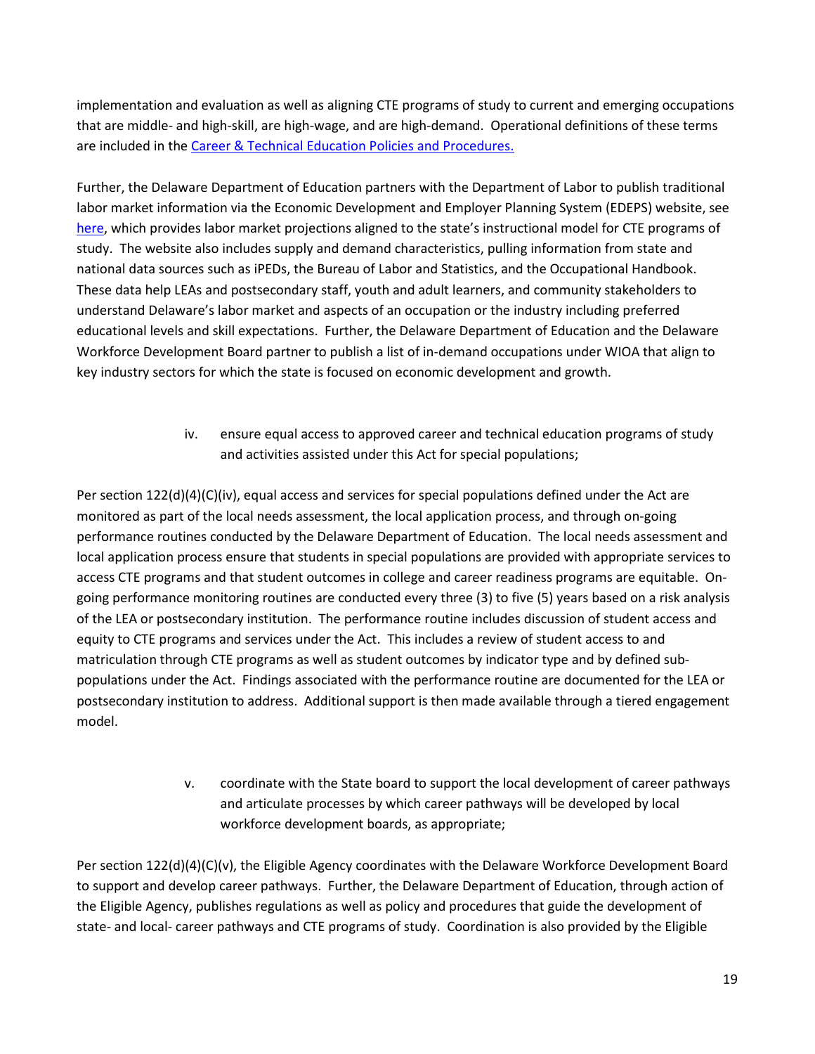implementation and evaluation as well as aligning CTE programs of study to current and emerging occupations that are middle- and high-skill, are high-wage, and are high-demand. Operational definitions of these terms are included in the [Career & Technical Education Policies and Procedures.]()

Further, the Delaware Department of Education partners with the Department of Labor to publish traditional labor market information via the Economic Development and Employer Planning System (EDEPS) website, see [here](), which provides labor market projections aligned to the state's instructional model for CTE programs of study. The website also includes supply and demand characteristics, pulling information from state and national data sources such as iPEDs, the Bureau of Labor and Statistics, and the Occupational Handbook. These data help LEAs and postsecondary staff, youth and adult learners, and community stakeholders to understand Delaware's labor market and aspects of an occupation or the industry including preferred educational levels and skill expectations. Further, the Delaware Department of Education and the Delaware Workforce Development Board partner to publish a list of in-demand occupations under WIOA that align to key industry sectors for which the state is focused on economic development and growth.

iv. ensure equal access to approved career and technical education programs of study and activities assisted under this Act for special populations;

Per section 122(d)(4)(C)(iv), equal access and services for special populations defined under the Act are monitored as part of the local needs assessment, the local application process, and through on-going performance routines conducted by the Delaware Department of Education. The local needs assessment and local application process ensure that students in special populations are provided with appropriate services to access CTE programs and that student outcomes in college and career readiness programs are equitable. On-going performance monitoring routines are conducted every three (3) to five (5) years based on a risk analysis of the LEA or postsecondary institution. The performance routine includes discussion of student access and equity to CTE programs and services under the Act. This includes a review of student access to and matriculation through CTE programs as well as student outcomes by indicator type and by defined sub-populations under the Act. Findings associated with the performance routine are documented for the LEA or postsecondary institution to address. Additional support is then made available through a tiered engagement model.

v. coordinate with the State board to support the local development of career pathways and articulate processes by which career pathways will be developed by local workforce development boards, as appropriate;

Per section 122(d)(4)(C)(v), the Eligible Agency coordinates with the Delaware Workforce Development Board to support and develop career pathways. Further, the Delaware Department of Education, through action of the Eligible Agency, publishes regulations as well as policy and procedures that guide the development of state- and local- career pathways and CTE programs of study. Coordination is also provided by the Eligible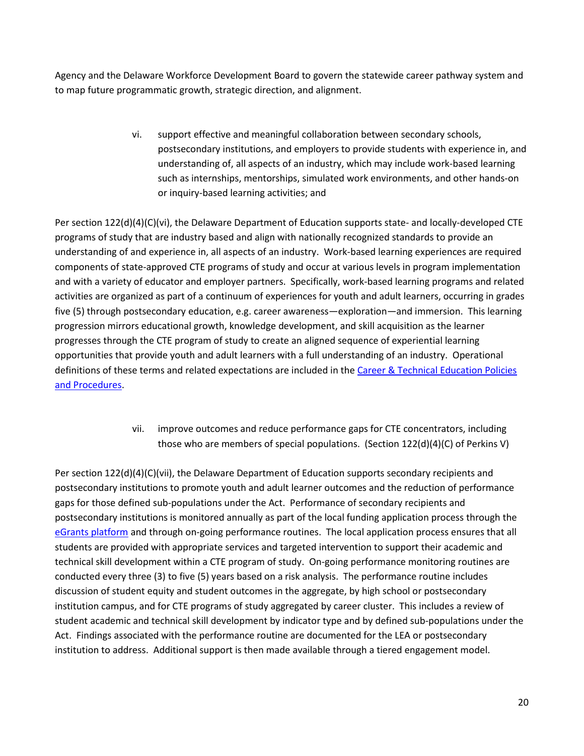Agency and the Delaware Workforce Development Board to govern the statewide career pathway system and to map future programmatic growth, strategic direction, and alignment.

> vi. support effective and meaningful collaboration between secondary schools, postsecondary institutions, and employers to provide students with experience in, and understanding of, all aspects of an industry, which may include work-based learning such as internships, mentorships, simulated work environments, and other hands-on or inquiry-based learning activities; and

Per section 122(d)(4)(C)(vi), the Delaware Department of Education supports state- and locally-developed CTE programs of study that are industry based and align with nationally recognized standards to provide an understanding of and experience in, all aspects of an industry. Work-based learning experiences are required components of state-approved CTE programs of study and occur at various levels in program implementation and with a variety of educator and employer partners. Specifically, work-based learning programs and related activities are organized as part of a continuum of experiences for youth and adult learners, occurring in grades five (5) through postsecondary education, e.g. career awareness—exploration—and immersion. This learning progression mirrors educational growth, knowledge development, and skill acquisition as the learner progresses through the CTE program of study to create an aligned sequence of experiential learning opportunities that provide youth and adult learners with a full understanding of an industry. Operational definitions of these terms and related expectations are included in the Career & Technical Education Policies and Procedures.

> vii. improve outcomes and reduce performance gaps for CTE concentrators, including those who are members of special populations. (Section 122(d)(4)(C) of Perkins V)

Per section 122(d)(4)(C)(vii), the Delaware Department of Education supports secondary recipients and postsecondary institutions to promote youth and adult learner outcomes and the reduction of performance gaps for those defined sub-populations under the Act. Performance of secondary recipients and postsecondary institutions is monitored annually as part of the local funding application process through the eGrants platform and through on-going performance routines. The local application process ensures that all students are provided with appropriate services and targeted intervention to support their academic and technical skill development within a CTE program of study. On-going performance monitoring routines are conducted every three (3) to five (5) years based on a risk analysis. The performance routine includes discussion of student equity and student outcomes in the aggregate, by high school or postsecondary institution campus, and for CTE programs of study aggregated by career cluster. This includes a review of student academic and technical skill development by indicator type and by defined sub-populations under the Act. Findings associated with the performance routine are documented for the LEA or postsecondary institution to address. Additional support is then made available through a tiered engagement model.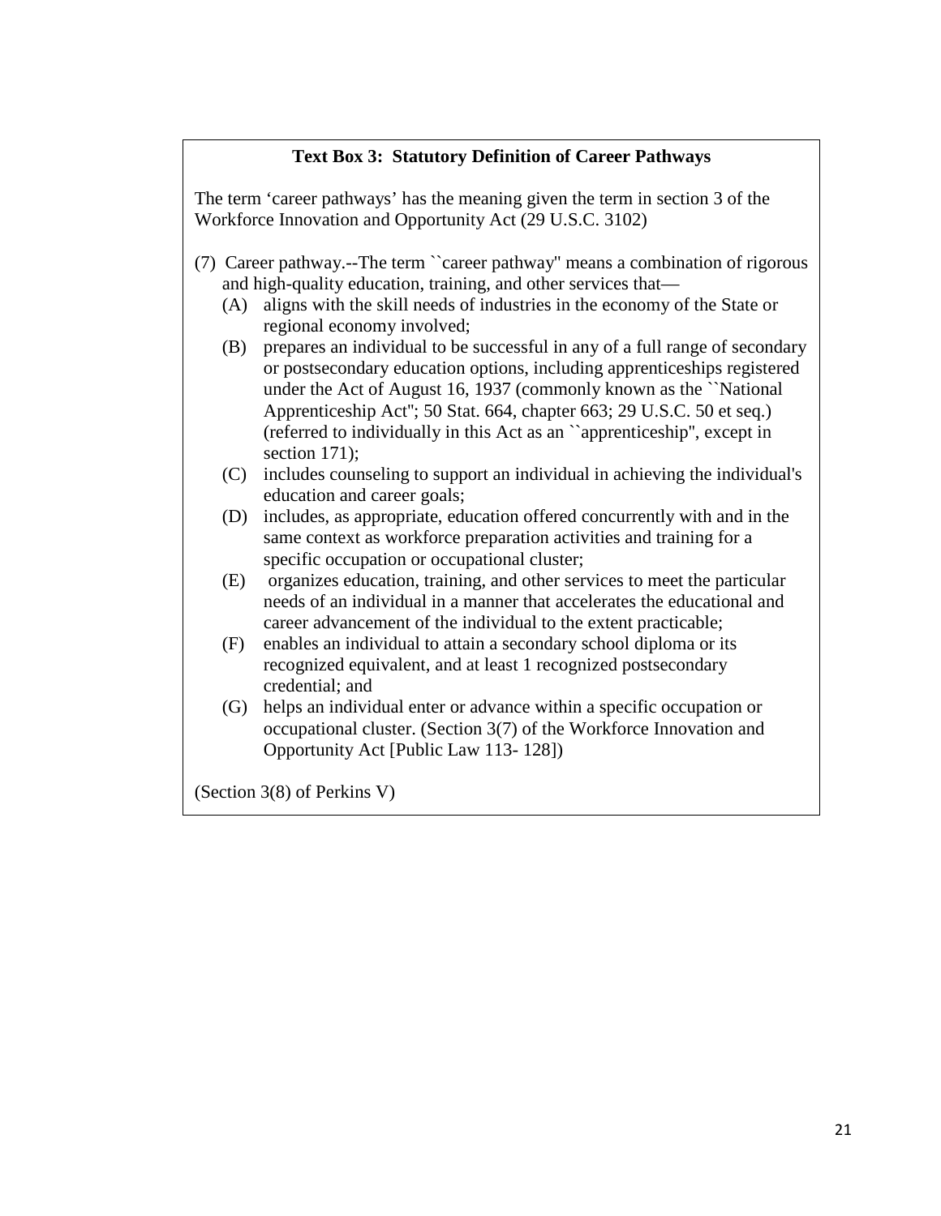**Text Box 3: Statutory Definition of Career Pathways**

The term 'career pathways' has the meaning given the term in section 3 of the Workforce Innovation and Opportunity Act (29 U.S.C. 3102)

(7) Career pathway.--The term ``career pathway'' means a combination of rigorous and high-quality education, training, and other services that—

- (A) aligns with the skill needs of industries in the economy of the State or regional economy involved;
- (B) prepares an individual to be successful in any of a full range of secondary or postsecondary education options, including apprenticeships registered under the Act of August 16, 1937 (commonly known as the ``National Apprenticeship Act''; 50 Stat. 664, chapter 663; 29 U.S.C. 50 et seq.) (referred to individually in this Act as an ``apprenticeship'', except in section 171);
- (C) includes counseling to support an individual in achieving the individual's education and career goals;
- (D) includes, as appropriate, education offered concurrently with and in the same context as workforce preparation activities and training for a specific occupation or occupational cluster;
- (E) organizes education, training, and other services to meet the particular needs of an individual in a manner that accelerates the educational and career advancement of the individual to the extent practicable;
- (F) enables an individual to attain a secondary school diploma or its recognized equivalent, and at least 1 recognized postsecondary credential; and
- (G) helps an individual enter or advance within a specific occupation or occupational cluster. (Section 3(7) of the Workforce Innovation and Opportunity Act [Public Law 113- 128])

(Section 3(8) of Perkins V)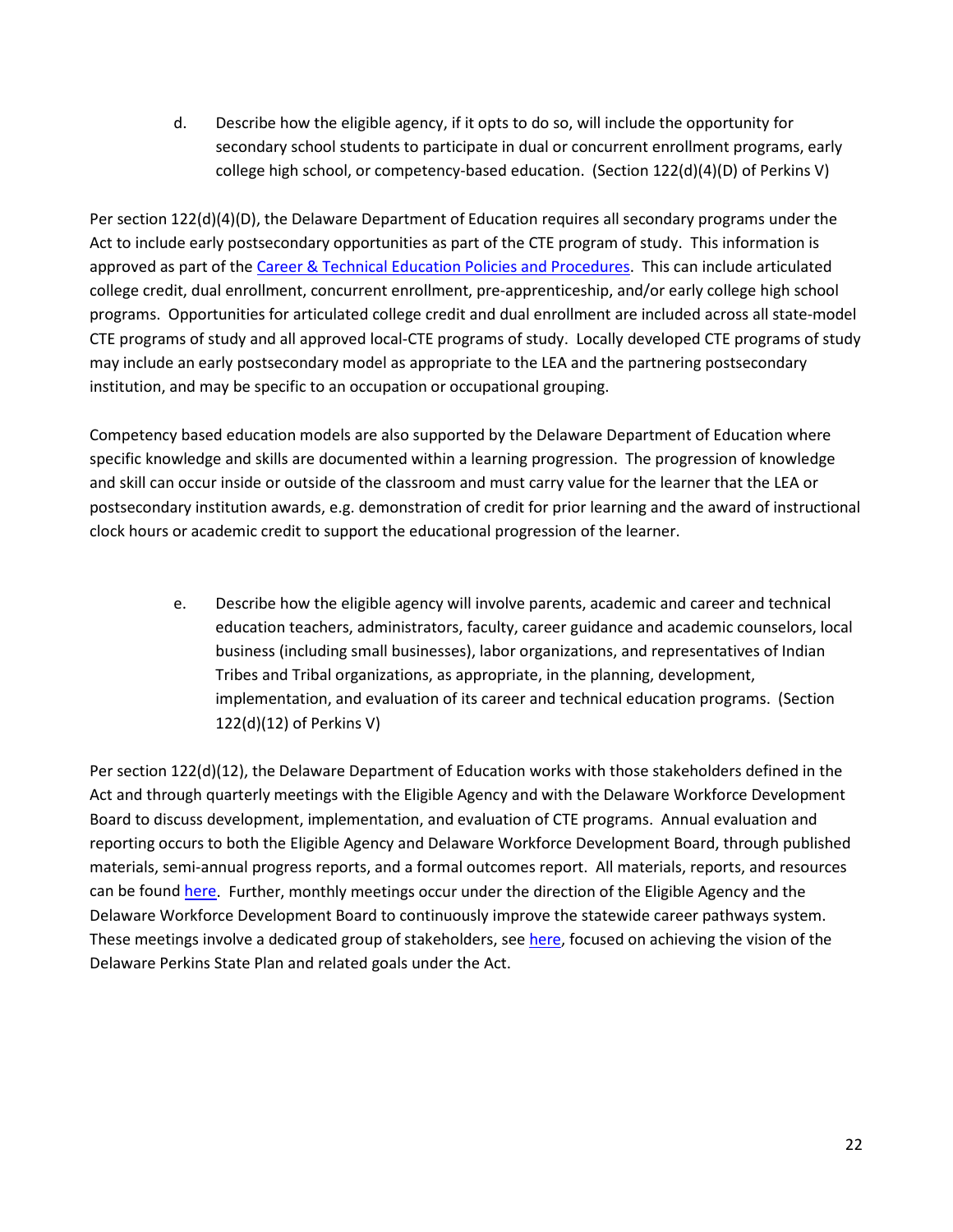d. Describe how the eligible agency, if it opts to do so, will include the opportunity for secondary school students to participate in dual or concurrent enrollment programs, early college high school, or competency-based education. (Section 122(d)(4)(D) of Perkins V)

Per section 122(d)(4)(D), the Delaware Department of Education requires all secondary programs under the Act to include early postsecondary opportunities as part of the CTE program of study. This information is approved as part of the Career & Technical Education Policies and Procedures. This can include articulated college credit, dual enrollment, concurrent enrollment, pre-apprenticeship, and/or early college high school programs. Opportunities for articulated college credit and dual enrollment are included across all state-model CTE programs of study and all approved local-CTE programs of study. Locally developed CTE programs of study may include an early postsecondary model as appropriate to the LEA and the partnering postsecondary institution, and may be specific to an occupation or occupational grouping.

Competency based education models are also supported by the Delaware Department of Education where specific knowledge and skills are documented within a learning progression. The progression of knowledge and skill can occur inside or outside of the classroom and must carry value for the learner that the LEA or postsecondary institution awards, e.g. demonstration of credit for prior learning and the award of instructional clock hours or academic credit to support the educational progression of the learner.

e. Describe how the eligible agency will involve parents, academic and career and technical education teachers, administrators, faculty, career guidance and academic counselors, local business (including small businesses), labor organizations, and representatives of Indian Tribes and Tribal organizations, as appropriate, in the planning, development, implementation, and evaluation of its career and technical education programs. (Section 122(d)(12) of Perkins V)

Per section 122(d)(12), the Delaware Department of Education works with those stakeholders defined in the Act and through quarterly meetings with the Eligible Agency and with the Delaware Workforce Development Board to discuss development, implementation, and evaluation of CTE programs. Annual evaluation and reporting occurs to both the Eligible Agency and Delaware Workforce Development Board, through published materials, semi-annual progress reports, and a formal outcomes report. All materials, reports, and resources can be found here. Further, monthly meetings occur under the direction of the Eligible Agency and the Delaware Workforce Development Board to continuously improve the statewide career pathways system. These meetings involve a dedicated group of stakeholders, see here, focused on achieving the vision of the Delaware Perkins State Plan and related goals under the Act.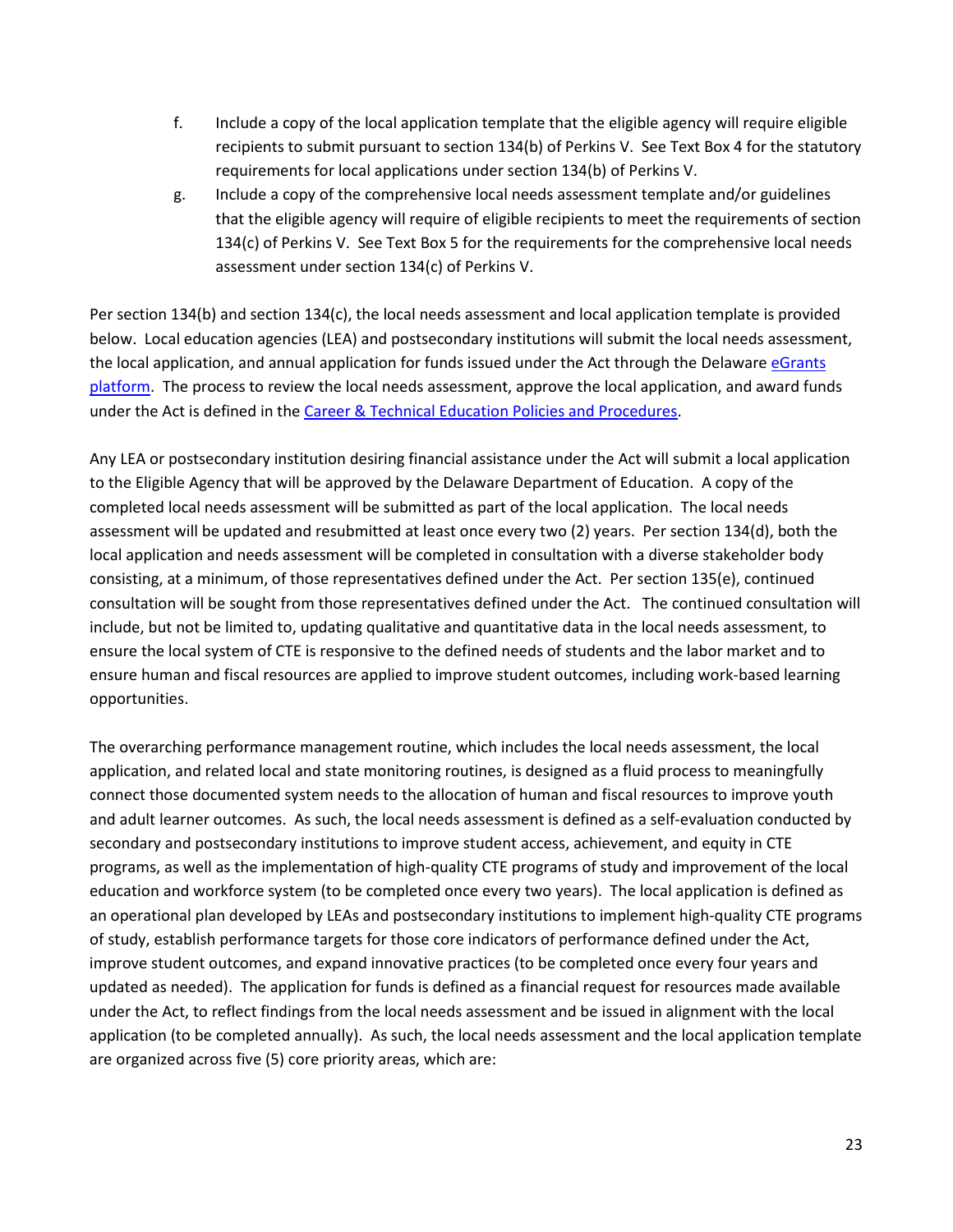f. Include a copy of the local application template that the eligible agency will require eligible recipients to submit pursuant to section 134(b) of Perkins V. See Text Box 4 for the statutory requirements for local applications under section 134(b) of Perkins V.

g. Include a copy of the comprehensive local needs assessment template and/or guidelines that the eligible agency will require of eligible recipients to meet the requirements of section 134(c) of Perkins V. See Text Box 5 for the requirements for the comprehensive local needs assessment under section 134(c) of Perkins V.

Per section 134(b) and section 134(c), the local needs assessment and local application template is provided below. Local education agencies (LEA) and postsecondary institutions will submit the local needs assessment, the local application, and annual application for funds issued under the Act through the Delaware eGrants platform. The process to review the local needs assessment, approve the local application, and award funds under the Act is defined in the Career & Technical Education Policies and Procedures.

Any LEA or postsecondary institution desiring financial assistance under the Act will submit a local application to the Eligible Agency that will be approved by the Delaware Department of Education. A copy of the completed local needs assessment will be submitted as part of the local application. The local needs assessment will be updated and resubmitted at least once every two (2) years. Per section 134(d), both the local application and needs assessment will be completed in consultation with a diverse stakeholder body consisting, at a minimum, of those representatives defined under the Act. Per section 135(e), continued consultation will be sought from those representatives defined under the Act. The continued consultation will include, but not be limited to, updating qualitative and quantitative data in the local needs assessment, to ensure the local system of CTE is responsive to the defined needs of students and the labor market and to ensure human and fiscal resources are applied to improve student outcomes, including work-based learning opportunities.

The overarching performance management routine, which includes the local needs assessment, the local application, and related local and state monitoring routines, is designed as a fluid process to meaningfully connect those documented system needs to the allocation of human and fiscal resources to improve youth and adult learner outcomes. As such, the local needs assessment is defined as a self-evaluation conducted by secondary and postsecondary institutions to improve student access, achievement, and equity in CTE programs, as well as the implementation of high-quality CTE programs of study and improvement of the local education and workforce system (to be completed once every two years). The local application is defined as an operational plan developed by LEAs and postsecondary institutions to implement high-quality CTE programs of study, establish performance targets for those core indicators of performance defined under the Act, improve student outcomes, and expand innovative practices (to be completed once every four years and updated as needed). The application for funds is defined as a financial request for resources made available under the Act, to reflect findings from the local needs assessment and be issued in alignment with the local application (to be completed annually). As such, the local needs assessment and the local application template are organized across five (5) core priority areas, which are: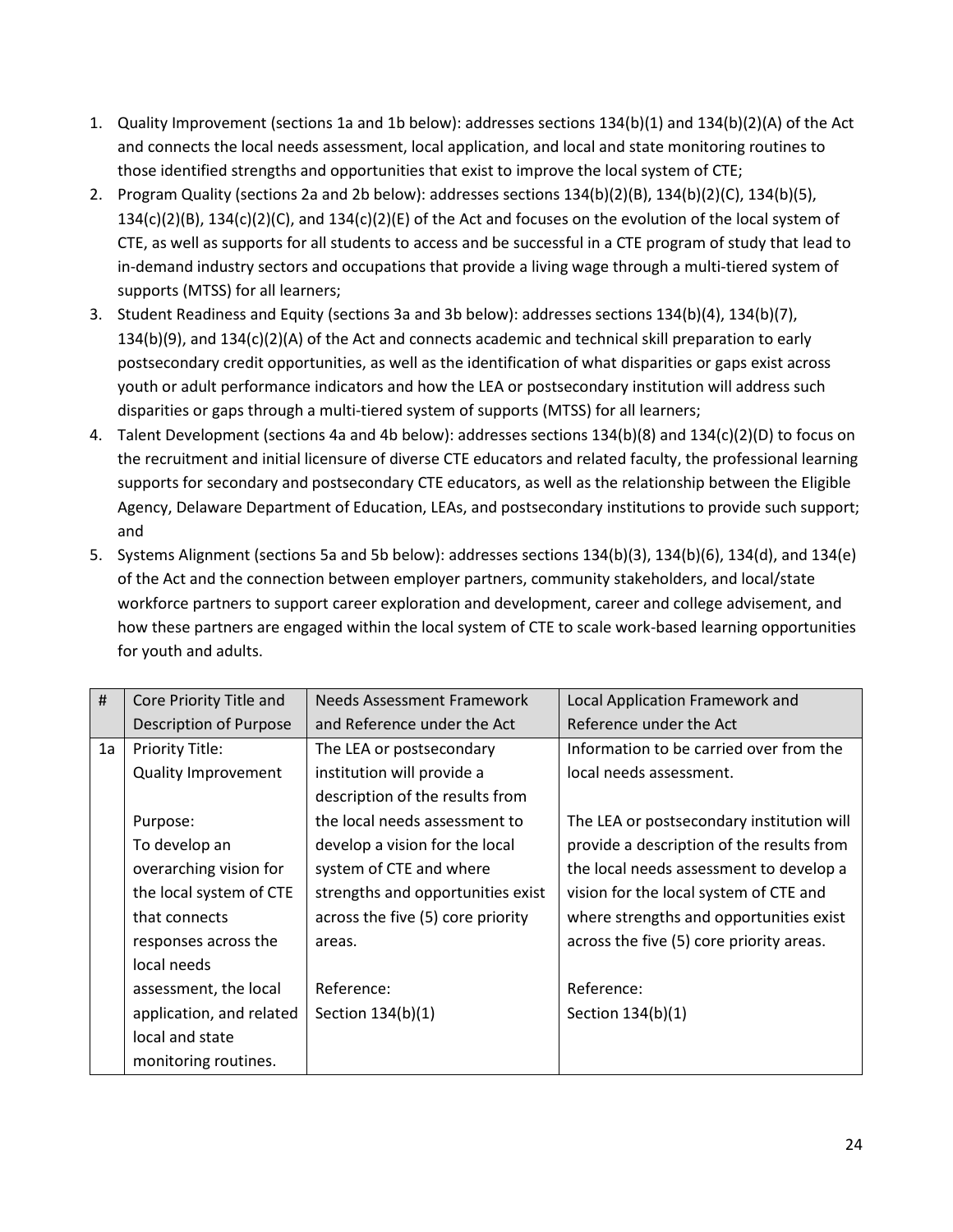1. Quality Improvement (sections 1a and 1b below): addresses sections 134(b)(1) and 134(b)(2)(A) of the Act and connects the local needs assessment, local application, and local and state monitoring routines to those identified strengths and opportunities that exist to improve the local system of CTE;
2. Program Quality (sections 2a and 2b below): addresses sections 134(b)(2)(B), 134(b)(2)(C), 134(b)(5), 134(c)(2)(B), 134(c)(2)(C), and 134(c)(2)(E) of the Act and focuses on the evolution of the local system of CTE, as well as supports for all students to access and be successful in a CTE program of study that lead to in-demand industry sectors and occupations that provide a living wage through a multi-tiered system of supports (MTSS) for all learners;
3. Student Readiness and Equity (sections 3a and 3b below): addresses sections 134(b)(4), 134(b)(7), 134(b)(9), and 134(c)(2)(A) of the Act and connects academic and technical skill preparation to early postsecondary credit opportunities, as well as the identification of what disparities or gaps exist across youth or adult performance indicators and how the LEA or postsecondary institution will address such disparities or gaps through a multi-tiered system of supports (MTSS) for all learners;
4. Talent Development (sections 4a and 4b below): addresses sections 134(b)(8) and 134(c)(2)(D) to focus on the recruitment and initial licensure of diverse CTE educators and related faculty, the professional learning supports for secondary and postsecondary CTE educators, as well as the relationship between the Eligible Agency, Delaware Department of Education, LEAs, and postsecondary institutions to provide such support; and
5. Systems Alignment (sections 5a and 5b below): addresses sections 134(b)(3), 134(b)(6), 134(d), and 134(e) of the Act and the connection between employer partners, community stakeholders, and local/state workforce partners to support career exploration and development, career and college advisement, and how these partners are engaged within the local system of CTE to scale work-based learning opportunities for youth and adults.

| # | Core Priority Title and Description of Purpose | Needs Assessment Framework and Reference under the Act | Local Application Framework and Reference under the Act |
|---|---|---|---|
| 1a | Priority Title: Quality Improvement<br><br>Purpose: To develop an overarching vision for the local system of CTE that connects responses across the local needs assessment, the local application, and related local and state monitoring routines. | The LEA or postsecondary institution will provide a description of the results from the local needs assessment to develop a vision for the local system of CTE and where strengths and opportunities exist across the five (5) core priority areas.<br><br>Reference: Section 134(b)(1) | Information to be carried over from the local needs assessment.<br><br>The LEA or postsecondary institution will provide a description of the results from the local needs assessment to develop a vision for the local system of CTE and where strengths and opportunities exist across the five (5) core priority areas.<br><br>Reference: Section 134(b)(1) |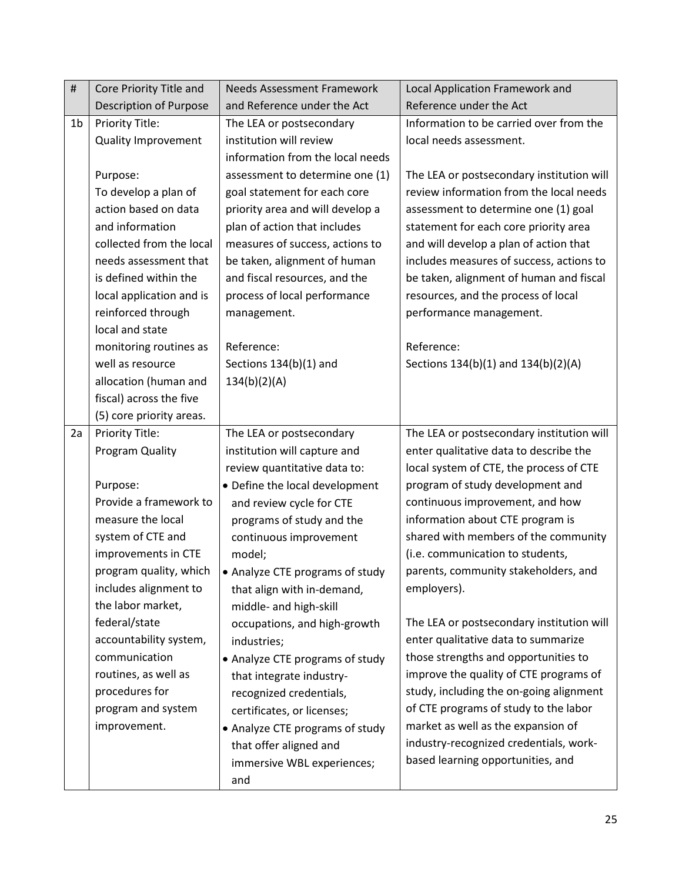| # | Core Priority Title and Description of Purpose | Needs Assessment Framework and Reference under the Act | Local Application Framework and Reference under the Act |
|---|---|---|---|
| 1b | Priority Title:<br>Quality Improvement<br><br>Purpose:<br>To develop a plan of action based on data and information collected from the local needs assessment that is defined within the local application and is reinforced through local and state monitoring routines as well as resource allocation (human and fiscal) across the five (5) core priority areas. | The LEA or postsecondary institution will review information from the local needs assessment to determine one (1) goal statement for each core priority area and will develop a plan of action that includes measures of success, actions to be taken, alignment of human and fiscal resources, and the process of local performance management.<br><br>Reference:<br>Sections 134(b)(1) and 134(b)(2)(A) | Information to be carried over from the local needs assessment.<br><br>The LEA or postsecondary institution will review information from the local needs assessment to determine one (1) goal statement for each core priority area and will develop a plan of action that includes measures of success, actions to be taken, alignment of human and fiscal resources, and the process of local performance management.<br><br>Reference:<br>Sections 134(b)(1) and 134(b)(2)(A) |
| 2a | Priority Title:<br>Program Quality<br><br>Purpose:<br>Provide a framework to measure the local system of CTE and improvements in CTE program quality, which includes alignment to the labor market, federal/state accountability system, communication routines, as well as procedures for program and system improvement. | The LEA or postsecondary institution will capture and review quantitative data to:<br>• Define the local development and review cycle for CTE programs of study and the continuous improvement model;<br>• Analyze CTE programs of study that align with in-demand, middle- and high-skill occupations, and high-growth industries;<br>• Analyze CTE programs of study that integrate industry-recognized credentials, certificates, or licenses;<br>• Analyze CTE programs of study that offer aligned and immersive WBL experiences; and | The LEA or postsecondary institution will enter qualitative data to describe the local system of CTE, the process of CTE program of study development and continuous improvement, and how information about CTE program is shared with members of the community (i.e. communication to students, parents, community stakeholders, and employers).<br><br>The LEA or postsecondary institution will enter qualitative data to summarize those strengths and opportunities to improve the quality of CTE programs of study, including the on-going alignment of CTE programs of study to the labor market as well as the expansion of industry-recognized credentials, work-based learning opportunities, and |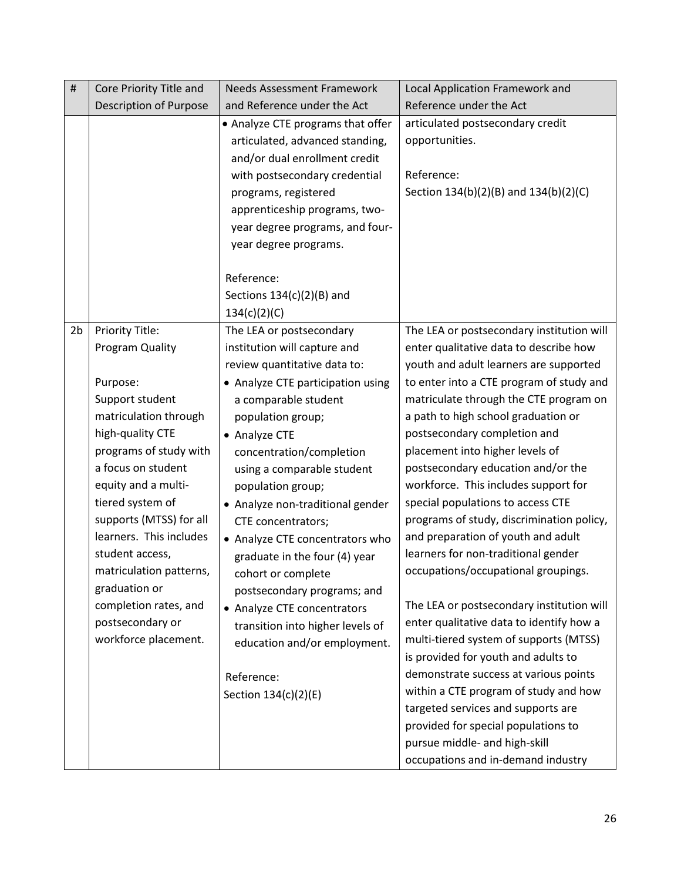| # | Core Priority Title and Description of Purpose | Needs Assessment Framework and Reference under the Act | Local Application Framework and Reference under the Act |
|---|---|---|---|
| | | • Analyze CTE programs that offer articulated, advanced standing, and/or dual enrollment credit with postsecondary credential programs, registered apprenticeship programs, two-year degree programs, and four-year degree programs.<br><br>Reference:<br>Sections 134(c)(2)(B) and 134(c)(2)(C) | articulated postsecondary credit opportunities.<br><br>Reference:<br>Section 134(b)(2)(B) and 134(b)(2)(C) |
| 2b | Priority Title:<br>Program Quality<br><br>Purpose:<br>Support student matriculation through high-quality CTE programs of study with a focus on student equity and a multi-tiered system of supports (MTSS) for all learners. This includes student access, matriculation patterns, graduation or completion rates, and postsecondary or workforce placement. | The LEA or postsecondary institution will capture and review quantitative data to:<br>• Analyze CTE participation using a comparable student population group;<br>• Analyze CTE concentration/completion using a comparable student population group;<br>• Analyze non-traditional gender CTE concentrators;<br>• Analyze CTE concentrators who graduate in the four (4) year cohort or complete postsecondary programs; and<br>• Analyze CTE concentrators transition into higher levels of education and/or employment.<br><br>Reference:<br>Section 134(c)(2)(E) | The LEA or postsecondary institution will enter qualitative data to describe how youth and adult learners are supported to enter into a CTE program of study and matriculate through the CTE program on a path to high school graduation or postsecondary completion and placement into higher levels of postsecondary education and/or the workforce. This includes support for special populations to access CTE programs of study, discrimination policy, and preparation of youth and adult learners for non-traditional gender occupations/occupational groupings.<br><br>The LEA or postsecondary institution will enter qualitative data to identify how a multi-tiered system of supports (MTSS) is provided for youth and adults to demonstrate success at various points within a CTE program of study and how targeted services and supports are provided for special populations to pursue middle- and high-skill occupations and in-demand industry |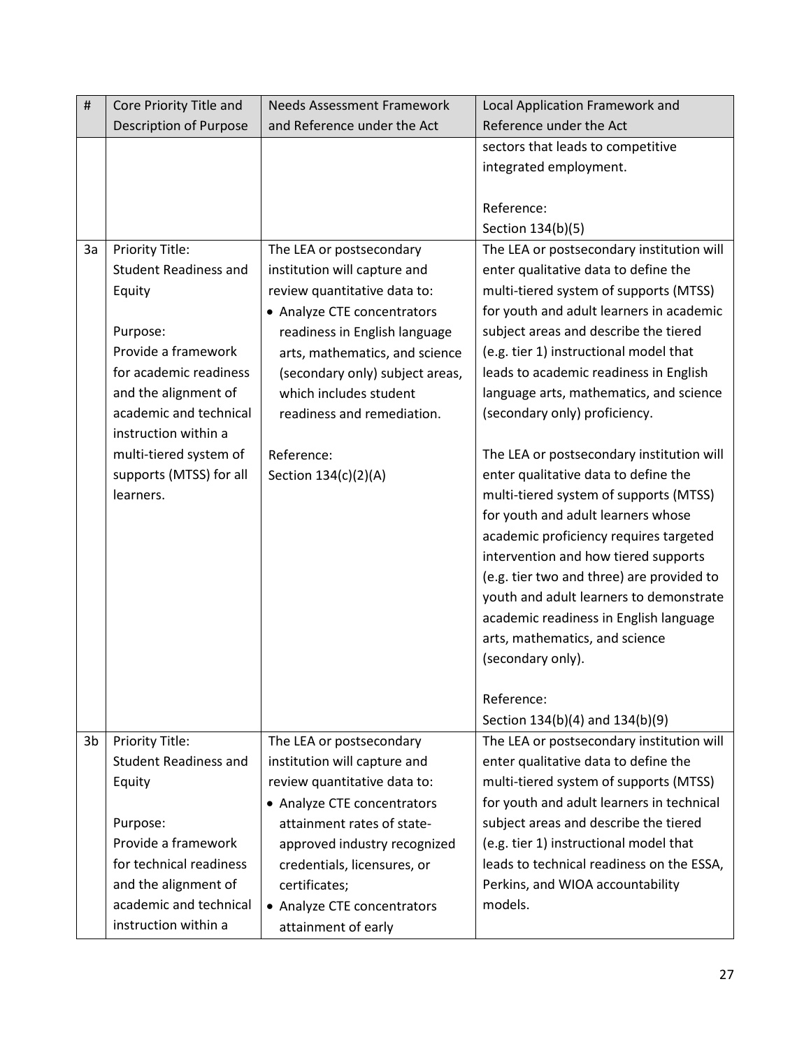| # | Core Priority Title and Description of Purpose | Needs Assessment Framework and Reference under the Act | Local Application Framework and Reference under the Act |
|---|---|---|---|
| | | | sectors that leads to competitive integrated employment.<br><br>Reference:<br>Section 134(b)(5) |
| 3a | Priority Title:<br>Student Readiness and Equity<br><br>Purpose:<br>Provide a framework for academic readiness and the alignment of academic and technical instruction within a multi-tiered system of supports (MTSS) for all learners. | The LEA or postsecondary institution will capture and review quantitative data to:<br>• Analyze CTE concentrators readiness in English language arts, mathematics, and science (secondary only) subject areas, which includes student readiness and remediation.<br><br>Reference:<br>Section 134(c)(2)(A) | The LEA or postsecondary institution will enter qualitative data to define the multi-tiered system of supports (MTSS) for youth and adult learners in academic subject areas and describe the tiered (e.g. tier 1) instructional model that leads to academic readiness in English language arts, mathematics, and science (secondary only) proficiency.<br><br>The LEA or postsecondary institution will enter qualitative data to define the multi-tiered system of supports (MTSS) for youth and adult learners whose academic proficiency requires targeted intervention and how tiered supports (e.g. tier two and three) are provided to youth and adult learners to demonstrate academic readiness in English language arts, mathematics, and science (secondary only).<br><br>Reference:<br>Section 134(b)(4) and 134(b)(9) |
| 3b | Priority Title:<br>Student Readiness and Equity<br><br>Purpose:<br>Provide a framework for technical readiness and the alignment of academic and technical instruction within a | The LEA or postsecondary institution will capture and review quantitative data to:<br>• Analyze CTE concentrators attainment rates of state-approved industry recognized credentials, licensures, or certificates;<br>• Analyze CTE concentrators attainment of early | The LEA or postsecondary institution will enter qualitative data to define the multi-tiered system of supports (MTSS) for youth and adult learners in technical subject areas and describe the tiered (e.g. tier 1) instructional model that leads to technical readiness on the ESSA, Perkins, and WIOA accountability models. |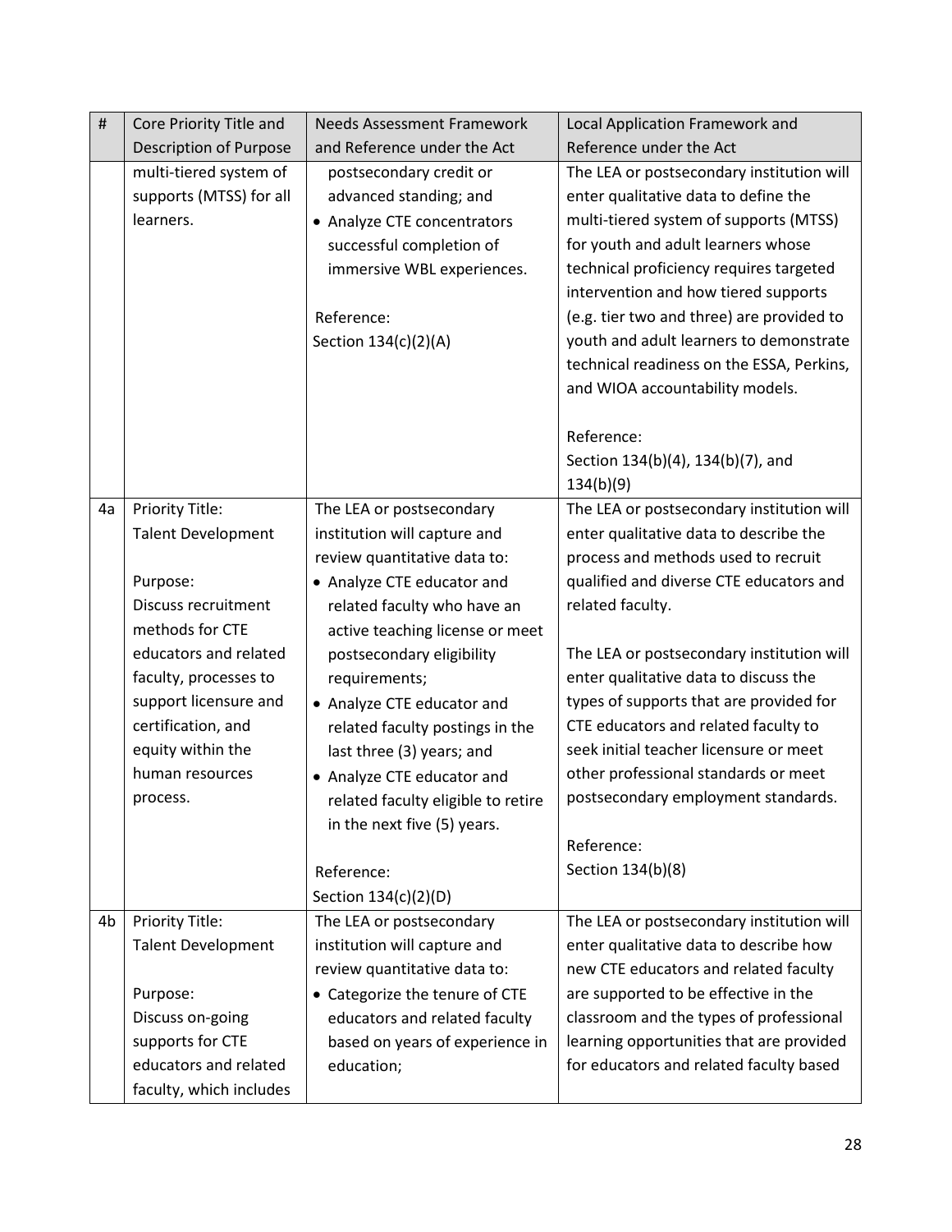| # | Core Priority Title and Description of Purpose | Needs Assessment Framework and Reference under the Act | Local Application Framework and Reference under the Act |
|---|---|---|---|
| | multi-tiered system of supports (MTSS) for all learners. | postsecondary credit or advanced standing; and<br>• Analyze CTE concentrators successful completion of immersive WBL experiences.<br><br>Reference:<br>Section 134(c)(2)(A) | The LEA or postsecondary institution will enter qualitative data to define the multi-tiered system of supports (MTSS) for youth and adult learners whose technical proficiency requires targeted intervention and how tiered supports (e.g. tier two and three) are provided to youth and adult learners to demonstrate technical readiness on the ESSA, Perkins, and WIOA accountability models.<br><br>Reference:<br>Section 134(b)(4), 134(b)(7), and 134(b)(9) |
| 4a | Priority Title:<br>Talent Development<br><br>Purpose:<br>Discuss recruitment methods for CTE educators and related faculty, processes to support licensure and certification, and equity within the human resources process. | The LEA or postsecondary institution will capture and review quantitative data to:<br>• Analyze CTE educator and related faculty who have an active teaching license or meet postsecondary eligibility requirements;<br>• Analyze CTE educator and related faculty postings in the last three (3) years; and<br>• Analyze CTE educator and related faculty eligible to retire in the next five (5) years.<br><br>Reference:<br>Section 134(c)(2)(D) | The LEA or postsecondary institution will enter qualitative data to describe the process and methods used to recruit qualified and diverse CTE educators and related faculty.<br><br>The LEA or postsecondary institution will enter qualitative data to discuss the types of supports that are provided for CTE educators and related faculty to seek initial teacher licensure or meet other professional standards or meet postsecondary employment standards.<br><br>Reference:<br>Section 134(b)(8) |
| 4b | Priority Title:<br>Talent Development<br><br>Purpose:<br>Discuss on-going supports for CTE educators and related faculty, which includes | The LEA or postsecondary institution will capture and review quantitative data to:<br>• Categorize the tenure of CTE educators and related faculty based on years of experience in education; | The LEA or postsecondary institution will enter qualitative data to describe how new CTE educators and related faculty are supported to be effective in the classroom and the types of professional learning opportunities that are provided for educators and related faculty based |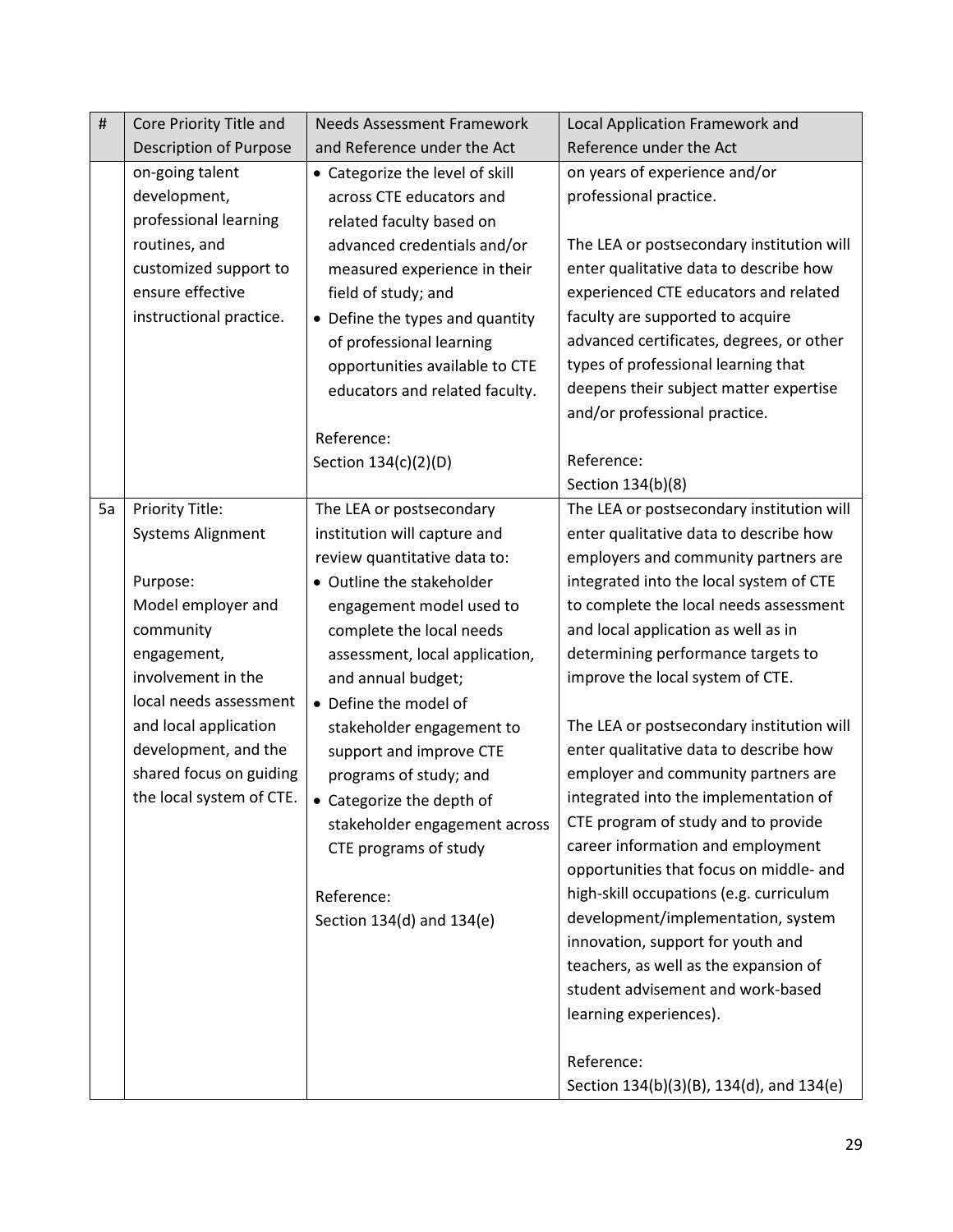| # | Core Priority Title and Description of Purpose | Needs Assessment Framework and Reference under the Act | Local Application Framework and Reference under the Act |
|---|---|---|---|
| | on-going talent development, professional learning routines, and customized support to ensure effective instructional practice. | • Categorize the level of skill across CTE educators and related faculty based on advanced credentials and/or measured experience in their field of study; and<br>• Define the types and quantity of professional learning opportunities available to CTE educators and related faculty.<br><br>Reference:<br>Section 134(c)(2)(D) | on years of experience and/or professional practice.<br><br>The LEA or postsecondary institution will enter qualitative data to describe how experienced CTE educators and related faculty are supported to acquire advanced certificates, degrees, or other types of professional learning that deepens their subject matter expertise and/or professional practice.<br><br>Reference:<br>Section 134(b)(8) |
| 5a | Priority Title:<br>Systems Alignment<br><br>Purpose:<br>Model employer and community engagement, involvement in the local needs assessment and local application development, and the shared focus on guiding the local system of CTE. | The LEA or postsecondary institution will capture and review quantitative data to:<br>• Outline the stakeholder engagement model used to complete the local needs assessment, local application, and annual budget;<br>• Define the model of stakeholder engagement to support and improve CTE programs of study; and<br>• Categorize the depth of stakeholder engagement across CTE programs of study<br><br>Reference:<br>Section 134(d) and 134(e) | The LEA or postsecondary institution will enter qualitative data to describe how employers and community partners are integrated into the local system of CTE to complete the local needs assessment and local application as well as in determining performance targets to improve the local system of CTE.<br><br>The LEA or postsecondary institution will enter qualitative data to describe how employer and community partners are integrated into the implementation of CTE program of study and to provide career information and employment opportunities that focus on middle- and high-skill occupations (e.g. curriculum development/implementation, system innovation, support for youth and teachers, as well as the expansion of student advisement and work-based learning experiences).<br><br>Reference:<br>Section 134(b)(3)(B), 134(d), and 134(e) |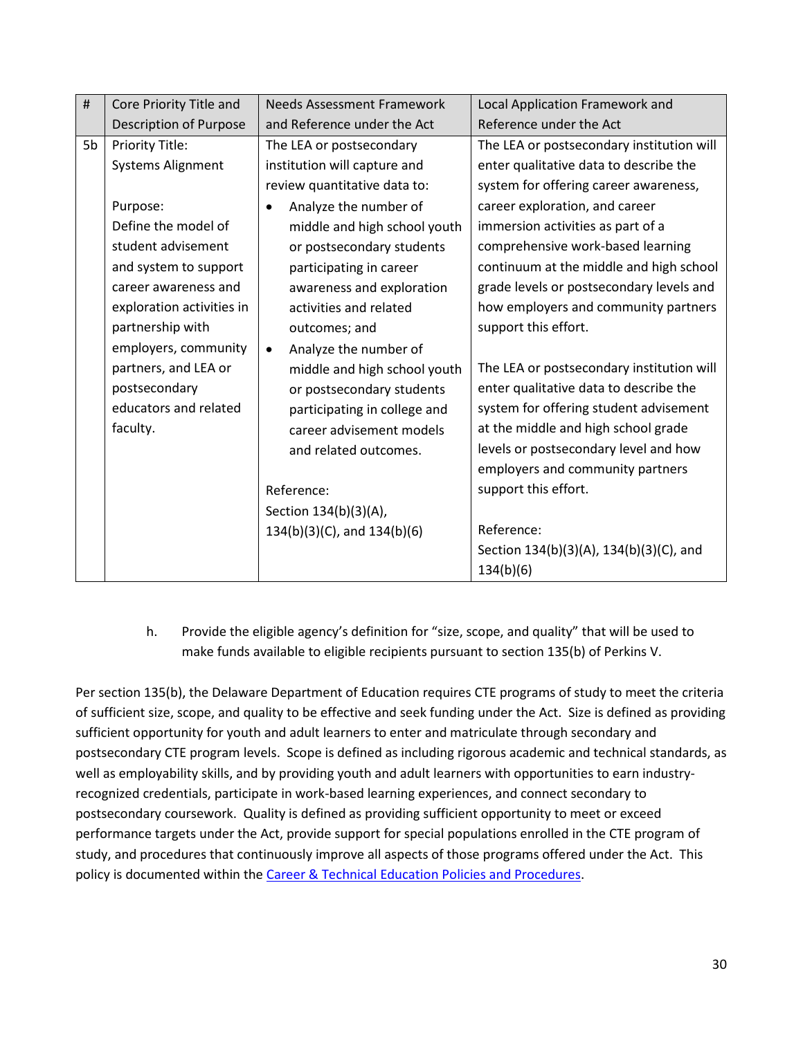| # | Core Priority Title and Description of Purpose | Needs Assessment Framework and Reference under the Act | Local Application Framework and Reference under the Act |
|---|---|---|---|
| 5b | Priority Title:<br>Systems Alignment<br><br>Purpose:<br>Define the model of student advisement and system to support career awareness and exploration activities in partnership with employers, community partners, and LEA or postsecondary educators and related faculty. | The LEA or postsecondary institution will capture and review quantitative data to:<br>• Analyze the number of middle and high school youth or postsecondary students participating in career awareness and exploration activities and related outcomes; and<br>• Analyze the number of middle and high school youth or postsecondary students participating in college and career advisement models and related outcomes.<br><br>Reference:<br>Section 134(b)(3)(A), 134(b)(3)(C), and 134(b)(6) | The LEA or postsecondary institution will enter qualitative data to describe the system for offering career awareness, career exploration, and career immersion activities as part of a comprehensive work-based learning continuum at the middle and high school grade levels or postsecondary levels and how employers and community partners support this effort.<br><br>The LEA or postsecondary institution will enter qualitative data to describe the system for offering student advisement at the middle and high school grade levels or postsecondary level and how employers and community partners support this effort.<br><br>Reference:<br>Section 134(b)(3)(A), 134(b)(3)(C), and 134(b)(6) |

h. Provide the eligible agency's definition for "size, scope, and quality" that will be used to make funds available to eligible recipients pursuant to section 135(b) of Perkins V.

Per section 135(b), the Delaware Department of Education requires CTE programs of study to meet the criteria of sufficient size, scope, and quality to be effective and seek funding under the Act. Size is defined as providing sufficient opportunity for youth and adult learners to enter and matriculate through secondary and postsecondary CTE program levels. Scope is defined as including rigorous academic and technical standards, as well as employability skills, and by providing youth and adult learners with opportunities to earn industry-recognized credentials, participate in work-based learning experiences, and connect secondary to postsecondary coursework. Quality is defined as providing sufficient opportunity to meet or exceed performance targets under the Act, provide support for special populations enrolled in the CTE program of study, and procedures that continuously improve all aspects of those programs offered under the Act. This policy is documented within the Career & Technical Education Policies and Procedures.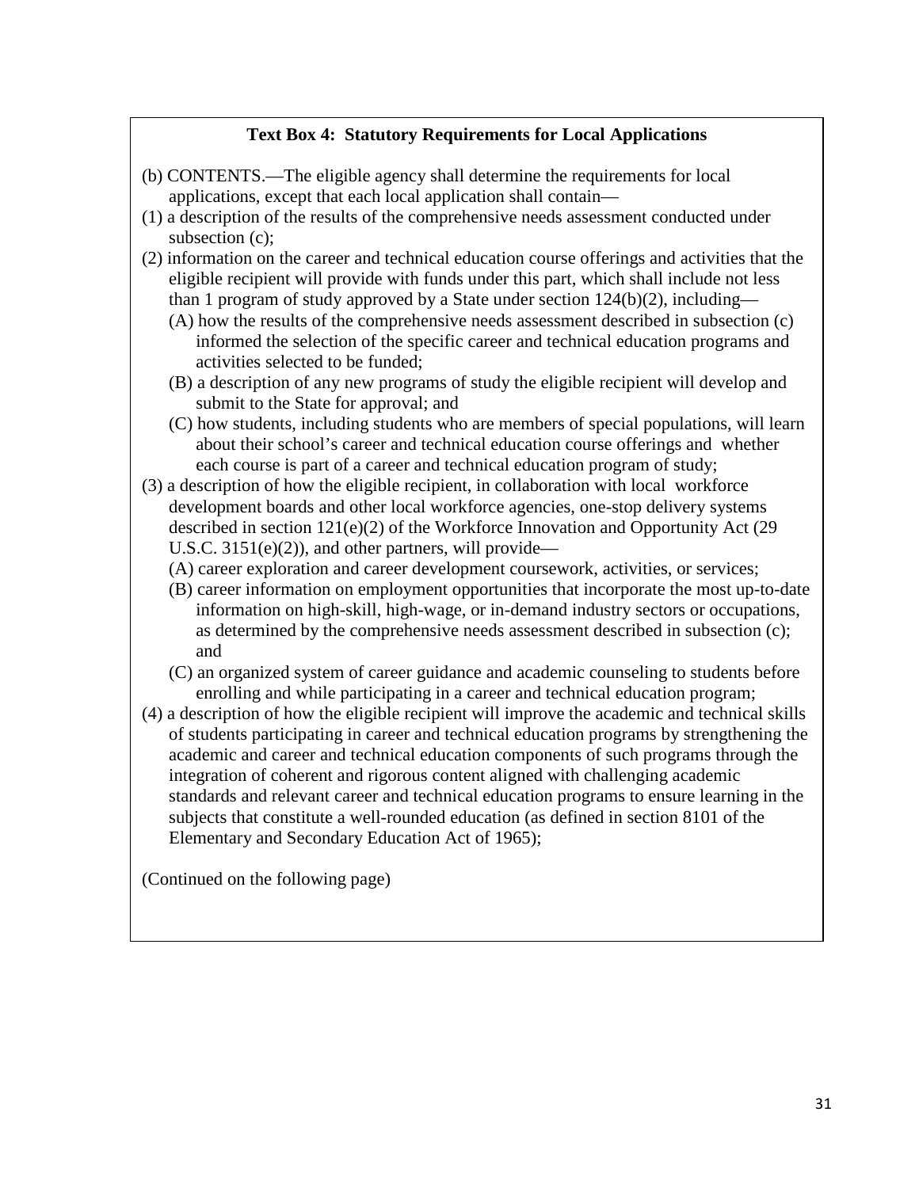**Text Box 4: Statutory Requirements for Local Applications**

(b) CONTENTS.—The eligible agency shall determine the requirements for local applications, except that each local application shall contain—

(1) a description of the results of the comprehensive needs assessment conducted under subsection (c);

(2) information on the career and technical education course offerings and activities that the eligible recipient will provide with funds under this part, which shall include not less than 1 program of study approved by a State under section 124(b)(2), including—

  (A) how the results of the comprehensive needs assessment described in subsection (c) informed the selection of the specific career and technical education programs and activities selected to be funded;

  (B) a description of any new programs of study the eligible recipient will develop and submit to the State for approval; and

  (C) how students, including students who are members of special populations, will learn about their school's career and technical education course offerings and whether each course is part of a career and technical education program of study;

(3) a description of how the eligible recipient, in collaboration with local workforce development boards and other local workforce agencies, one-stop delivery systems described in section 121(e)(2) of the Workforce Innovation and Opportunity Act (29 U.S.C. 3151(e)(2)), and other partners, will provide—

  (A) career exploration and career development coursework, activities, or services;

  (B) career information on employment opportunities that incorporate the most up-to-date information on high-skill, high-wage, or in-demand industry sectors or occupations, as determined by the comprehensive needs assessment described in subsection (c); and

  (C) an organized system of career guidance and academic counseling to students before enrolling and while participating in a career and technical education program;

(4) a description of how the eligible recipient will improve the academic and technical skills of students participating in career and technical education programs by strengthening the academic and career and technical education components of such programs through the integration of coherent and rigorous content aligned with challenging academic standards and relevant career and technical education programs to ensure learning in the subjects that constitute a well-rounded education (as defined in section 8101 of the Elementary and Secondary Education Act of 1965);

(Continued on the following page)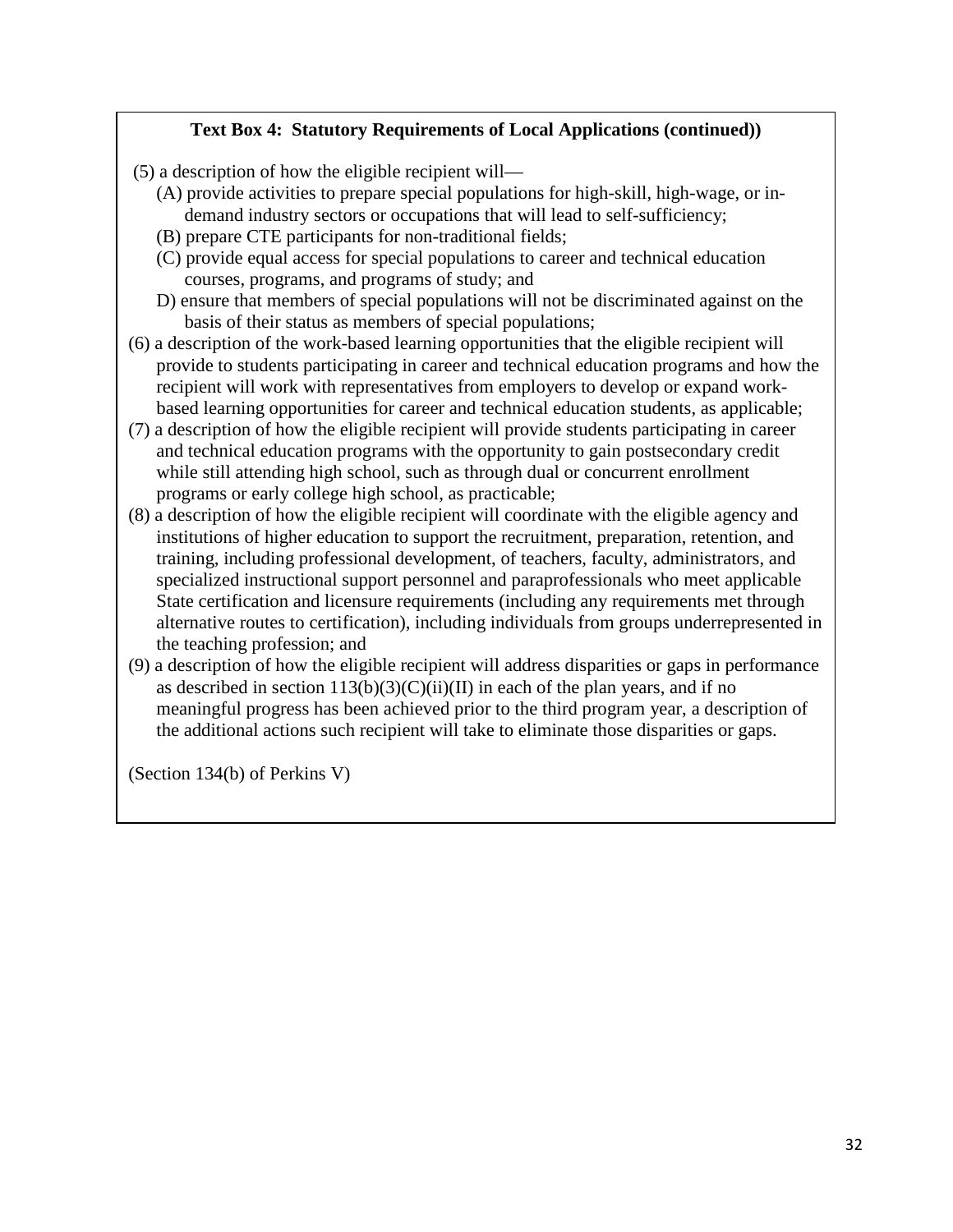**Text Box 4: Statutory Requirements of Local Applications (continued))**

(5) a description of how the eligible recipient will—

  (A) provide activities to prepare special populations for high-skill, high-wage, or in-demand industry sectors or occupations that will lead to self-sufficiency;

  (B) prepare CTE participants for non-traditional fields;

  (C) provide equal access for special populations to career and technical education courses, programs, and programs of study; and

  D) ensure that members of special populations will not be discriminated against on the basis of their status as members of special populations;

(6) a description of the work-based learning opportunities that the eligible recipient will provide to students participating in career and technical education programs and how the recipient will work with representatives from employers to develop or expand work-based learning opportunities for career and technical education students, as applicable;

(7) a description of how the eligible recipient will provide students participating in career and technical education programs with the opportunity to gain postsecondary credit while still attending high school, such as through dual or concurrent enrollment programs or early college high school, as practicable;

(8) a description of how the eligible recipient will coordinate with the eligible agency and institutions of higher education to support the recruitment, preparation, retention, and training, including professional development, of teachers, faculty, administrators, and specialized instructional support personnel and paraprofessionals who meet applicable State certification and licensure requirements (including any requirements met through alternative routes to certification), including individuals from groups underrepresented in the teaching profession; and

(9) a description of how the eligible recipient will address disparities or gaps in performance as described in section 113(b)(3)(C)(ii)(II) in each of the plan years, and if no meaningful progress has been achieved prior to the third program year, a description of the additional actions such recipient will take to eliminate those disparities or gaps.

(Section 134(b) of Perkins V)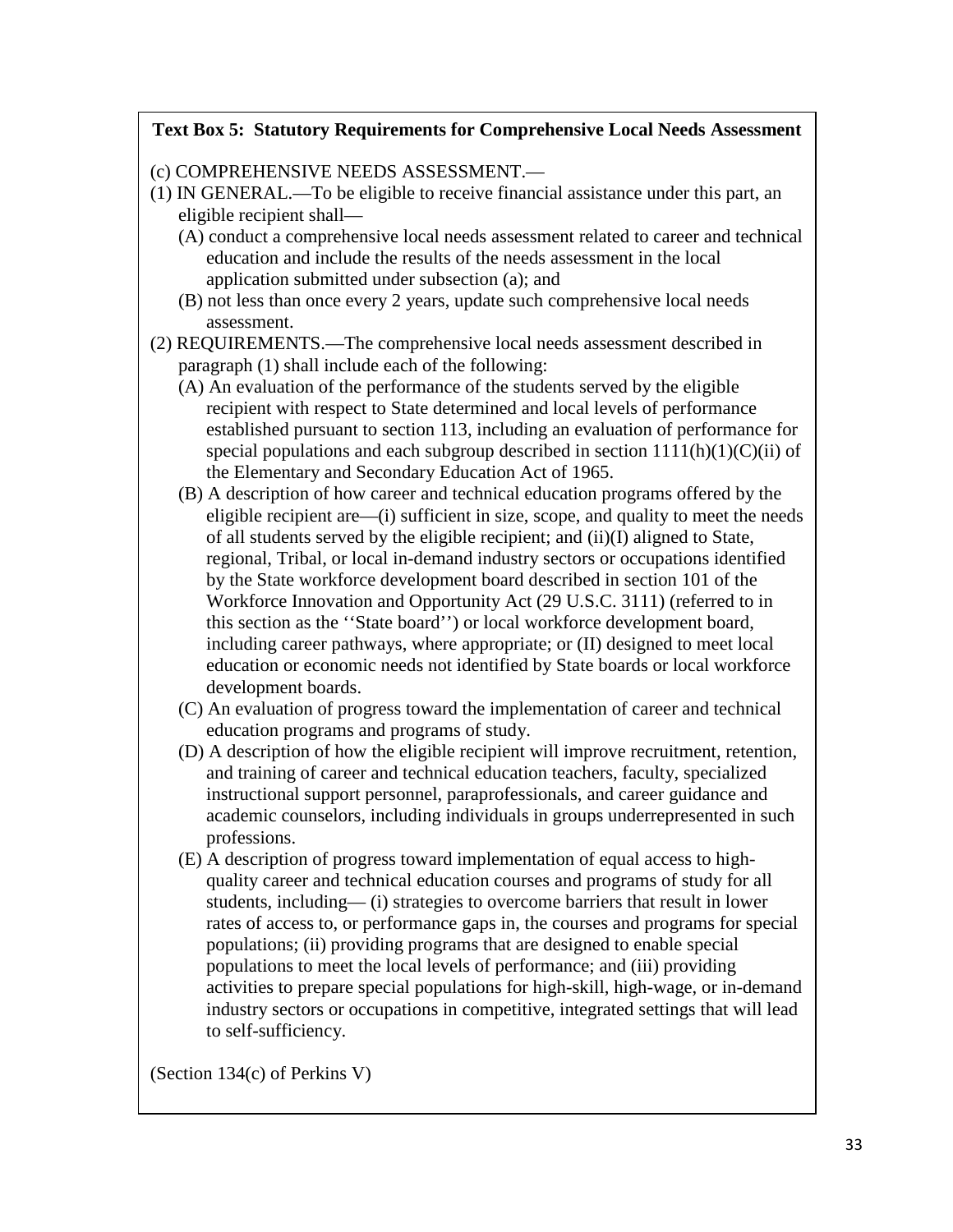**Text Box 5: Statutory Requirements for Comprehensive Local Needs Assessment**

(c) COMPREHENSIVE NEEDS ASSESSMENT.—

(1) IN GENERAL.—To be eligible to receive financial assistance under this part, an eligible recipient shall—

   (A) conduct a comprehensive local needs assessment related to career and technical education and include the results of the needs assessment in the local application submitted under subsection (a); and

   (B) not less than once every 2 years, update such comprehensive local needs assessment.

(2) REQUIREMENTS.—The comprehensive local needs assessment described in paragraph (1) shall include each of the following:

   (A) An evaluation of the performance of the students served by the eligible recipient with respect to State determined and local levels of performance established pursuant to section 113, including an evaluation of performance for special populations and each subgroup described in section 1111(h)(1)(C)(ii) of the Elementary and Secondary Education Act of 1965.

   (B) A description of how career and technical education programs offered by the eligible recipient are—(i) sufficient in size, scope, and quality to meet the needs of all students served by the eligible recipient; and (ii)(I) aligned to State, regional, Tribal, or local in-demand industry sectors or occupations identified by the State workforce development board described in section 101 of the Workforce Innovation and Opportunity Act (29 U.S.C. 3111) (referred to in this section as the ''State board'') or local workforce development board, including career pathways, where appropriate; or (II) designed to meet local education or economic needs not identified by State boards or local workforce development boards.

   (C) An evaluation of progress toward the implementation of career and technical education programs and programs of study.

   (D) A description of how the eligible recipient will improve recruitment, retention, and training of career and technical education teachers, faculty, specialized instructional support personnel, paraprofessionals, and career guidance and academic counselors, including individuals in groups underrepresented in such professions.

   (E) A description of progress toward implementation of equal access to high-quality career and technical education courses and programs of study for all students, including— (i) strategies to overcome barriers that result in lower rates of access to, or performance gaps in, the courses and programs for special populations; (ii) providing programs that are designed to enable special populations to meet the local levels of performance; and (iii) providing activities to prepare special populations for high-skill, high-wage, or in-demand industry sectors or occupations in competitive, integrated settings that will lead to self-sufficiency.

(Section 134(c) of Perkins V)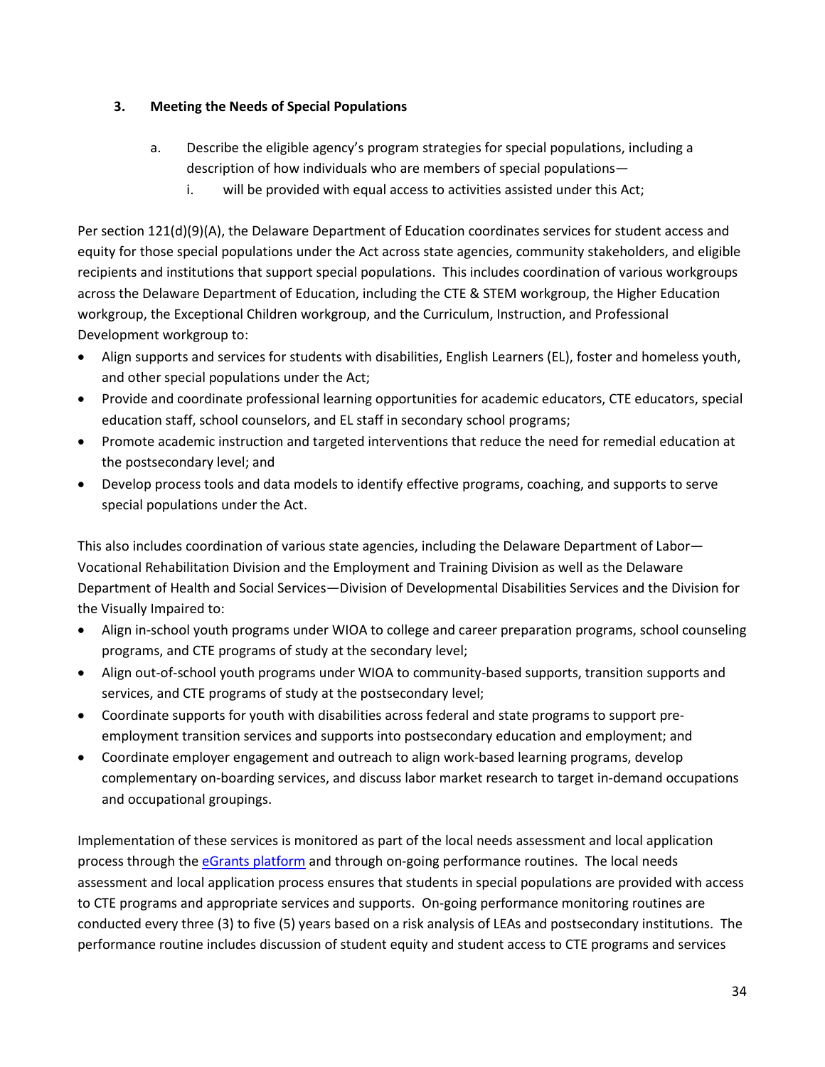### 3. Meeting the Needs of Special Populations

a. Describe the eligible agency's program strategies for special populations, including a description of how individuals who are members of special populations—

  i. will be provided with equal access to activities assisted under this Act;

Per section 121(d)(9)(A), the Delaware Department of Education coordinates services for student access and equity for those special populations under the Act across state agencies, community stakeholders, and eligible recipients and institutions that support special populations. This includes coordination of various workgroups across the Delaware Department of Education, including the CTE & STEM workgroup, the Higher Education workgroup, the Exceptional Children workgroup, and the Curriculum, Instruction, and Professional Development workgroup to:

- Align supports and services for students with disabilities, English Learners (EL), foster and homeless youth, and other special populations under the Act;
- Provide and coordinate professional learning opportunities for academic educators, CTE educators, special education staff, school counselors, and EL staff in secondary school programs;
- Promote academic instruction and targeted interventions that reduce the need for remedial education at the postsecondary level; and
- Develop process tools and data models to identify effective programs, coaching, and supports to serve special populations under the Act.

This also includes coordination of various state agencies, including the Delaware Department of Labor—Vocational Rehabilitation Division and the Employment and Training Division as well as the Delaware Department of Health and Social Services—Division of Developmental Disabilities Services and the Division for the Visually Impaired to:

- Align in-school youth programs under WIOA to college and career preparation programs, school counseling programs, and CTE programs of study at the secondary level;
- Align out-of-school youth programs under WIOA to community-based supports, transition supports and services, and CTE programs of study at the postsecondary level;
- Coordinate supports for youth with disabilities across federal and state programs to support pre-employment transition services and supports into postsecondary education and employment; and
- Coordinate employer engagement and outreach to align work-based learning programs, develop complementary on-boarding services, and discuss labor market research to target in-demand occupations and occupational groupings.

Implementation of these services is monitored as part of the local needs assessment and local application process through the [eGrants platform]() and through on-going performance routines. The local needs assessment and local application process ensures that students in special populations are provided with access to CTE programs and appropriate services and supports. On-going performance monitoring routines are conducted every three (3) to five (5) years based on a risk analysis of LEAs and postsecondary institutions. The performance routine includes discussion of student equity and student access to CTE programs and services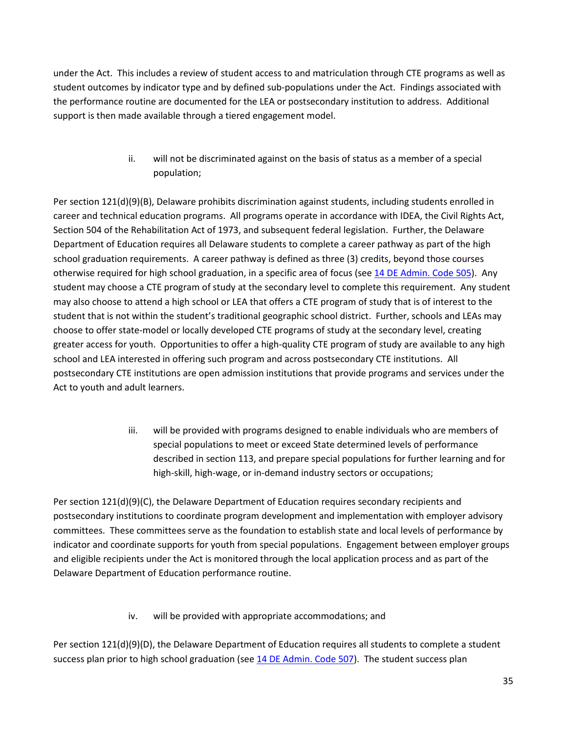under the Act. This includes a review of student access to and matriculation through CTE programs as well as student outcomes by indicator type and by defined sub-populations under the Act. Findings associated with the performance routine are documented for the LEA or postsecondary institution to address. Additional support is then made available through a tiered engagement model.

ii. will not be discriminated against on the basis of status as a member of a special population;

Per section 121(d)(9)(B), Delaware prohibits discrimination against students, including students enrolled in career and technical education programs. All programs operate in accordance with IDEA, the Civil Rights Act, Section 504 of the Rehabilitation Act of 1973, and subsequent federal legislation. Further, the Delaware Department of Education requires all Delaware students to complete a career pathway as part of the high school graduation requirements. A career pathway is defined as three (3) credits, beyond those courses otherwise required for high school graduation, in a specific area of focus (see [14 DE Admin. Code 505]). Any student may choose a CTE program of study at the secondary level to complete this requirement. Any student may also choose to attend a high school or LEA that offers a CTE program of study that is of interest to the student that is not within the student's traditional geographic school district. Further, schools and LEAs may choose to offer state-model or locally developed CTE programs of study at the secondary level, creating greater access for youth. Opportunities to offer a high-quality CTE program of study are available to any high school and LEA interested in offering such program and across postsecondary CTE institutions. All postsecondary CTE institutions are open admission institutions that provide programs and services under the Act to youth and adult learners.

iii. will be provided with programs designed to enable individuals who are members of special populations to meet or exceed State determined levels of performance described in section 113, and prepare special populations for further learning and for high-skill, high-wage, or in-demand industry sectors or occupations;

Per section 121(d)(9)(C), the Delaware Department of Education requires secondary recipients and postsecondary institutions to coordinate program development and implementation with employer advisory committees. These committees serve as the foundation to establish state and local levels of performance by indicator and coordinate supports for youth from special populations. Engagement between employer groups and eligible recipients under the Act is monitored through the local application process and as part of the Delaware Department of Education performance routine.

iv. will be provided with appropriate accommodations; and

Per section 121(d)(9)(D), the Delaware Department of Education requires all students to complete a student success plan prior to high school graduation (see [14 DE Admin. Code 507]). The student success plan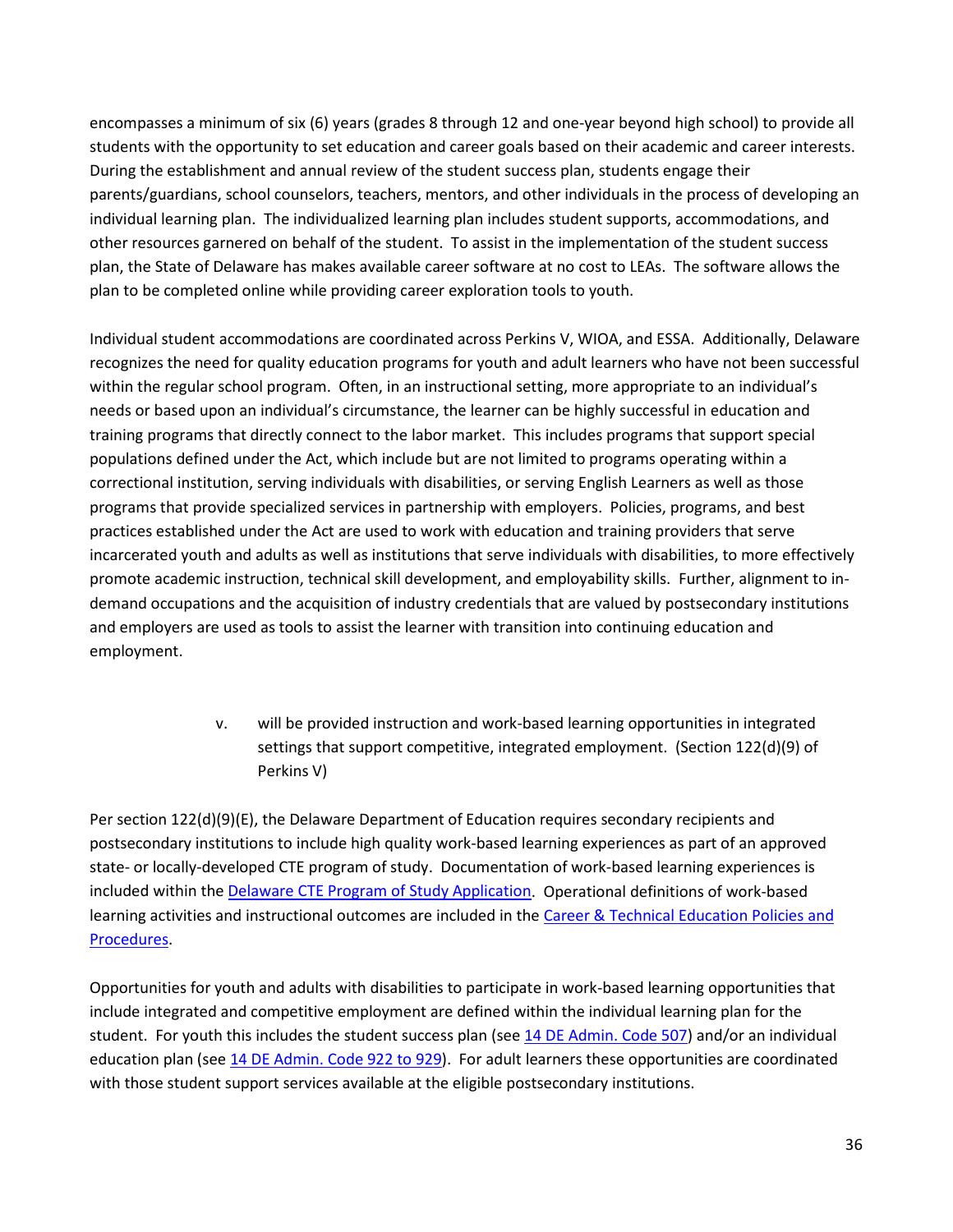encompasses a minimum of six (6) years (grades 8 through 12 and one-year beyond high school) to provide all students with the opportunity to set education and career goals based on their academic and career interests. During the establishment and annual review of the student success plan, students engage their parents/guardians, school counselors, teachers, mentors, and other individuals in the process of developing an individual learning plan. The individualized learning plan includes student supports, accommodations, and other resources garnered on behalf of the student. To assist in the implementation of the student success plan, the State of Delaware has makes available career software at no cost to LEAs. The software allows the plan to be completed online while providing career exploration tools to youth.

Individual student accommodations are coordinated across Perkins V, WIOA, and ESSA. Additionally, Delaware recognizes the need for quality education programs for youth and adult learners who have not been successful within the regular school program. Often, in an instructional setting, more appropriate to an individual's needs or based upon an individual's circumstance, the learner can be highly successful in education and training programs that directly connect to the labor market. This includes programs that support special populations defined under the Act, which include but are not limited to programs operating within a correctional institution, serving individuals with disabilities, or serving English Learners as well as those programs that provide specialized services in partnership with employers. Policies, programs, and best practices established under the Act are used to work with education and training providers that serve incarcerated youth and adults as well as institutions that serve individuals with disabilities, to more effectively promote academic instruction, technical skill development, and employability skills. Further, alignment to in-demand occupations and the acquisition of industry credentials that are valued by postsecondary institutions and employers are used as tools to assist the learner with transition into continuing education and employment.

v. will be provided instruction and work-based learning opportunities in integrated settings that support competitive, integrated employment. (Section 122(d)(9) of Perkins V)

Per section 122(d)(9)(E), the Delaware Department of Education requires secondary recipients and postsecondary institutions to include high quality work-based learning experiences as part of an approved state- or locally-developed CTE program of study. Documentation of work-based learning experiences is included within the Delaware CTE Program of Study Application. Operational definitions of work-based learning activities and instructional outcomes are included in the Career & Technical Education Policies and Procedures.

Opportunities for youth and adults with disabilities to participate in work-based learning opportunities that include integrated and competitive employment are defined within the individual learning plan for the student. For youth this includes the student success plan (see 14 DE Admin. Code 507) and/or an individual education plan (see 14 DE Admin. Code 922 to 929). For adult learners these opportunities are coordinated with those student support services available at the eligible postsecondary institutions.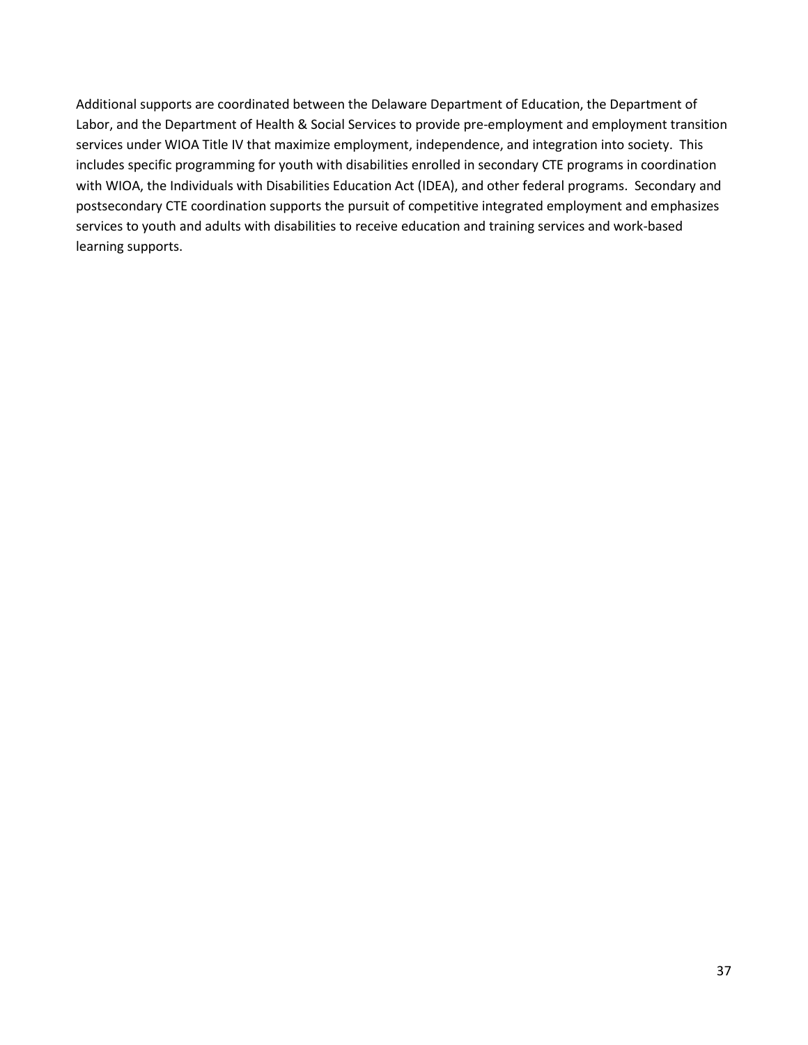Additional supports are coordinated between the Delaware Department of Education, the Department of Labor, and the Department of Health & Social Services to provide pre-employment and employment transition services under WIOA Title IV that maximize employment, independence, and integration into society. This includes specific programming for youth with disabilities enrolled in secondary CTE programs in coordination with WIOA, the Individuals with Disabilities Education Act (IDEA), and other federal programs. Secondary and postsecondary CTE coordination supports the pursuit of competitive integrated employment and emphasizes services to youth and adults with disabilities to receive education and training services and work-based learning supports.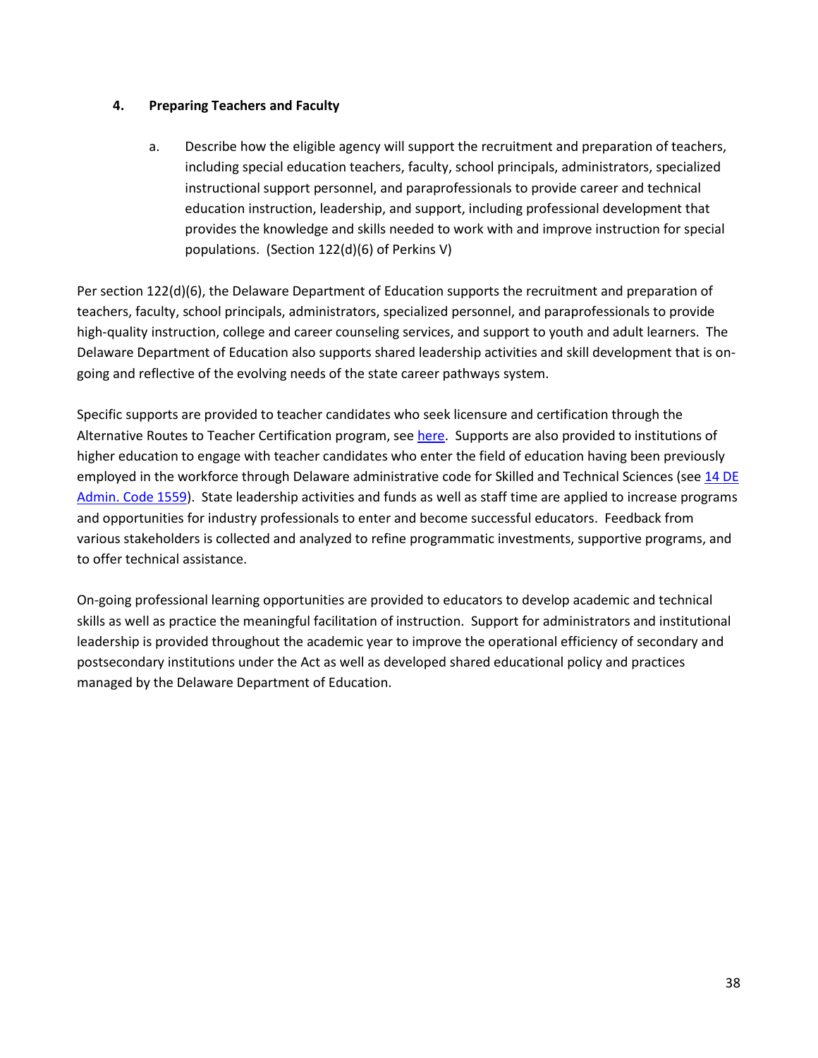### 4. Preparing Teachers and Faculty

a. Describe how the eligible agency will support the recruitment and preparation of teachers, including special education teachers, faculty, school principals, administrators, specialized instructional support personnel, and paraprofessionals to provide career and technical education instruction, leadership, and support, including professional development that provides the knowledge and skills needed to work with and improve instruction for special populations. (Section 122(d)(6) of Perkins V)

Per section 122(d)(6), the Delaware Department of Education supports the recruitment and preparation of teachers, faculty, school principals, administrators, specialized personnel, and paraprofessionals to provide high-quality instruction, college and career counseling services, and support to youth and adult learners. The Delaware Department of Education also supports shared leadership activities and skill development that is on-going and reflective of the evolving needs of the state career pathways system.

Specific supports are provided to teacher candidates who seek licensure and certification through the Alternative Routes to Teacher Certification program, see here. Supports are also provided to institutions of higher education to engage with teacher candidates who enter the field of education having been previously employed in the workforce through Delaware administrative code for Skilled and Technical Sciences (see 14 DE Admin. Code 1559). State leadership activities and funds as well as staff time are applied to increase programs and opportunities for industry professionals to enter and become successful educators. Feedback from various stakeholders is collected and analyzed to refine programmatic investments, supportive programs, and to offer technical assistance.

On-going professional learning opportunities are provided to educators to develop academic and technical skills as well as practice the meaningful facilitation of instruction. Support for administrators and institutional leadership is provided throughout the academic year to improve the operational efficiency of secondary and postsecondary institutions under the Act as well as developed shared educational policy and practices managed by the Delaware Department of Education.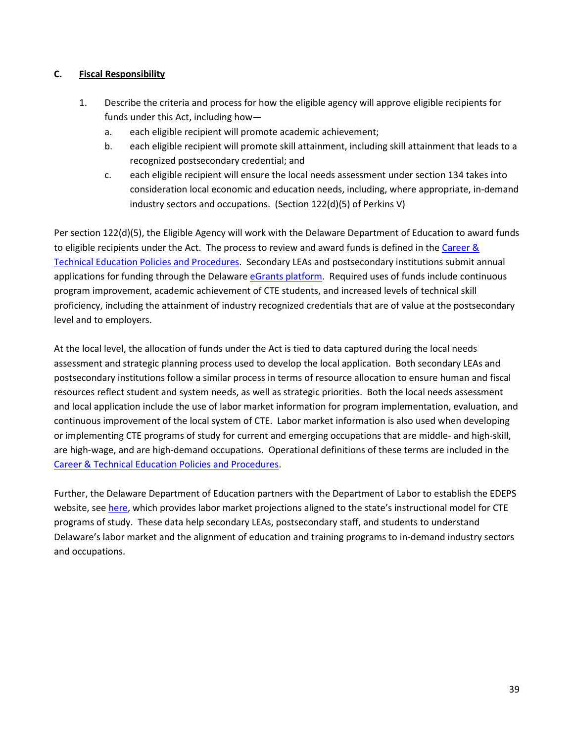### C. Fiscal Responsibility

1. Describe the criteria and process for how the eligible agency will approve eligible recipients for funds under this Act, including how—
   a. each eligible recipient will promote academic achievement;
   b. each eligible recipient will promote skill attainment, including skill attainment that leads to a recognized postsecondary credential; and
   c. each eligible recipient will ensure the local needs assessment under section 134 takes into consideration local economic and education needs, including, where appropriate, in-demand industry sectors and occupations. (Section 122(d)(5) of Perkins V)

Per section 122(d)(5), the Eligible Agency will work with the Delaware Department of Education to award funds to eligible recipients under the Act. The process to review and award funds is defined in the Career & Technical Education Policies and Procedures. Secondary LEAs and postsecondary institutions submit annual applications for funding through the Delaware eGrants platform. Required uses of funds include continuous program improvement, academic achievement of CTE students, and increased levels of technical skill proficiency, including the attainment of industry recognized credentials that are of value at the postsecondary level and to employers.

At the local level, the allocation of funds under the Act is tied to data captured during the local needs assessment and strategic planning process used to develop the local application. Both secondary LEAs and postsecondary institutions follow a similar process in terms of resource allocation to ensure human and fiscal resources reflect student and system needs, as well as strategic priorities. Both the local needs assessment and local application include the use of labor market information for program implementation, evaluation, and continuous improvement of the local system of CTE. Labor market information is also used when developing or implementing CTE programs of study for current and emerging occupations that are middle- and high-skill, are high-wage, and are high-demand occupations. Operational definitions of these terms are included in the Career & Technical Education Policies and Procedures.

Further, the Delaware Department of Education partners with the Department of Labor to establish the EDEPS website, see here, which provides labor market projections aligned to the state's instructional model for CTE programs of study. These data help secondary LEAs, postsecondary staff, and students to understand Delaware's labor market and the alignment of education and training programs to in-demand industry sectors and occupations.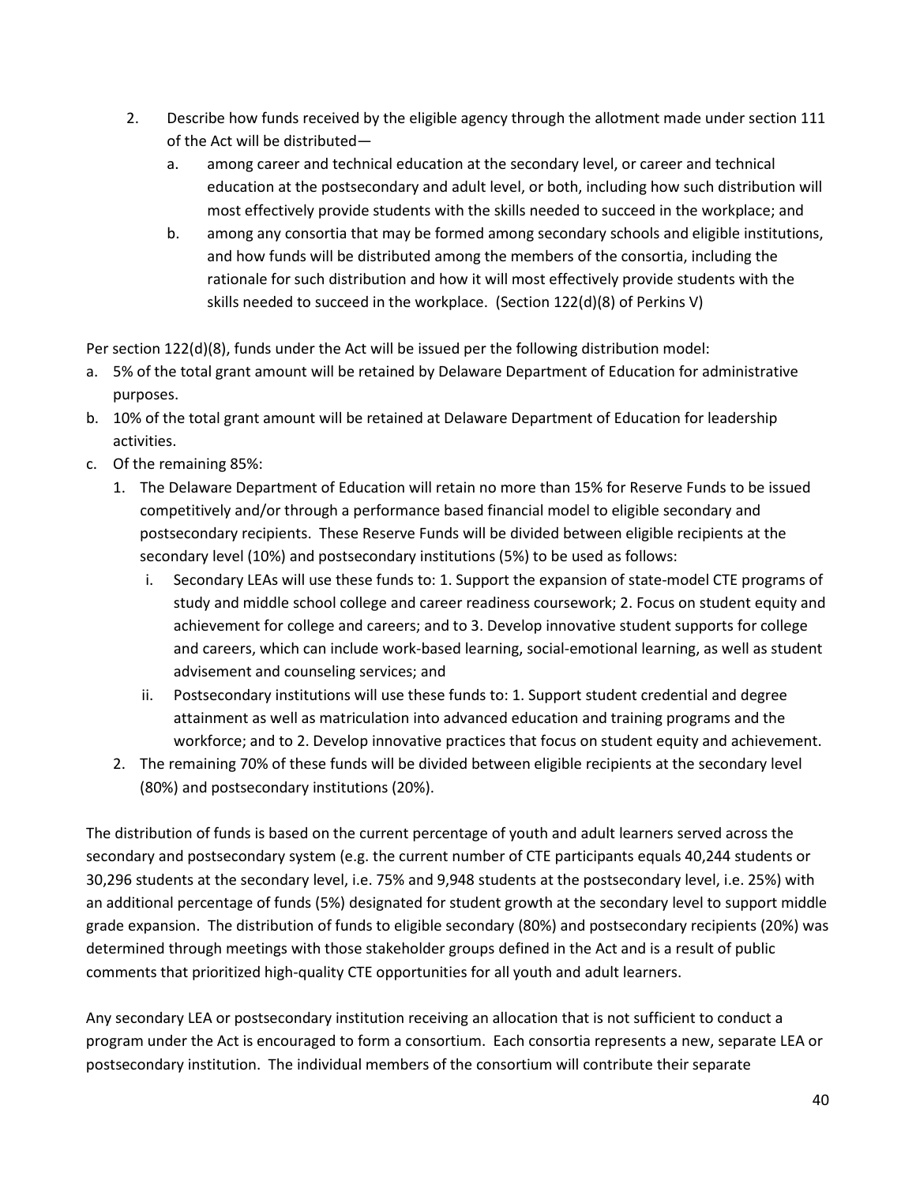2. Describe how funds received by the eligible agency through the allotment made under section 111 of the Act will be distributed—
   a. among career and technical education at the secondary level, or career and technical education at the postsecondary and adult level, or both, including how such distribution will most effectively provide students with the skills needed to succeed in the workplace; and
   b. among any consortia that may be formed among secondary schools and eligible institutions, and how funds will be distributed among the members of the consortia, including the rationale for such distribution and how it will most effectively provide students with the skills needed to succeed in the workplace. (Section 122(d)(8) of Perkins V)

Per section 122(d)(8), funds under the Act will be issued per the following distribution model:

a. 5% of the total grant amount will be retained by Delaware Department of Education for administrative purposes.
b. 10% of the total grant amount will be retained at Delaware Department of Education for leadership activities.
c. Of the remaining 85%:
   1. The Delaware Department of Education will retain no more than 15% for Reserve Funds to be issued competitively and/or through a performance based financial model to eligible secondary and postsecondary recipients. These Reserve Funds will be divided between eligible recipients at the secondary level (10%) and postsecondary institutions (5%) to be used as follows:
      i. Secondary LEAs will use these funds to: 1. Support the expansion of state-model CTE programs of study and middle school college and career readiness coursework; 2. Focus on student equity and achievement for college and careers; and to 3. Develop innovative student supports for college and careers, which can include work-based learning, social-emotional learning, as well as student advisement and counseling services; and
      ii. Postsecondary institutions will use these funds to: 1. Support student credential and degree attainment as well as matriculation into advanced education and training programs and the workforce; and to 2. Develop innovative practices that focus on student equity and achievement.
   2. The remaining 70% of these funds will be divided between eligible recipients at the secondary level (80%) and postsecondary institutions (20%).

The distribution of funds is based on the current percentage of youth and adult learners served across the secondary and postsecondary system (e.g. the current number of CTE participants equals 40,244 students or 30,296 students at the secondary level, i.e. 75% and 9,948 students at the postsecondary level, i.e. 25%) with an additional percentage of funds (5%) designated for student growth at the secondary level to support middle grade expansion. The distribution of funds to eligible secondary (80%) and postsecondary recipients (20%) was determined through meetings with those stakeholder groups defined in the Act and is a result of public comments that prioritized high-quality CTE opportunities for all youth and adult learners.

Any secondary LEA or postsecondary institution receiving an allocation that is not sufficient to conduct a program under the Act is encouraged to form a consortium. Each consortia represents a new, separate LEA or postsecondary institution. The individual members of the consortium will contribute their separate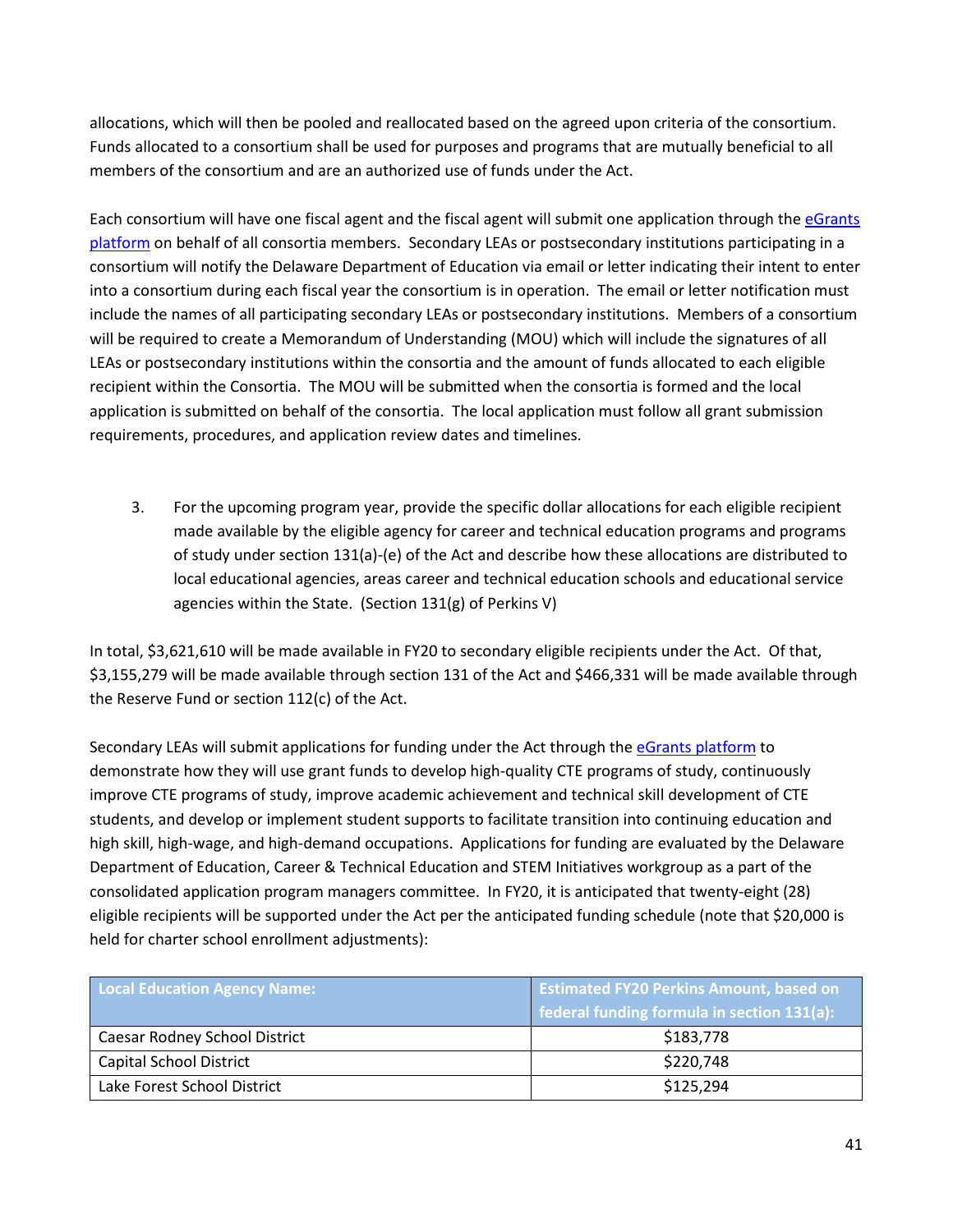allocations, which will then be pooled and reallocated based on the agreed upon criteria of the consortium. Funds allocated to a consortium shall be used for purposes and programs that are mutually beneficial to all members of the consortium and are an authorized use of funds under the Act.

Each consortium will have one fiscal agent and the fiscal agent will submit one application through the [eGrants platform](#) on behalf of all consortia members. Secondary LEAs or postsecondary institutions participating in a consortium will notify the Delaware Department of Education via email or letter indicating their intent to enter into a consortium during each fiscal year the consortium is in operation. The email or letter notification must include the names of all participating secondary LEAs or postsecondary institutions. Members of a consortium will be required to create a Memorandum of Understanding (MOU) which will include the signatures of all LEAs or postsecondary institutions within the consortia and the amount of funds allocated to each eligible recipient within the Consortia. The MOU will be submitted when the consortia is formed and the local application is submitted on behalf of the consortia. The local application must follow all grant submission requirements, procedures, and application review dates and timelines.

3. For the upcoming program year, provide the specific dollar allocations for each eligible recipient made available by the eligible agency for career and technical education programs and programs of study under section 131(a)-(e) of the Act and describe how these allocations are distributed to local educational agencies, areas career and technical education schools and educational service agencies within the State. (Section 131(g) of Perkins V)

In total, $3,621,610 will be made available in FY20 to secondary eligible recipients under the Act. Of that, $3,155,279 will be made available through section 131 of the Act and $466,331 will be made available through the Reserve Fund or section 112(c) of the Act.

Secondary LEAs will submit applications for funding under the Act through the [eGrants platform](#) to demonstrate how they will use grant funds to develop high-quality CTE programs of study, continuously improve CTE programs of study, improve academic achievement and technical skill development of CTE students, and develop or implement student supports to facilitate transition into continuing education and high skill, high-wage, and high-demand occupations. Applications for funding are evaluated by the Delaware Department of Education, Career & Technical Education and STEM Initiatives workgroup as a part of the consolidated application program managers committee. In FY20, it is anticipated that twenty-eight (28) eligible recipients will be supported under the Act per the anticipated funding schedule (note that $20,000 is held for charter school enrollment adjustments):

| Local Education Agency Name: | Estimated FY20 Perkins Amount, based on federal funding formula in section 131(a): |
|---|---|
| Caesar Rodney School District | $183,778 |
| Capital School District | $220,748 |
| Lake Forest School District | $125,294 |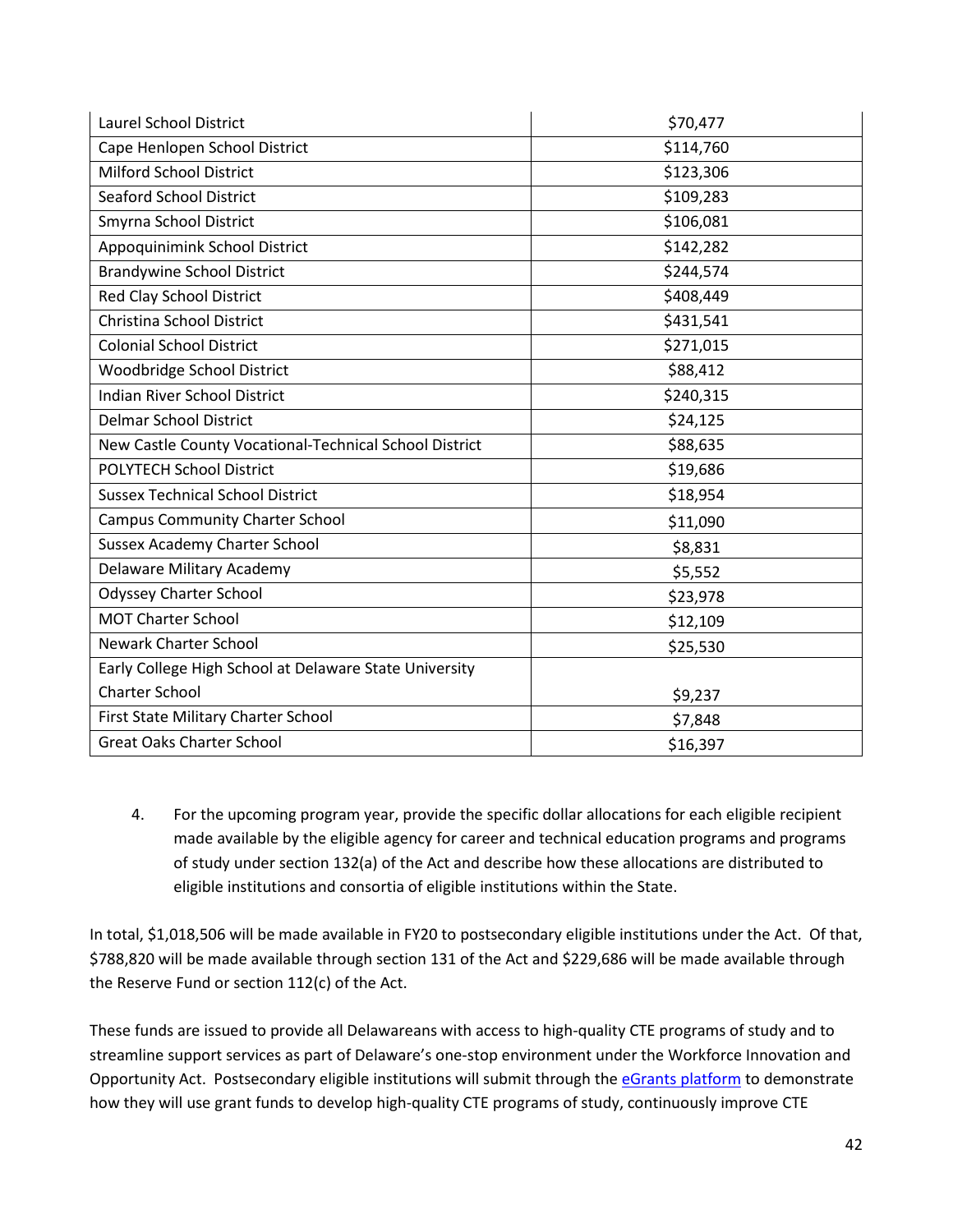| | |
|---|---|
| Laurel School District | $70,477 |
| Cape Henlopen School District | $114,760 |
| Milford School District | $123,306 |
| Seaford School District | $109,283 |
| Smyrna School District | $106,081 |
| Appoquinimink School District | $142,282 |
| Brandywine School District | $244,574 |
| Red Clay School District | $408,449 |
| Christina School District | $431,541 |
| Colonial School District | $271,015 |
| Woodbridge School District | $88,412 |
| Indian River School District | $240,315 |
| Delmar School District | $24,125 |
| New Castle County Vocational-Technical School District | $88,635 |
| POLYTECH School District | $19,686 |
| Sussex Technical School District | $18,954 |
| Campus Community Charter School | $11,090 |
| Sussex Academy Charter School | $8,831 |
| Delaware Military Academy | $5,552 |
| Odyssey Charter School | $23,978 |
| MOT Charter School | $12,109 |
| Newark Charter School | $25,530 |
| Early College High School at Delaware State University Charter School | $9,237 |
| First State Military Charter School | $7,848 |
| Great Oaks Charter School | $16,397 |

4. For the upcoming program year, provide the specific dollar allocations for each eligible recipient made available by the eligible agency for career and technical education programs and programs of study under section 132(a) of the Act and describe how these allocations are distributed to eligible institutions and consortia of eligible institutions within the State.

In total, $1,018,506 will be made available in FY20 to postsecondary eligible institutions under the Act. Of that, $788,820 will be made available through section 131 of the Act and $229,686 will be made available through the Reserve Fund or section 112(c) of the Act.

These funds are issued to provide all Delawareans with access to high-quality CTE programs of study and to streamline support services as part of Delaware's one-stop environment under the Workforce Innovation and Opportunity Act. Postsecondary eligible institutions will submit through the eGrants platform to demonstrate how they will use grant funds to develop high-quality CTE programs of study, continuously improve CTE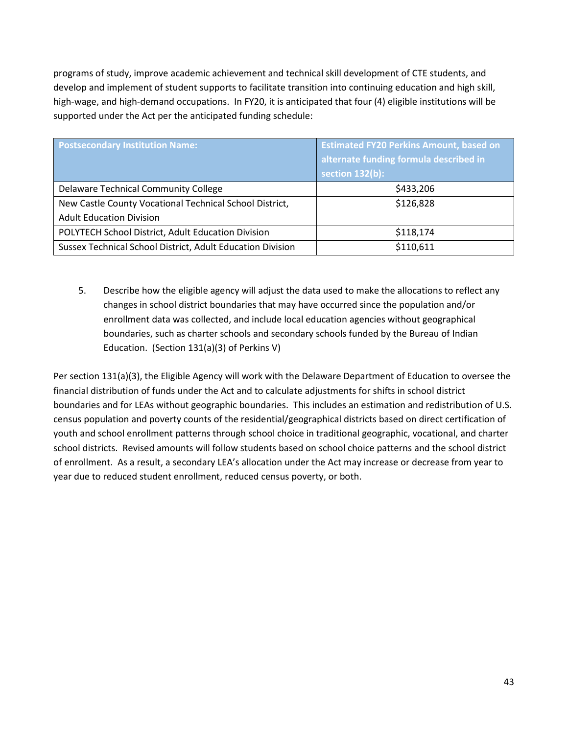programs of study, improve academic achievement and technical skill development of CTE students, and develop and implement of student supports to facilitate transition into continuing education and high skill, high-wage, and high-demand occupations. In FY20, it is anticipated that four (4) eligible institutions will be supported under the Act per the anticipated funding schedule:

| Postsecondary Institution Name: | Estimated FY20 Perkins Amount, based on alternate funding formula described in section 132(b): |
|---|---|
| Delaware Technical Community College | $433,206 |
| New Castle County Vocational Technical School District, Adult Education Division | $126,828 |
| POLYTECH School District, Adult Education Division | $118,174 |
| Sussex Technical School District, Adult Education Division | $110,611 |

5. Describe how the eligible agency will adjust the data used to make the allocations to reflect any changes in school district boundaries that may have occurred since the population and/or enrollment data was collected, and include local education agencies without geographical boundaries, such as charter schools and secondary schools funded by the Bureau of Indian Education. (Section 131(a)(3) of Perkins V)

Per section 131(a)(3), the Eligible Agency will work with the Delaware Department of Education to oversee the financial distribution of funds under the Act and to calculate adjustments for shifts in school district boundaries and for LEAs without geographic boundaries. This includes an estimation and redistribution of U.S. census population and poverty counts of the residential/geographical districts based on direct certification of youth and school enrollment patterns through school choice in traditional geographic, vocational, and charter school districts. Revised amounts will follow students based on school choice patterns and the school district of enrollment. As a result, a secondary LEA's allocation under the Act may increase or decrease from year to year due to reduced student enrollment, reduced census poverty, or both.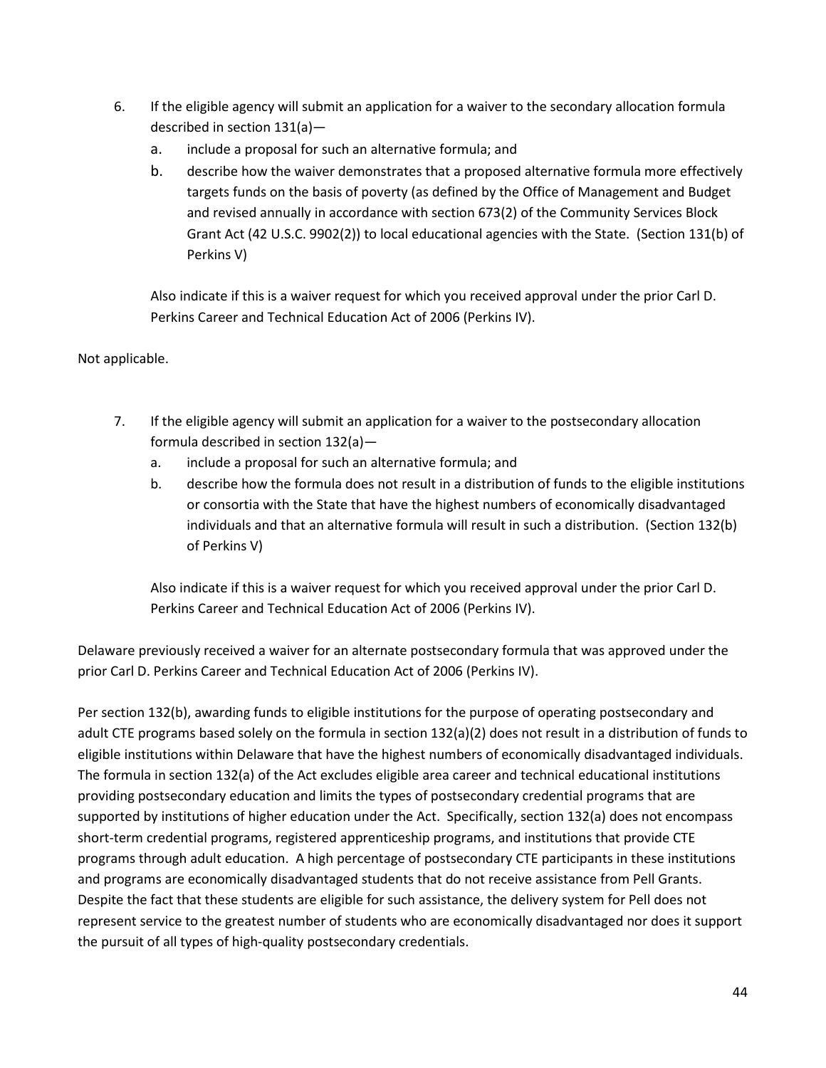6. If the eligible agency will submit an application for a waiver to the secondary allocation formula described in section 131(a)—
   a. include a proposal for such an alternative formula; and
   b. describe how the waiver demonstrates that a proposed alternative formula more effectively targets funds on the basis of poverty (as defined by the Office of Management and Budget and revised annually in accordance with section 673(2) of the Community Services Block Grant Act (42 U.S.C. 9902(2)) to local educational agencies with the State. (Section 131(b) of Perkins V)

   Also indicate if this is a waiver request for which you received approval under the prior Carl D. Perkins Career and Technical Education Act of 2006 (Perkins IV).

Not applicable.

7. If the eligible agency will submit an application for a waiver to the postsecondary allocation formula described in section 132(a)—
   a. include a proposal for such an alternative formula; and
   b. describe how the formula does not result in a distribution of funds to the eligible institutions or consortia with the State that have the highest numbers of economically disadvantaged individuals and that an alternative formula will result in such a distribution. (Section 132(b) of Perkins V)

   Also indicate if this is a waiver request for which you received approval under the prior Carl D. Perkins Career and Technical Education Act of 2006 (Perkins IV).

Delaware previously received a waiver for an alternate postsecondary formula that was approved under the prior Carl D. Perkins Career and Technical Education Act of 2006 (Perkins IV).

Per section 132(b), awarding funds to eligible institutions for the purpose of operating postsecondary and adult CTE programs based solely on the formula in section 132(a)(2) does not result in a distribution of funds to eligible institutions within Delaware that have the highest numbers of economically disadvantaged individuals. The formula in section 132(a) of the Act excludes eligible area career and technical educational institutions providing postsecondary education and limits the types of postsecondary credential programs that are supported by institutions of higher education under the Act. Specifically, section 132(a) does not encompass short-term credential programs, registered apprenticeship programs, and institutions that provide CTE programs through adult education. A high percentage of postsecondary CTE participants in these institutions and programs are economically disadvantaged students that do not receive assistance from Pell Grants. Despite the fact that these students are eligible for such assistance, the delivery system for Pell does not represent service to the greatest number of students who are economically disadvantaged nor does it support the pursuit of all types of high-quality postsecondary credentials.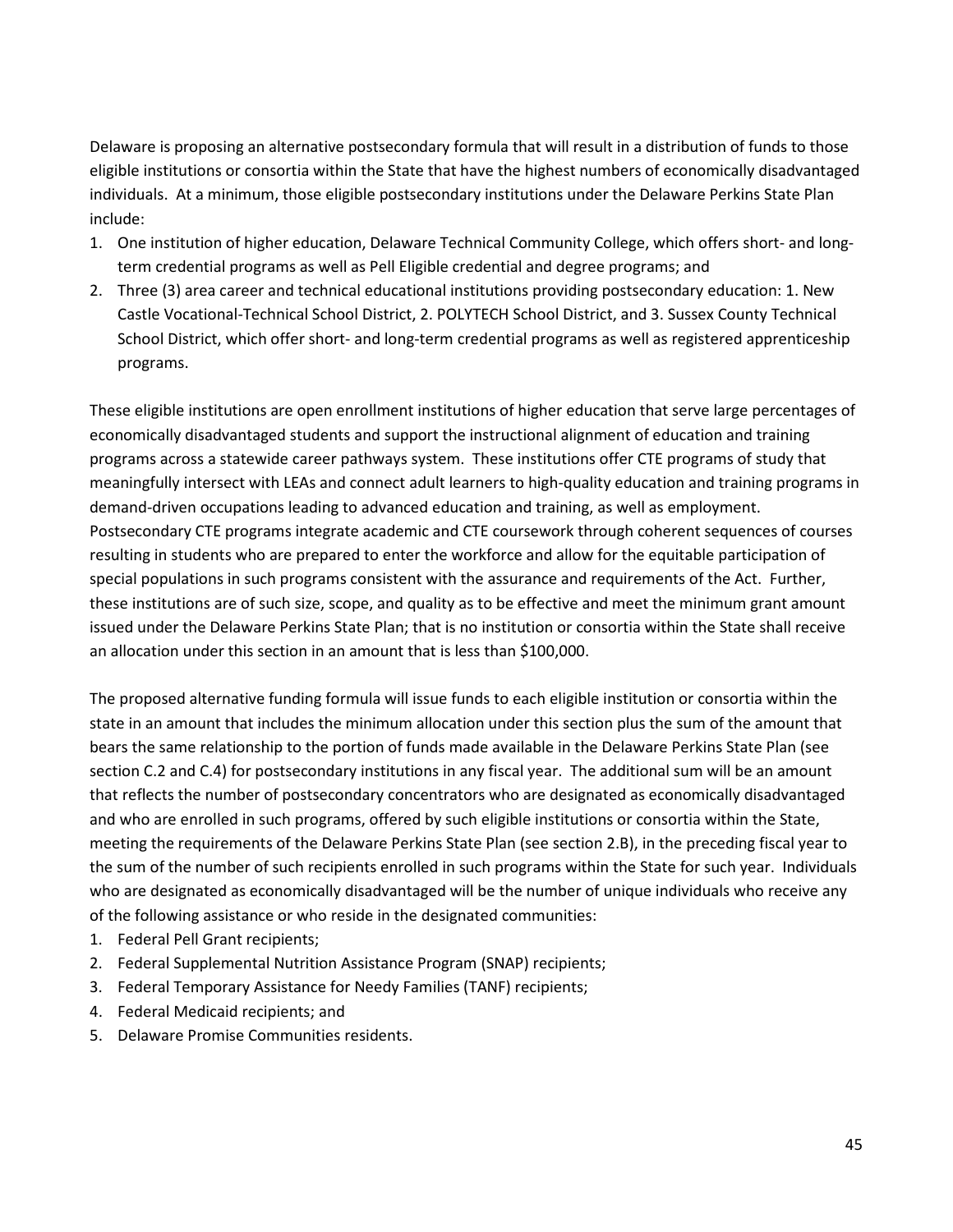Delaware is proposing an alternative postsecondary formula that will result in a distribution of funds to those eligible institutions or consortia within the State that have the highest numbers of economically disadvantaged individuals. At a minimum, those eligible postsecondary institutions under the Delaware Perkins State Plan include:

1. One institution of higher education, Delaware Technical Community College, which offers short- and long-term credential programs as well as Pell Eligible credential and degree programs; and
2. Three (3) area career and technical educational institutions providing postsecondary education: 1. New Castle Vocational-Technical School District, 2. POLYTECH School District, and 3. Sussex County Technical School District, which offer short- and long-term credential programs as well as registered apprenticeship programs.

These eligible institutions are open enrollment institutions of higher education that serve large percentages of economically disadvantaged students and support the instructional alignment of education and training programs across a statewide career pathways system. These institutions offer CTE programs of study that meaningfully intersect with LEAs and connect adult learners to high-quality education and training programs in demand-driven occupations leading to advanced education and training, as well as employment. Postsecondary CTE programs integrate academic and CTE coursework through coherent sequences of courses resulting in students who are prepared to enter the workforce and allow for the equitable participation of special populations in such programs consistent with the assurance and requirements of the Act. Further, these institutions are of such size, scope, and quality as to be effective and meet the minimum grant amount issued under the Delaware Perkins State Plan; that is no institution or consortia within the State shall receive an allocation under this section in an amount that is less than $100,000.

The proposed alternative funding formula will issue funds to each eligible institution or consortia within the state in an amount that includes the minimum allocation under this section plus the sum of the amount that bears the same relationship to the portion of funds made available in the Delaware Perkins State Plan (see section C.2 and C.4) for postsecondary institutions in any fiscal year. The additional sum will be an amount that reflects the number of postsecondary concentrators who are designated as economically disadvantaged and who are enrolled in such programs, offered by such eligible institutions or consortia within the State, meeting the requirements of the Delaware Perkins State Plan (see section 2.B), in the preceding fiscal year to the sum of the number of such recipients enrolled in such programs within the State for such year. Individuals who are designated as economically disadvantaged will be the number of unique individuals who receive any of the following assistance or who reside in the designated communities:

1. Federal Pell Grant recipients;
2. Federal Supplemental Nutrition Assistance Program (SNAP) recipients;
3. Federal Temporary Assistance for Needy Families (TANF) recipients;
4. Federal Medicaid recipients; and
5. Delaware Promise Communities residents.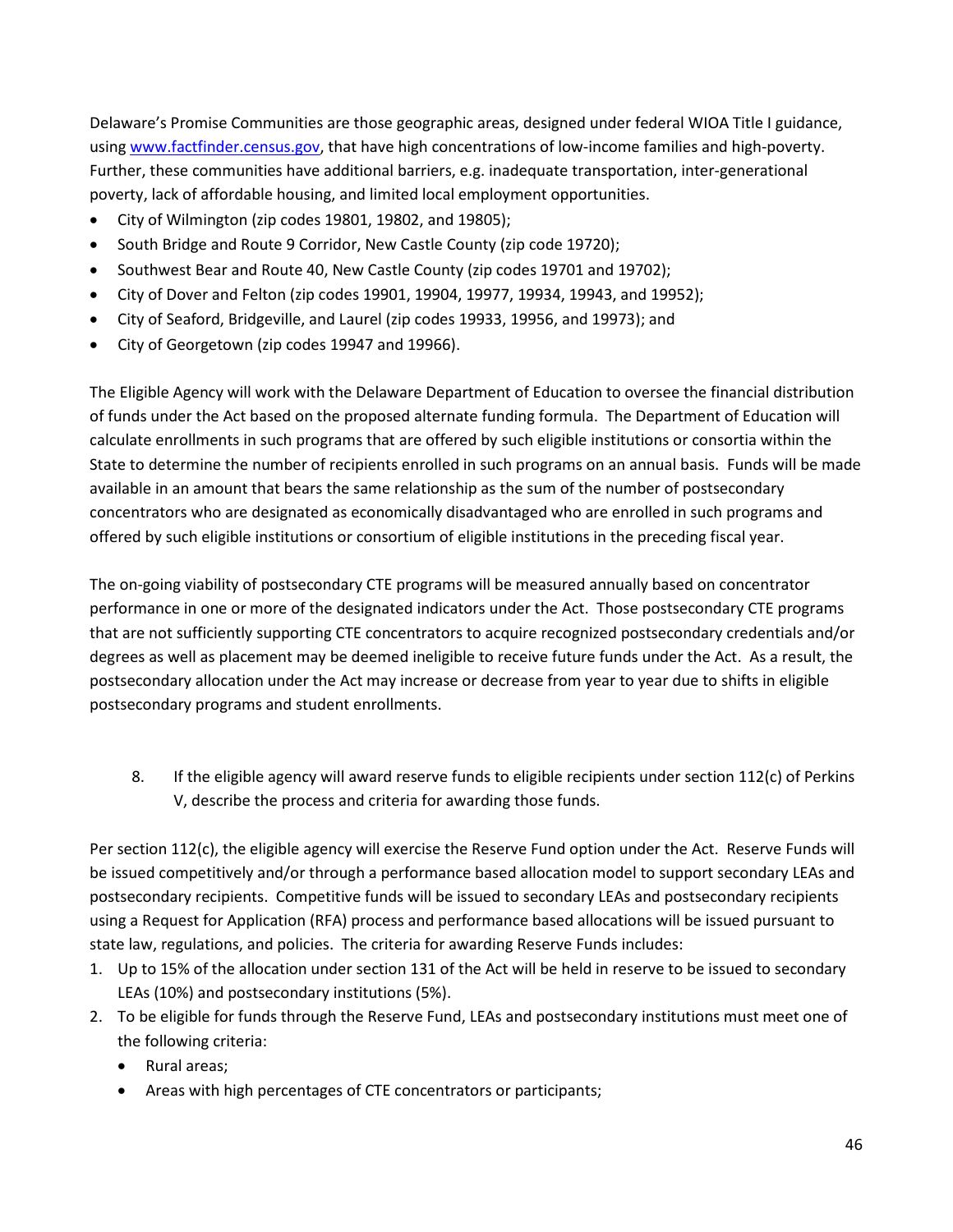Delaware's Promise Communities are those geographic areas, designed under federal WIOA Title I guidance, using www.factfinder.census.gov, that have high concentrations of low-income families and high-poverty. Further, these communities have additional barriers, e.g. inadequate transportation, inter-generational poverty, lack of affordable housing, and limited local employment opportunities.

- City of Wilmington (zip codes 19801, 19802, and 19805);
- South Bridge and Route 9 Corridor, New Castle County (zip code 19720);
- Southwest Bear and Route 40, New Castle County (zip codes 19701 and 19702);
- City of Dover and Felton (zip codes 19901, 19904, 19977, 19934, 19943, and 19952);
- City of Seaford, Bridgeville, and Laurel (zip codes 19933, 19956, and 19973); and
- City of Georgetown (zip codes 19947 and 19966).

The Eligible Agency will work with the Delaware Department of Education to oversee the financial distribution of funds under the Act based on the proposed alternate funding formula. The Department of Education will calculate enrollments in such programs that are offered by such eligible institutions or consortia within the State to determine the number of recipients enrolled in such programs on an annual basis. Funds will be made available in an amount that bears the same relationship as the sum of the number of postsecondary concentrators who are designated as economically disadvantaged who are enrolled in such programs and offered by such eligible institutions or consortium of eligible institutions in the preceding fiscal year.

The on-going viability of postsecondary CTE programs will be measured annually based on concentrator performance in one or more of the designated indicators under the Act. Those postsecondary CTE programs that are not sufficiently supporting CTE concentrators to acquire recognized postsecondary credentials and/or degrees as well as placement may be deemed ineligible to receive future funds under the Act. As a result, the postsecondary allocation under the Act may increase or decrease from year to year due to shifts in eligible postsecondary programs and student enrollments.

8. If the eligible agency will award reserve funds to eligible recipients under section 112(c) of Perkins V, describe the process and criteria for awarding those funds.

Per section 112(c), the eligible agency will exercise the Reserve Fund option under the Act. Reserve Funds will be issued competitively and/or through a performance based allocation model to support secondary LEAs and postsecondary recipients. Competitive funds will be issued to secondary LEAs and postsecondary recipients using a Request for Application (RFA) process and performance based allocations will be issued pursuant to state law, regulations, and policies. The criteria for awarding Reserve Funds includes:

1. Up to 15% of the allocation under section 131 of the Act will be held in reserve to be issued to secondary LEAs (10%) and postsecondary institutions (5%).
2. To be eligible for funds through the Reserve Fund, LEAs and postsecondary institutions must meet one of the following criteria:
   - Rural areas;
   - Areas with high percentages of CTE concentrators or participants;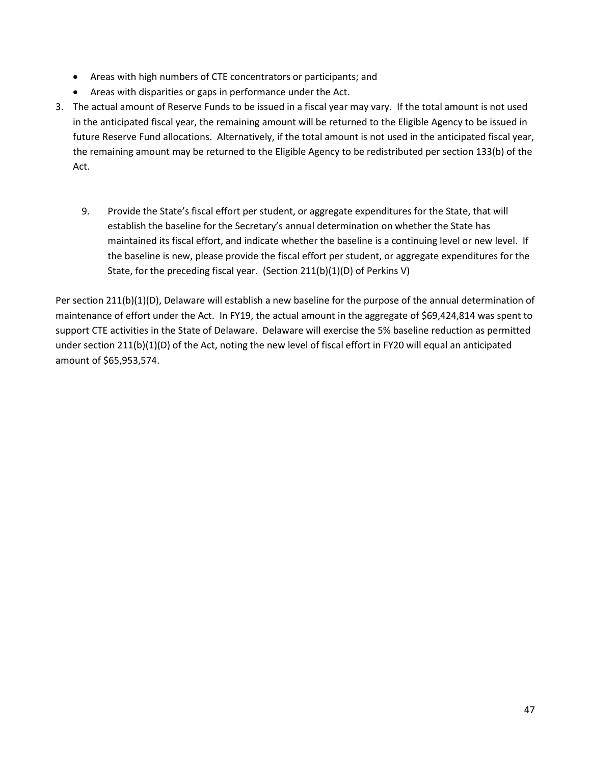- Areas with high numbers of CTE concentrators or participants; and
- Areas with disparities or gaps in performance under the Act.

3. The actual amount of Reserve Funds to be issued in a fiscal year may vary. If the total amount is not used in the anticipated fiscal year, the remaining amount will be returned to the Eligible Agency to be issued in future Reserve Fund allocations. Alternatively, if the total amount is not used in the anticipated fiscal year, the remaining amount may be returned to the Eligible Agency to be redistributed per section 133(b) of the Act.

9. Provide the State's fiscal effort per student, or aggregate expenditures for the State, that will establish the baseline for the Secretary's annual determination on whether the State has maintained its fiscal effort, and indicate whether the baseline is a continuing level or new level. If the baseline is new, please provide the fiscal effort per student, or aggregate expenditures for the State, for the preceding fiscal year. (Section 211(b)(1)(D) of Perkins V)

Per section 211(b)(1)(D), Delaware will establish a new baseline for the purpose of the annual determination of maintenance of effort under the Act. In FY19, the actual amount in the aggregate of $69,424,814 was spent to support CTE activities in the State of Delaware. Delaware will exercise the 5% baseline reduction as permitted under section 211(b)(1)(D) of the Act, noting the new level of fiscal effort in FY20 will equal an anticipated amount of $65,953,574.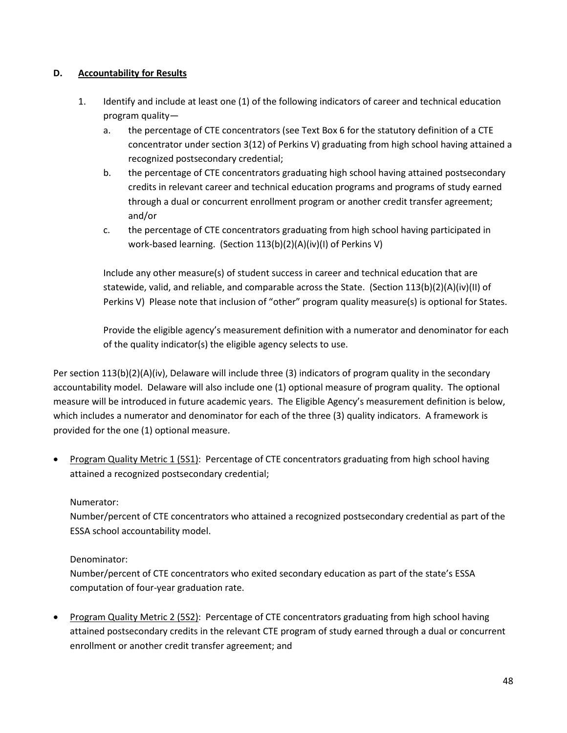**D. <u>Accountability for Results</u>**

1. Identify and include at least one (1) of the following indicators of career and technical education program quality—
   a. the percentage of CTE concentrators (see Text Box 6 for the statutory definition of a CTE concentrator under section 3(12) of Perkins V) graduating from high school having attained a recognized postsecondary credential;
   b. the percentage of CTE concentrators graduating high school having attained postsecondary credits in relevant career and technical education programs and programs of study earned through a dual or concurrent enrollment program or another credit transfer agreement; and/or
   c. the percentage of CTE concentrators graduating from high school having participated in work-based learning. (Section 113(b)(2)(A)(iv)(I) of Perkins V)

   Include any other measure(s) of student success in career and technical education that are statewide, valid, and reliable, and comparable across the State. (Section 113(b)(2)(A)(iv)(II) of Perkins V) Please note that inclusion of "other" program quality measure(s) is optional for States.

   Provide the eligible agency's measurement definition with a numerator and denominator for each of the quality indicator(s) the eligible agency selects to use.

Per section 113(b)(2)(A)(iv), Delaware will include three (3) indicators of program quality in the secondary accountability model. Delaware will also include one (1) optional measure of program quality. The optional measure will be introduced in future academic years. The Eligible Agency's measurement definition is below, which includes a numerator and denominator for each of the three (3) quality indicators. A framework is provided for the one (1) optional measure.

- <u>Program Quality Metric 1 (5S1)</u>: Percentage of CTE concentrators graduating from high school having attained a recognized postsecondary credential;

  Numerator:
  Number/percent of CTE concentrators who attained a recognized postsecondary credential as part of the ESSA school accountability model.

  Denominator:
  Number/percent of CTE concentrators who exited secondary education as part of the state's ESSA computation of four-year graduation rate.

- <u>Program Quality Metric 2 (5S2)</u>: Percentage of CTE concentrators graduating from high school having attained postsecondary credits in the relevant CTE program of study earned through a dual or concurrent enrollment or another credit transfer agreement; and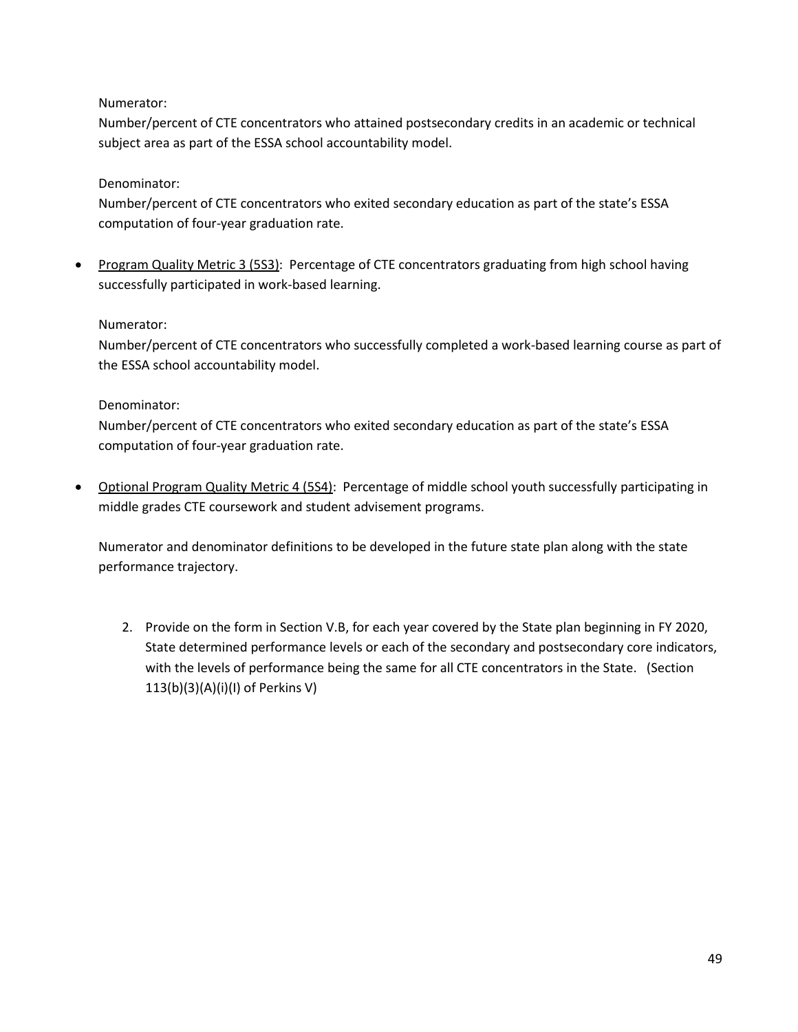Numerator:
Number/percent of CTE concentrators who attained postsecondary credits in an academic or technical subject area as part of the ESSA school accountability model.

Denominator:
Number/percent of CTE concentrators who exited secondary education as part of the state's ESSA computation of four-year graduation rate.

- Program Quality Metric 3 (5S3): Percentage of CTE concentrators graduating from high school having successfully participated in work-based learning.

  Numerator:
  Number/percent of CTE concentrators who successfully completed a work-based learning course as part of the ESSA school accountability model.

  Denominator:
  Number/percent of CTE concentrators who exited secondary education as part of the state's ESSA computation of four-year graduation rate.

- Optional Program Quality Metric 4 (5S4): Percentage of middle school youth successfully participating in middle grades CTE coursework and student advisement programs.

  Numerator and denominator definitions to be developed in the future state plan along with the state performance trajectory.

2. Provide on the form in Section V.B, for each year covered by the State plan beginning in FY 2020, State determined performance levels or each of the secondary and postsecondary core indicators, with the levels of performance being the same for all CTE concentrators in the State. (Section 113(b)(3)(A)(i)(I) of Perkins V)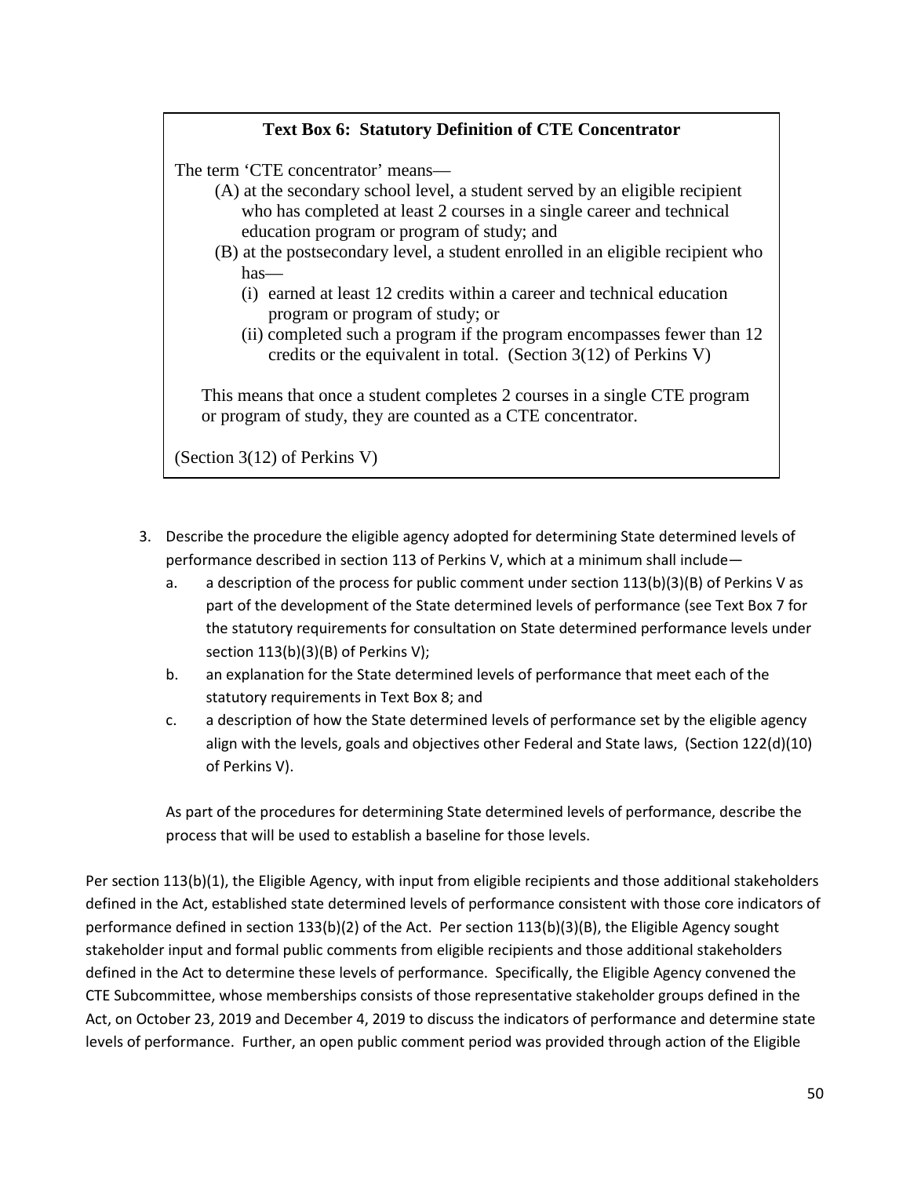**Text Box 6: Statutory Definition of CTE Concentrator**

The term 'CTE concentrator' means—

- (A) at the secondary school level, a student served by an eligible recipient who has completed at least 2 courses in a single career and technical education program or program of study; and
- (B) at the postsecondary level, a student enrolled in an eligible recipient who has—
  - (i) earned at least 12 credits within a career and technical education program or program of study; or
  - (ii) completed such a program if the program encompasses fewer than 12 credits or the equivalent in total. (Section 3(12) of Perkins V)

This means that once a student completes 2 courses in a single CTE program or program of study, they are counted as a CTE concentrator.

(Section 3(12) of Perkins V)

3. Describe the procedure the eligible agency adopted for determining State determined levels of performance described in section 113 of Perkins V, which at a minimum shall include—
   a. a description of the process for public comment under section 113(b)(3)(B) of Perkins V as part of the development of the State determined levels of performance (see Text Box 7 for the statutory requirements for consultation on State determined performance levels under section 113(b)(3)(B) of Perkins V);
   b. an explanation for the State determined levels of performance that meet each of the statutory requirements in Text Box 8; and
   c. a description of how the State determined levels of performance set by the eligible agency align with the levels, goals and objectives other Federal and State laws, (Section 122(d)(10) of Perkins V).

   As part of the procedures for determining State determined levels of performance, describe the process that will be used to establish a baseline for those levels.

Per section 113(b)(1), the Eligible Agency, with input from eligible recipients and those additional stakeholders defined in the Act, established state determined levels of performance consistent with those core indicators of performance defined in section 133(b)(2) of the Act. Per section 113(b)(3)(B), the Eligible Agency sought stakeholder input and formal public comments from eligible recipients and those additional stakeholders defined in the Act to determine these levels of performance. Specifically, the Eligible Agency convened the CTE Subcommittee, whose memberships consists of those representative stakeholder groups defined in the Act, on October 23, 2019 and December 4, 2019 to discuss the indicators of performance and determine state levels of performance. Further, an open public comment period was provided through action of the Eligible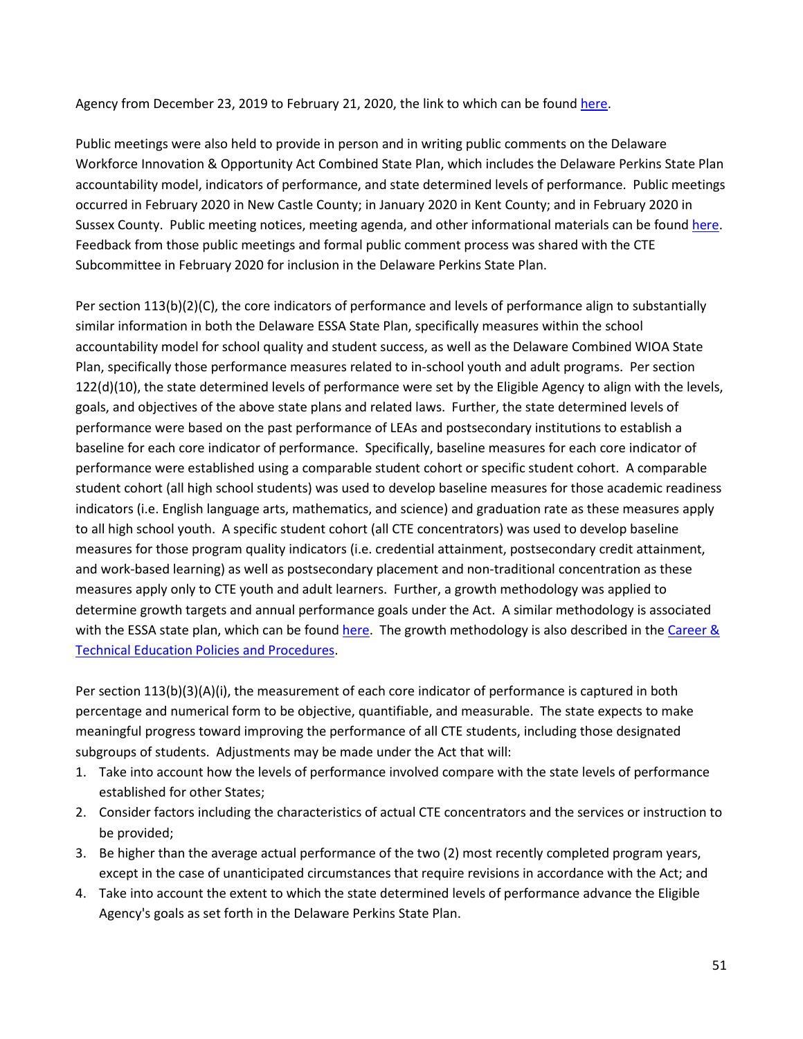Agency from December 23, 2019 to February 21, 2020, the link to which can be found here.

Public meetings were also held to provide in person and in writing public comments on the Delaware Workforce Innovation & Opportunity Act Combined State Plan, which includes the Delaware Perkins State Plan accountability model, indicators of performance, and state determined levels of performance. Public meetings occurred in February 2020 in New Castle County; in January 2020 in Kent County; and in February 2020 in Sussex County. Public meeting notices, meeting agenda, and other informational materials can be found here. Feedback from those public meetings and formal public comment process was shared with the CTE Subcommittee in February 2020 for inclusion in the Delaware Perkins State Plan.

Per section 113(b)(2)(C), the core indicators of performance and levels of performance align to substantially similar information in both the Delaware ESSA State Plan, specifically measures within the school accountability model for school quality and student success, as well as the Delaware Combined WIOA State Plan, specifically those performance measures related to in-school youth and adult programs. Per section 122(d)(10), the state determined levels of performance were set by the Eligible Agency to align with the levels, goals, and objectives of the above state plans and related laws. Further, the state determined levels of performance were based on the past performance of LEAs and postsecondary institutions to establish a baseline for each core indicator of performance. Specifically, baseline measures for each core indicator of performance were established using a comparable student cohort or specific student cohort. A comparable student cohort (all high school students) was used to develop baseline measures for those academic readiness indicators (i.e. English language arts, mathematics, and science) and graduation rate as these measures apply to all high school youth. A specific student cohort (all CTE concentrators) was used to develop baseline measures for those program quality indicators (i.e. credential attainment, postsecondary credit attainment, and work-based learning) as well as postsecondary placement and non-traditional concentration as these measures apply only to CTE youth and adult learners. Further, a growth methodology was applied to determine growth targets and annual performance goals under the Act. A similar methodology is associated with the ESSA state plan, which can be found here. The growth methodology is also described in the Career & Technical Education Policies and Procedures.

Per section 113(b)(3)(A)(i), the measurement of each core indicator of performance is captured in both percentage and numerical form to be objective, quantifiable, and measurable. The state expects to make meaningful progress toward improving the performance of all CTE students, including those designated subgroups of students. Adjustments may be made under the Act that will:

1. Take into account how the levels of performance involved compare with the state levels of performance established for other States;
2. Consider factors including the characteristics of actual CTE concentrators and the services or instruction to be provided;
3. Be higher than the average actual performance of the two (2) most recently completed program years, except in the case of unanticipated circumstances that require revisions in accordance with the Act; and
4. Take into account the extent to which the state determined levels of performance advance the Eligible Agency's goals as set forth in the Delaware Perkins State Plan.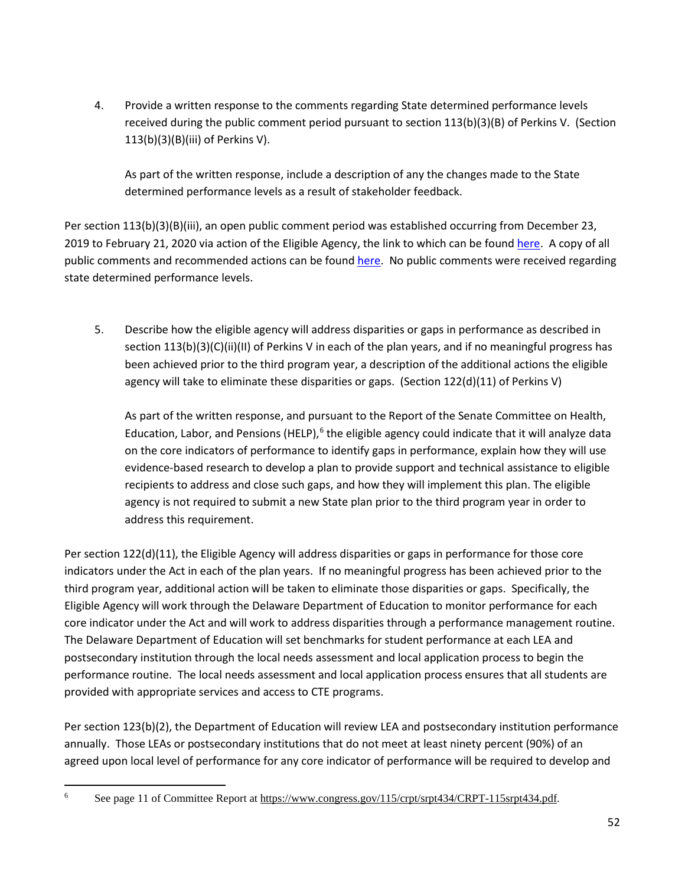4. Provide a written response to the comments regarding State determined performance levels received during the public comment period pursuant to section 113(b)(3)(B) of Perkins V. (Section 113(b)(3)(B)(iii) of Perkins V).

   As part of the written response, include a description of any the changes made to the State determined performance levels as a result of stakeholder feedback.

Per section 113(b)(3)(B)(iii), an open public comment period was established occurring from December 23, 2019 to February 21, 2020 via action of the Eligible Agency, the link to which can be found here. A copy of all public comments and recommended actions can be found here. No public comments were received regarding state determined performance levels.

5. Describe how the eligible agency will address disparities or gaps in performance as described in section 113(b)(3)(C)(ii)(II) of Perkins V in each of the plan years, and if no meaningful progress has been achieved prior to the third program year, a description of the additional actions the eligible agency will take to eliminate these disparities or gaps. (Section 122(d)(11) of Perkins V)

   As part of the written response, and pursuant to the Report of the Senate Committee on Health, Education, Labor, and Pensions (HELP),[6] the eligible agency could indicate that it will analyze data on the core indicators of performance to identify gaps in performance, explain how they will use evidence-based research to develop a plan to provide support and technical assistance to eligible recipients to address and close such gaps, and how they will implement this plan. The eligible agency is not required to submit a new State plan prior to the third program year in order to address this requirement.

Per section 122(d)(11), the Eligible Agency will address disparities or gaps in performance for those core indicators under the Act in each of the plan years. If no meaningful progress has been achieved prior to the third program year, additional action will be taken to eliminate those disparities or gaps. Specifically, the Eligible Agency will work through the Delaware Department of Education to monitor performance for each core indicator under the Act and will work to address disparities through a performance management routine. The Delaware Department of Education will set benchmarks for student performance at each LEA and postsecondary institution through the local needs assessment and local application process to begin the performance routine. The local needs assessment and local application process ensures that all students are provided with appropriate services and access to CTE programs.

Per section 123(b)(2), the Department of Education will review LEA and postsecondary institution performance annually. Those LEAs or postsecondary institutions that do not meet at least ninety percent (90%) of an agreed upon local level of performance for any core indicator of performance will be required to develop and

[6] See page 11 of Committee Report at https://www.congress.gov/115/crpt/srpt434/CRPT-115srpt434.pdf.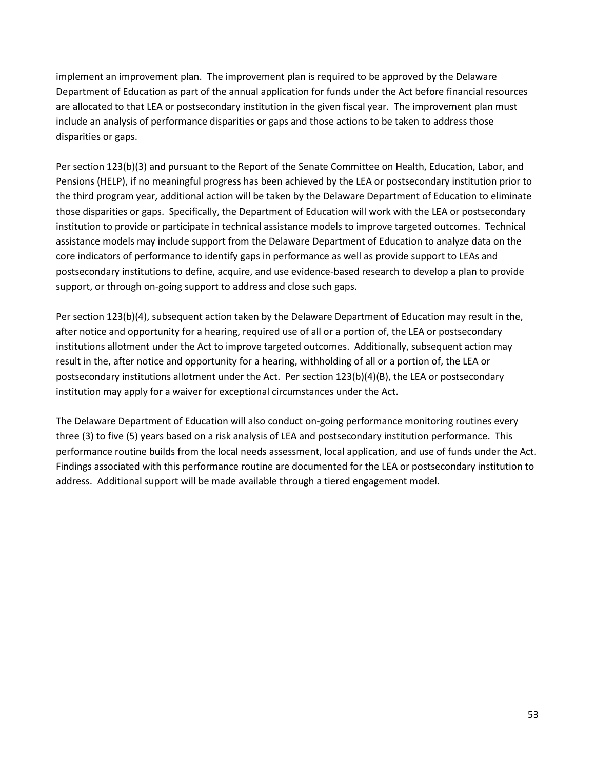implement an improvement plan. The improvement plan is required to be approved by the Delaware Department of Education as part of the annual application for funds under the Act before financial resources are allocated to that LEA or postsecondary institution in the given fiscal year. The improvement plan must include an analysis of performance disparities or gaps and those actions to be taken to address those disparities or gaps.

Per section 123(b)(3) and pursuant to the Report of the Senate Committee on Health, Education, Labor, and Pensions (HELP), if no meaningful progress has been achieved by the LEA or postsecondary institution prior to the third program year, additional action will be taken by the Delaware Department of Education to eliminate those disparities or gaps. Specifically, the Department of Education will work with the LEA or postsecondary institution to provide or participate in technical assistance models to improve targeted outcomes. Technical assistance models may include support from the Delaware Department of Education to analyze data on the core indicators of performance to identify gaps in performance as well as provide support to LEAs and postsecondary institutions to define, acquire, and use evidence-based research to develop a plan to provide support, or through on-going support to address and close such gaps.

Per section 123(b)(4), subsequent action taken by the Delaware Department of Education may result in the, after notice and opportunity for a hearing, required use of all or a portion of, the LEA or postsecondary institutions allotment under the Act to improve targeted outcomes. Additionally, subsequent action may result in the, after notice and opportunity for a hearing, withholding of all or a portion of, the LEA or postsecondary institutions allotment under the Act. Per section 123(b)(4)(B), the LEA or postsecondary institution may apply for a waiver for exceptional circumstances under the Act.

The Delaware Department of Education will also conduct on-going performance monitoring routines every three (3) to five (5) years based on a risk analysis of LEA and postsecondary institution performance. This performance routine builds from the local needs assessment, local application, and use of funds under the Act. Findings associated with this performance routine are documented for the LEA or postsecondary institution to address. Additional support will be made available through a tiered engagement model.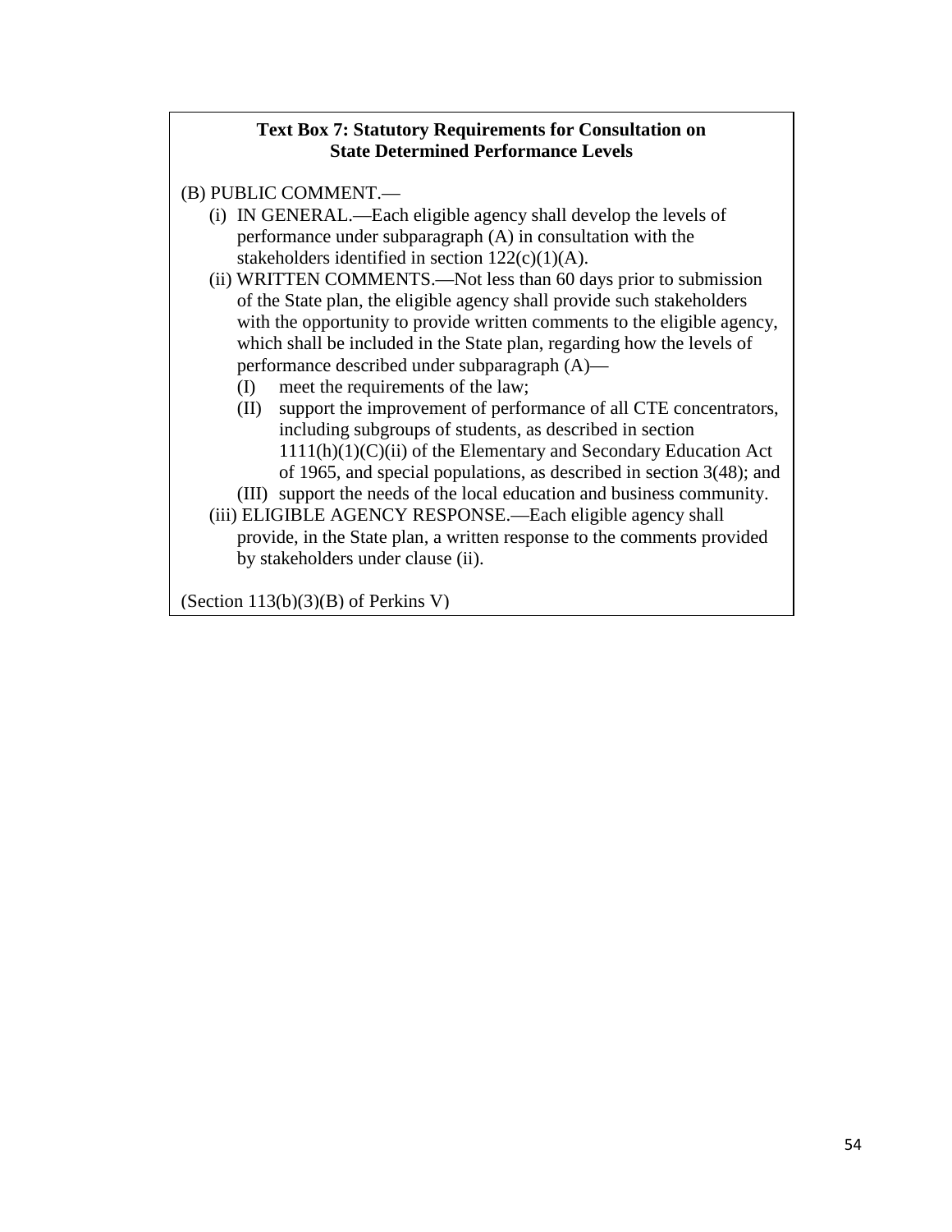**Text Box 7: Statutory Requirements for Consultation on State Determined Performance Levels**

(B) PUBLIC COMMENT.—

- (i) IN GENERAL.—Each eligible agency shall develop the levels of performance under subparagraph (A) in consultation with the stakeholders identified in section 122(c)(1)(A).
- (ii) WRITTEN COMMENTS.—Not less than 60 days prior to submission of the State plan, the eligible agency shall provide such stakeholders with the opportunity to provide written comments to the eligible agency, which shall be included in the State plan, regarding how the levels of performance described under subparagraph (A)—
  - (I) meet the requirements of the law;
  - (II) support the improvement of performance of all CTE concentrators, including subgroups of students, as described in section 1111(h)(1)(C)(ii) of the Elementary and Secondary Education Act of 1965, and special populations, as described in section 3(48); and
  - (III) support the needs of the local education and business community.
- (iii) ELIGIBLE AGENCY RESPONSE.—Each eligible agency shall provide, in the State plan, a written response to the comments provided by stakeholders under clause (ii).

(Section 113(b)(3)(B) of Perkins V)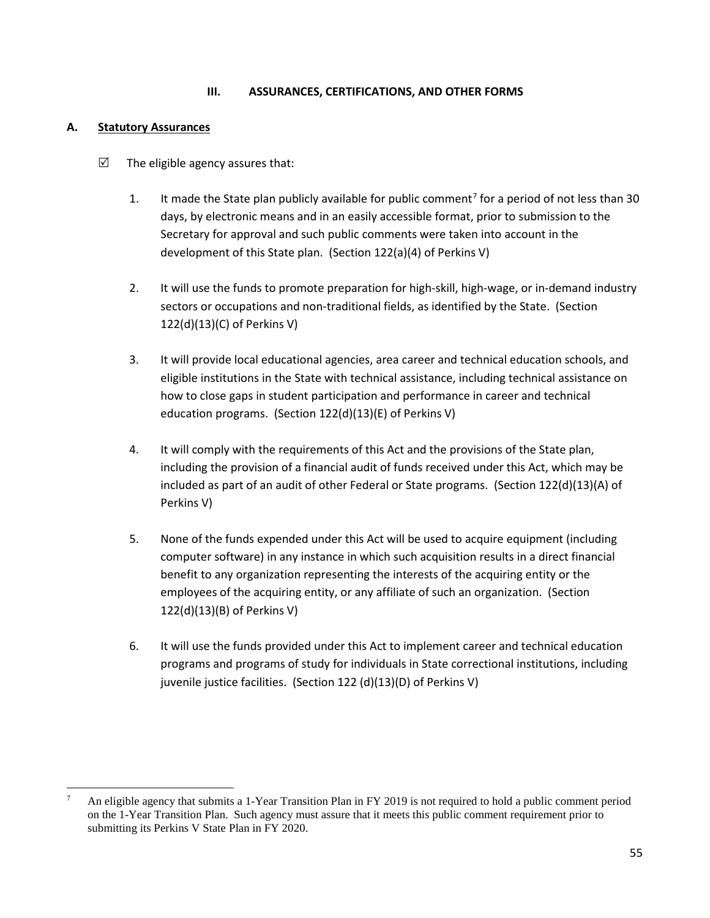## III. ASSURANCES, CERTIFICATIONS, AND OTHER FORMS

### A. Statutory Assurances

☑ The eligible agency assures that:

1. It made the State plan publicly available for public comment[7] for a period of not less than 30 days, by electronic means and in an easily accessible format, prior to submission to the Secretary for approval and such public comments were taken into account in the development of this State plan. (Section 122(a)(4) of Perkins V)

2. It will use the funds to promote preparation for high-skill, high-wage, or in-demand industry sectors or occupations and non-traditional fields, as identified by the State. (Section 122(d)(13)(C) of Perkins V)

3. It will provide local educational agencies, area career and technical education schools, and eligible institutions in the State with technical assistance, including technical assistance on how to close gaps in student participation and performance in career and technical education programs. (Section 122(d)(13)(E) of Perkins V)

4. It will comply with the requirements of this Act and the provisions of the State plan, including the provision of a financial audit of funds received under this Act, which may be included as part of an audit of other Federal or State programs. (Section 122(d)(13)(A) of Perkins V)

5. None of the funds expended under this Act will be used to acquire equipment (including computer software) in any instance in which such acquisition results in a direct financial benefit to any organization representing the interests of the acquiring entity or the employees of the acquiring entity, or any affiliate of such an organization. (Section 122(d)(13)(B) of Perkins V)

6. It will use the funds provided under this Act to implement career and technical education programs and programs of study for individuals in State correctional institutions, including juvenile justice facilities. (Section 122 (d)(13)(D) of Perkins V)

---

[7] An eligible agency that submits a 1-Year Transition Plan in FY 2019 is not required to hold a public comment period on the 1-Year Transition Plan. Such agency must assure that it meets this public comment requirement prior to submitting its Perkins V State Plan in FY 2020.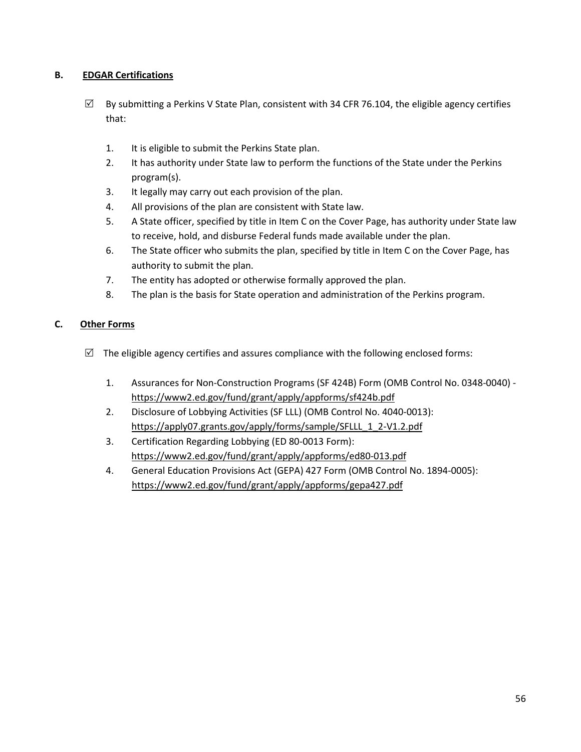### B. EDGAR Certifications

☑ By submitting a Perkins V State Plan, consistent with 34 CFR 76.104, the eligible agency certifies that:

1. It is eligible to submit the Perkins State plan.
2. It has authority under State law to perform the functions of the State under the Perkins program(s).
3. It legally may carry out each provision of the plan.
4. All provisions of the plan are consistent with State law.
5. A State officer, specified by title in Item C on the Cover Page, has authority under State law to receive, hold, and disburse Federal funds made available under the plan.
6. The State officer who submits the plan, specified by title in Item C on the Cover Page, has authority to submit the plan.
7. The entity has adopted or otherwise formally approved the plan.
8. The plan is the basis for State operation and administration of the Perkins program.

### C. Other Forms

☑ The eligible agency certifies and assures compliance with the following enclosed forms:

1. Assurances for Non-Construction Programs (SF 424B) Form (OMB Control No. 0348-0040) - https://www2.ed.gov/fund/grant/apply/appforms/sf424b.pdf
2. Disclosure of Lobbying Activities (SF LLL) (OMB Control No. 4040-0013): https://apply07.grants.gov/apply/forms/sample/SFLLL_1_2-V1.2.pdf
3. Certification Regarding Lobbying (ED 80-0013 Form): https://www2.ed.gov/fund/grant/apply/appforms/ed80-013.pdf
4. General Education Provisions Act (GEPA) 427 Form (OMB Control No. 1894-0005): https://www2.ed.gov/fund/grant/apply/appforms/gepa427.pdf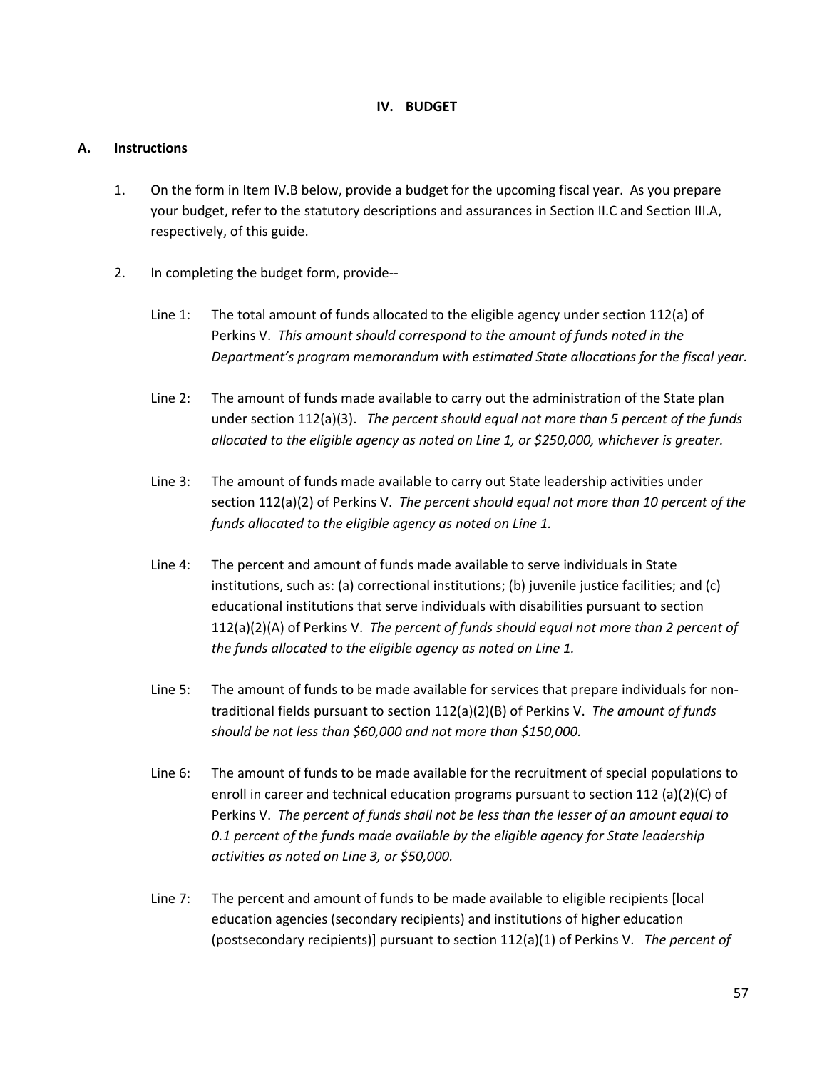## IV. BUDGET

### A. Instructions

1. On the form in Item IV.B below, provide a budget for the upcoming fiscal year. As you prepare your budget, refer to the statutory descriptions and assurances in Section II.C and Section III.A, respectively, of this guide.

2. In completing the budget form, provide--

   Line 1: The total amount of funds allocated to the eligible agency under section 112(a) of Perkins V. *This amount should correspond to the amount of funds noted in the Department's program memorandum with estimated State allocations for the fiscal year.*

   Line 2: The amount of funds made available to carry out the administration of the State plan under section 112(a)(3). *The percent should equal not more than 5 percent of the funds allocated to the eligible agency as noted on Line 1, or $250,000, whichever is greater.*

   Line 3: The amount of funds made available to carry out State leadership activities under section 112(a)(2) of Perkins V. *The percent should equal not more than 10 percent of the funds allocated to the eligible agency as noted on Line 1.*

   Line 4: The percent and amount of funds made available to serve individuals in State institutions, such as: (a) correctional institutions; (b) juvenile justice facilities; and (c) educational institutions that serve individuals with disabilities pursuant to section 112(a)(2)(A) of Perkins V. *The percent of funds should equal not more than 2 percent of the funds allocated to the eligible agency as noted on Line 1.*

   Line 5: The amount of funds to be made available for services that prepare individuals for non-traditional fields pursuant to section 112(a)(2)(B) of Perkins V. *The amount of funds should be not less than $60,000 and not more than $150,000.*

   Line 6: The amount of funds to be made available for the recruitment of special populations to enroll in career and technical education programs pursuant to section 112 (a)(2)(C) of Perkins V. *The percent of funds shall not be less than the lesser of an amount equal to 0.1 percent of the funds made available by the eligible agency for State leadership activities as noted on Line 3, or $50,000.*

   Line 7: The percent and amount of funds to be made available to eligible recipients [local education agencies (secondary recipients) and institutions of higher education (postsecondary recipients)] pursuant to section 112(a)(1) of Perkins V. *The percent of*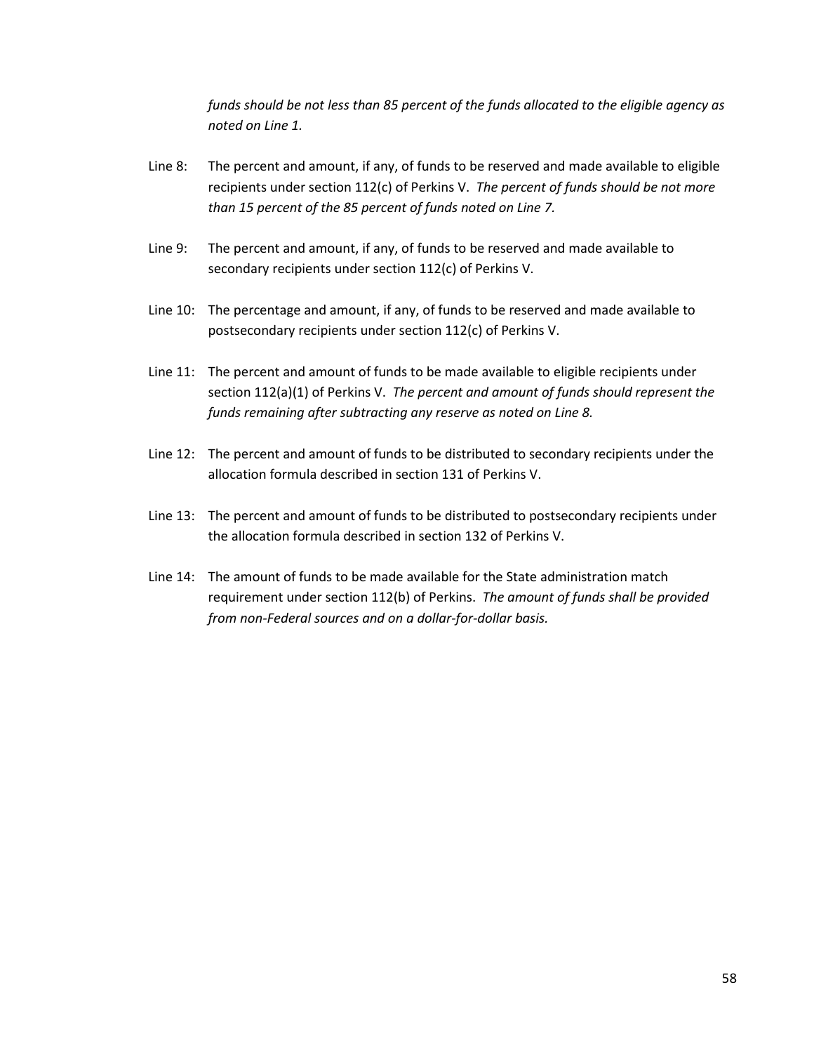*funds should be not less than 85 percent of the funds allocated to the eligible agency as noted on Line 1.*

Line 8: The percent and amount, if any, of funds to be reserved and made available to eligible recipients under section 112(c) of Perkins V. *The percent of funds should be not more than 15 percent of the 85 percent of funds noted on Line 7.*

Line 9: The percent and amount, if any, of funds to be reserved and made available to secondary recipients under section 112(c) of Perkins V.

Line 10: The percentage and amount, if any, of funds to be reserved and made available to postsecondary recipients under section 112(c) of Perkins V.

Line 11: The percent and amount of funds to be made available to eligible recipients under section 112(a)(1) of Perkins V. *The percent and amount of funds should represent the funds remaining after subtracting any reserve as noted on Line 8.*

Line 12: The percent and amount of funds to be distributed to secondary recipients under the allocation formula described in section 131 of Perkins V.

Line 13: The percent and amount of funds to be distributed to postsecondary recipients under the allocation formula described in section 132 of Perkins V.

Line 14: The amount of funds to be made available for the State administration match requirement under section 112(b) of Perkins. *The amount of funds shall be provided from non-Federal sources and on a dollar-for-dollar basis.*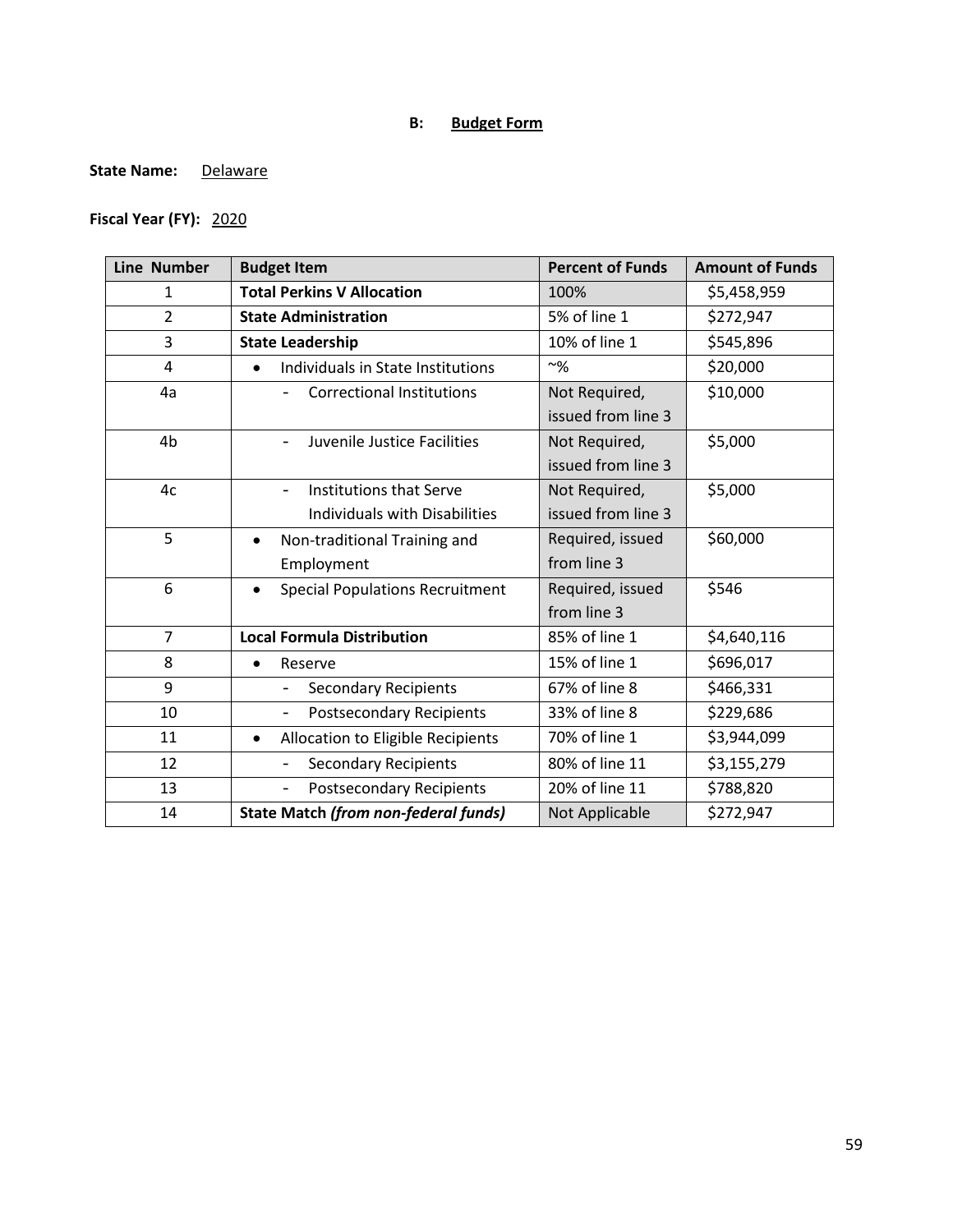**B: Budget Form**

**State Name:** Delaware

**Fiscal Year (FY):** 2020

| Line Number | Budget Item | Percent of Funds | Amount of Funds |
|---|---|---|---|
| 1 | **Total Perkins V Allocation** | 100% | $5,458,959 |
| 2 | **State Administration** | 5% of line 1 | $272,947 |
| 3 | **State Leadership** | 10% of line 1 | $545,896 |
| 4 | • Individuals in State Institutions | ~% | $20,000 |
| 4a | - Correctional Institutions | Not Required, issued from line 3 | $10,000 |
| 4b | - Juvenile Justice Facilities | Not Required, issued from line 3 | $5,000 |
| 4c | - Institutions that Serve Individuals with Disabilities | Not Required, issued from line 3 | $5,000 |
| 5 | • Non-traditional Training and Employment | Required, issued from line 3 | $60,000 |
| 6 | • Special Populations Recruitment | Required, issued from line 3 | $546 |
| 7 | **Local Formula Distribution** | 85% of line 1 | $4,640,116 |
| 8 | • Reserve | 15% of line 1 | $696,017 |
| 9 | - Secondary Recipients | 67% of line 8 | $466,331 |
| 10 | - Postsecondary Recipients | 33% of line 8 | $229,686 |
| 11 | • Allocation to Eligible Recipients | 70% of line 1 | $3,944,099 |
| 12 | - Secondary Recipients | 80% of line 11 | $3,155,279 |
| 13 | - Postsecondary Recipients | 20% of line 11 | $788,820 |
| 14 | **State Match *(from non-federal funds)*** | Not Applicable | $272,947 |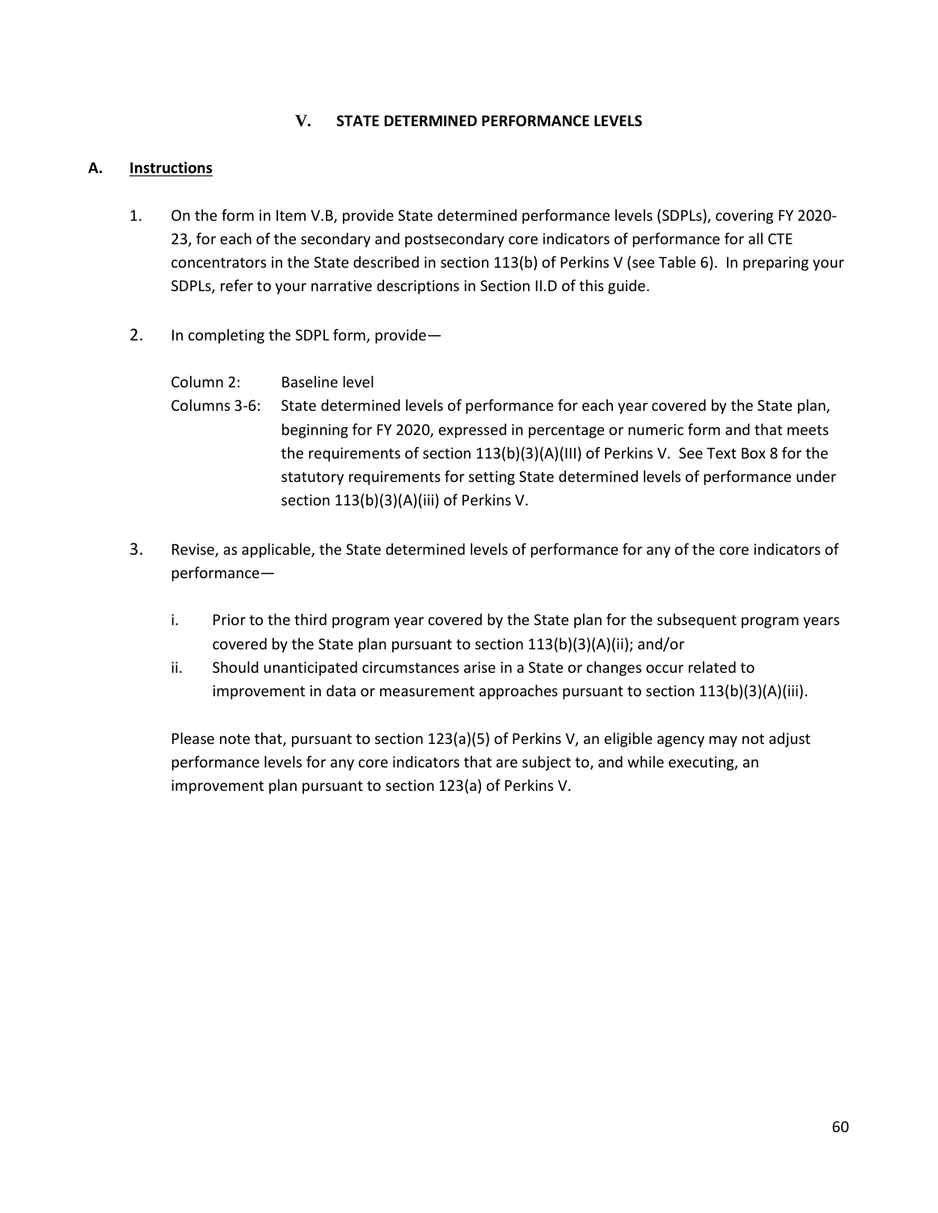## V. STATE DETERMINED PERFORMANCE LEVELS

### A. Instructions

1. On the form in Item V.B, provide State determined performance levels (SDPLs), covering FY 2020-23, for each of the secondary and postsecondary core indicators of performance for all CTE concentrators in the State described in section 113(b) of Perkins V (see Table 6). In preparing your SDPLs, refer to your narrative descriptions in Section II.D of this guide.

2. In completing the SDPL form, provide—

   Column 2: Baseline level

   Columns 3-6: State determined levels of performance for each year covered by the State plan, beginning for FY 2020, expressed in percentage or numeric form and that meets the requirements of section 113(b)(3)(A)(III) of Perkins V. See Text Box 8 for the statutory requirements for setting State determined levels of performance under section 113(b)(3)(A)(iii) of Perkins V.

3. Revise, as applicable, the State determined levels of performance for any of the core indicators of performance—

   i. Prior to the third program year covered by the State plan for the subsequent program years covered by the State plan pursuant to section 113(b)(3)(A)(ii); and/or
   
   ii. Should unanticipated circumstances arise in a State or changes occur related to improvement in data or measurement approaches pursuant to section 113(b)(3)(A)(iii).

   Please note that, pursuant to section 123(a)(5) of Perkins V, an eligible agency may not adjust performance levels for any core indicators that are subject to, and while executing, an improvement plan pursuant to section 123(a) of Perkins V.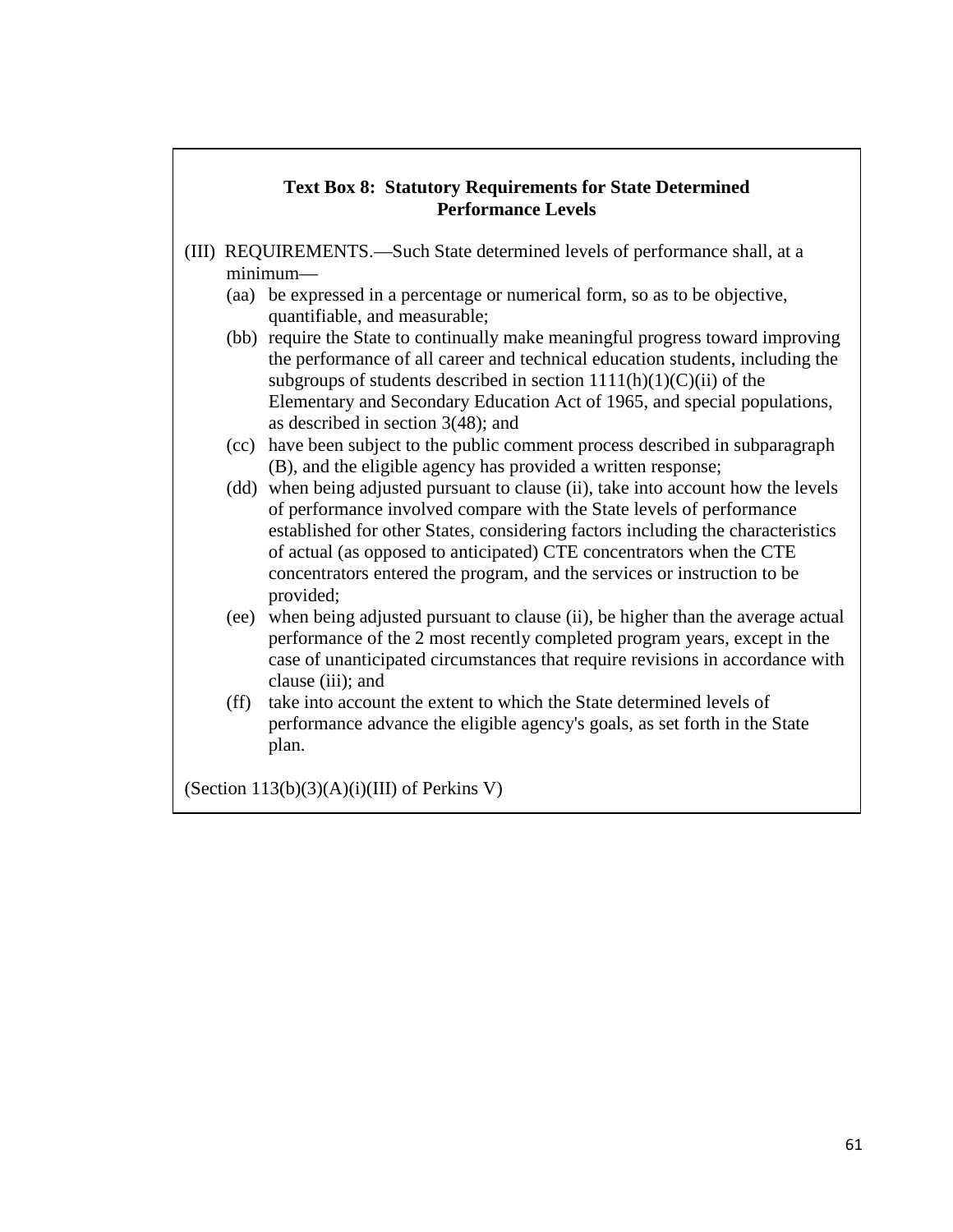**Text Box 8: Statutory Requirements for State Determined Performance Levels**

(III) REQUIREMENTS.—Such State determined levels of performance shall, at a minimum—

- (aa) be expressed in a percentage or numerical form, so as to be objective, quantifiable, and measurable;
- (bb) require the State to continually make meaningful progress toward improving the performance of all career and technical education students, including the subgroups of students described in section 1111(h)(1)(C)(ii) of the Elementary and Secondary Education Act of 1965, and special populations, as described in section 3(48); and
- (cc) have been subject to the public comment process described in subparagraph (B), and the eligible agency has provided a written response;
- (dd) when being adjusted pursuant to clause (ii), take into account how the levels of performance involved compare with the State levels of performance established for other States, considering factors including the characteristics of actual (as opposed to anticipated) CTE concentrators when the CTE concentrators entered the program, and the services or instruction to be provided;
- (ee) when being adjusted pursuant to clause (ii), be higher than the average actual performance of the 2 most recently completed program years, except in the case of unanticipated circumstances that require revisions in accordance with clause (iii); and
- (ff) take into account the extent to which the State determined levels of performance advance the eligible agency's goals, as set forth in the State plan.

(Section 113(b)(3)(A)(i)(III) of Perkins V)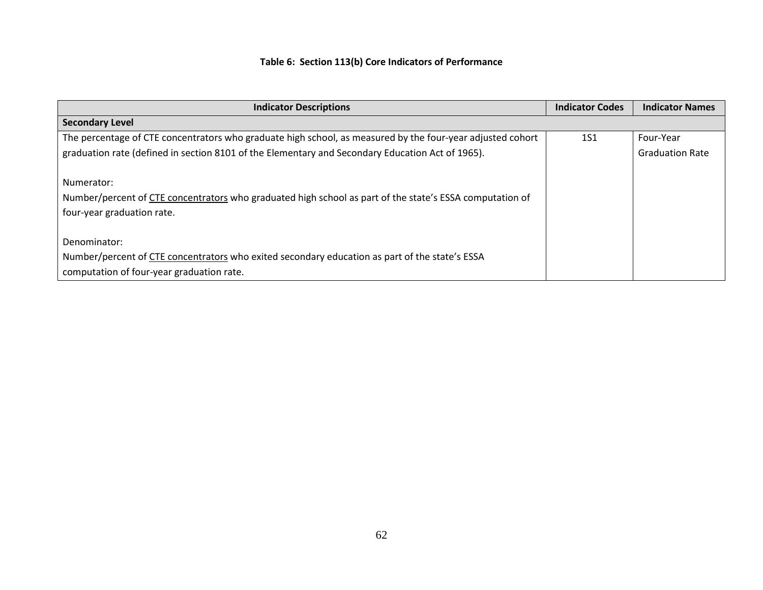**Table 6: Section 113(b) Core Indicators of Performance**

| Indicator Descriptions | Indicator Codes | Indicator Names |
|---|---|---|
| **Secondary Level** | | |
| The percentage of CTE concentrators who graduate high school, as measured by the four-year adjusted cohort graduation rate (defined in section 8101 of the Elementary and Secondary Education Act of 1965).<br><br>Numerator:<br>Number/percent of <u>CTE concentrators</u> who graduated high school as part of the state's ESSA computation of four-year graduation rate.<br><br>Denominator:<br>Number/percent of <u>CTE concentrators</u> who exited secondary education as part of the state's ESSA computation of four-year graduation rate. | 1S1 | Four-Year Graduation Rate |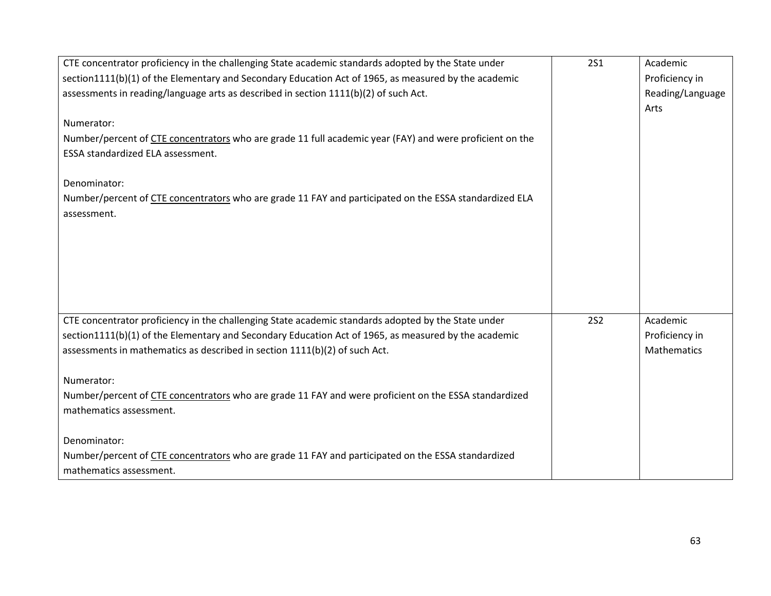| | | |
|---|---|---|
| CTE concentrator proficiency in the challenging State academic standards adopted by the State under section1111(b)(1) of the Elementary and Secondary Education Act of 1965, as measured by the academic assessments in reading/language arts as described in section 1111(b)(2) of such Act.<br><br>Numerator:<br>Number/percent of <u>CTE concentrators</u> who are grade 11 full academic year (FAY) and were proficient on the ESSA standardized ELA assessment.<br><br>Denominator:<br>Number/percent of <u>CTE concentrators</u> who are grade 11 FAY and participated on the ESSA standardized ELA assessment. | 2S1 | Academic Proficiency in Reading/Language Arts |
| CTE concentrator proficiency in the challenging State academic standards adopted by the State under section1111(b)(1) of the Elementary and Secondary Education Act of 1965, as measured by the academic assessments in mathematics as described in section 1111(b)(2) of such Act.<br><br>Numerator:<br>Number/percent of <u>CTE concentrators</u> who are grade 11 FAY and were proficient on the ESSA standardized mathematics assessment.<br><br>Denominator:<br>Number/percent of <u>CTE concentrators</u> who are grade 11 FAY and participated on the ESSA standardized mathematics assessment. | 2S2 | Academic Proficiency in Mathematics |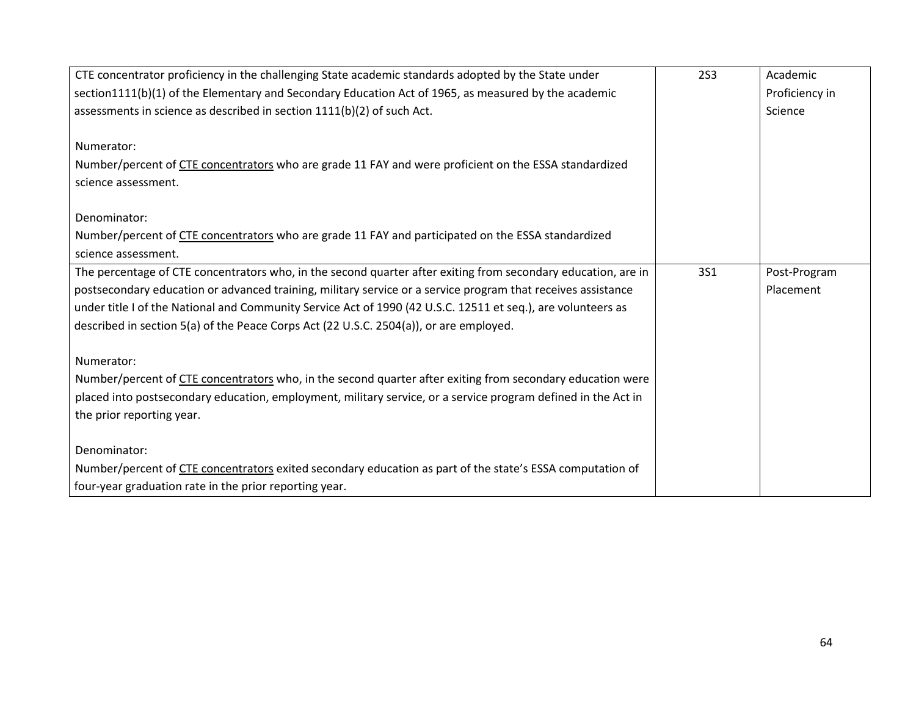| | | |
|---|---|---|
| CTE concentrator proficiency in the challenging State academic standards adopted by the State under section1111(b)(1) of the Elementary and Secondary Education Act of 1965, as measured by the academic assessments in science as described in section 1111(b)(2) of such Act.<br><br>Numerator:<br>Number/percent of <u>CTE concentrators</u> who are grade 11 FAY and were proficient on the ESSA standardized science assessment.<br><br>Denominator:<br>Number/percent of <u>CTE concentrators</u> who are grade 11 FAY and participated on the ESSA standardized science assessment. | 2S3 | Academic Proficiency in Science |
| The percentage of CTE concentrators who, in the second quarter after exiting from secondary education, are in postsecondary education or advanced training, military service or a service program that receives assistance under title I of the National and Community Service Act of 1990 (42 U.S.C. 12511 et seq.), are volunteers as described in section 5(a) of the Peace Corps Act (22 U.S.C. 2504(a)), or are employed.<br><br>Numerator:<br>Number/percent of <u>CTE concentrators</u> who, in the second quarter after exiting from secondary education were placed into postsecondary education, employment, military service, or a service program defined in the Act in the prior reporting year.<br><br>Denominator:<br>Number/percent of <u>CTE concentrators</u> exited secondary education as part of the state's ESSA computation of four-year graduation rate in the prior reporting year. | 3S1 | Post-Program Placement |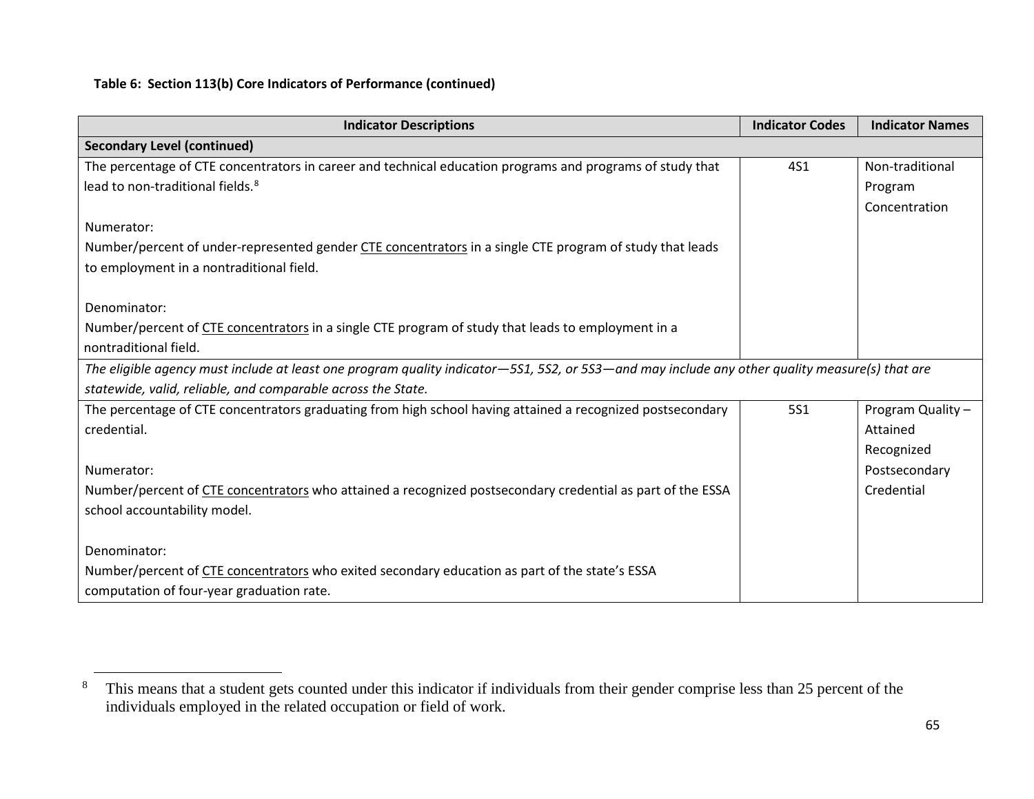**Table 6: Section 113(b) Core Indicators of Performance (continued)**

| Indicator Descriptions | Indicator Codes | Indicator Names |
|---|---|---|
| **Secondary Level (continued)** | | |
| The percentage of CTE concentrators in career and technical education programs and programs of study that lead to non-traditional fields.[8]<br><br>Numerator:<br>Number/percent of under-represented gender <u>CTE concentrators</u> in a single CTE program of study that leads to employment in a nontraditional field.<br><br>Denominator:<br>Number/percent of <u>CTE concentrators</u> in a single CTE program of study that leads to employment in a nontraditional field. | 4S1 | Non-traditional Program Concentration |
| *The eligible agency must include at least one program quality indicator—5S1, 5S2, or 5S3—and may include any other quality measure(s) that are statewide, valid, reliable, and comparable across the State.* | | |
| The percentage of CTE concentrators graduating from high school having attained a recognized postsecondary credential.<br><br>Numerator:<br>Number/percent of <u>CTE concentrators</u> who attained a recognized postsecondary credential as part of the ESSA school accountability model.<br><br>Denominator:<br>Number/percent of <u>CTE concentrators</u> who exited secondary education as part of the state's ESSA computation of four-year graduation rate. | 5S1 | Program Quality – Attained Recognized Postsecondary Credential |

[8] This means that a student gets counted under this indicator if individuals from their gender comprise less than 25 percent of the individuals employed in the related occupation or field of work.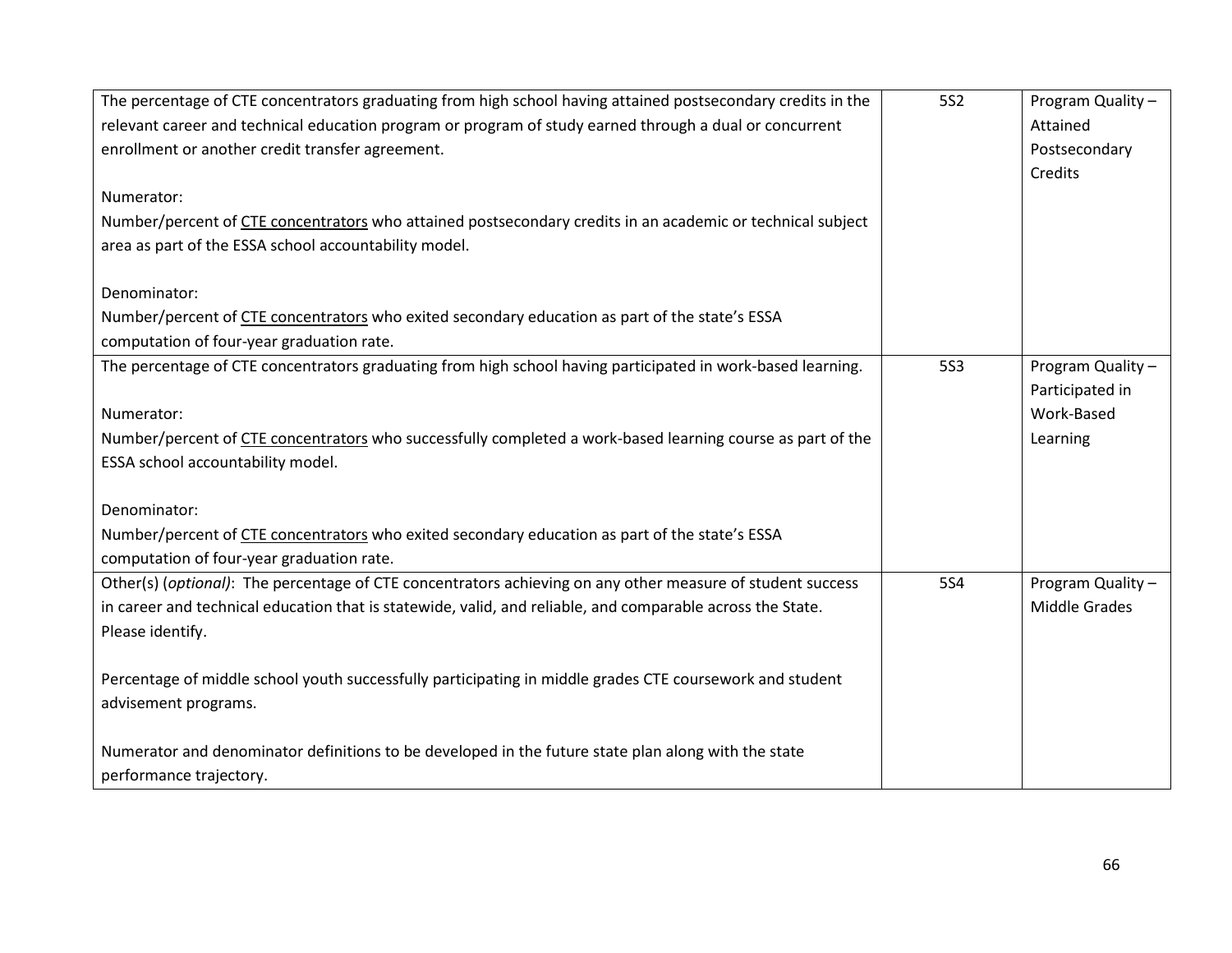| | | |
|---|---|---|
| The percentage of CTE concentrators graduating from high school having attained postsecondary credits in the relevant career and technical education program or program of study earned through a dual or concurrent enrollment or another credit transfer agreement.<br><br>Numerator:<br>Number/percent of CTE concentrators who attained postsecondary credits in an academic or technical subject area as part of the ESSA school accountability model.<br><br>Denominator:<br>Number/percent of CTE concentrators who exited secondary education as part of the state's ESSA computation of four-year graduation rate. | 5S2 | Program Quality – Attained Postsecondary Credits |
| The percentage of CTE concentrators graduating from high school having participated in work-based learning.<br><br>Numerator:<br>Number/percent of CTE concentrators who successfully completed a work-based learning course as part of the ESSA school accountability model.<br><br>Denominator:<br>Number/percent of CTE concentrators who exited secondary education as part of the state's ESSA computation of four-year graduation rate. | 5S3 | Program Quality – Participated in Work-Based Learning |
| Other(s) (*optional)*: The percentage of CTE concentrators achieving on any other measure of student success in career and technical education that is statewide, valid, and reliable, and comparable across the State. Please identify.<br><br>Percentage of middle school youth successfully participating in middle grades CTE coursework and student advisement programs.<br><br>Numerator and denominator definitions to be developed in the future state plan along with the state performance trajectory. | 5S4 | Program Quality – Middle Grades |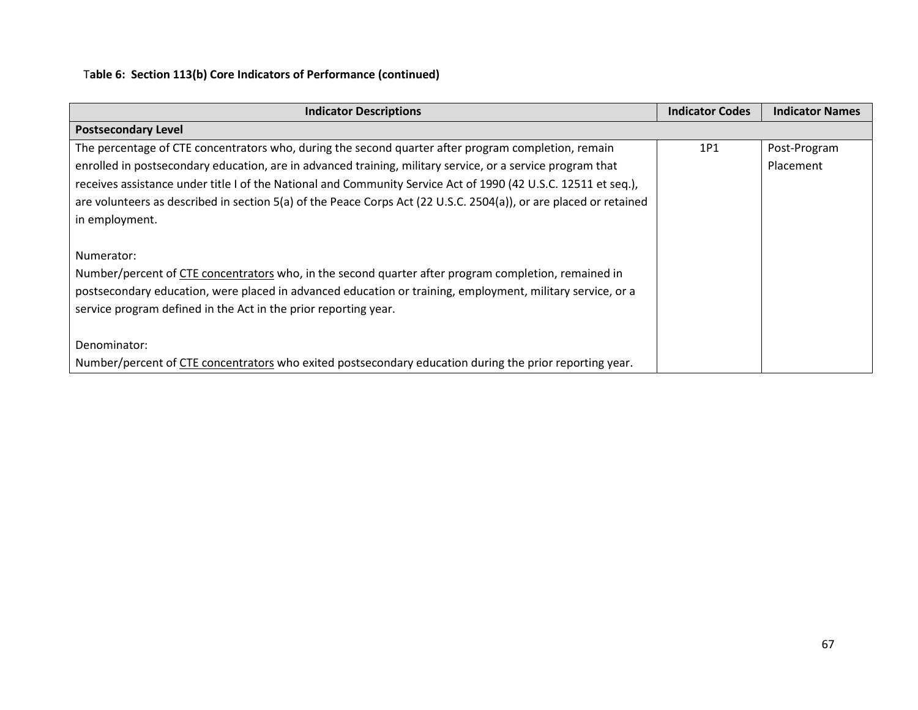**Table 6: Section 113(b) Core Indicators of Performance (continued)**

| Indicator Descriptions | Indicator Codes | Indicator Names |
|---|---|---|
| **Postsecondary Level** | | |
| The percentage of CTE concentrators who, during the second quarter after program completion, remain enrolled in postsecondary education, are in advanced training, military service, or a service program that receives assistance under title I of the National and Community Service Act of 1990 (42 U.S.C. 12511 et seq.), are volunteers as described in section 5(a) of the Peace Corps Act (22 U.S.C. 2504(a)), or are placed or retained in employment.<br><br>Numerator:<br>Number/percent of CTE concentrators who, in the second quarter after program completion, remained in postsecondary education, were placed in advanced education or training, employment, military service, or a service program defined in the Act in the prior reporting year.<br><br>Denominator:<br>Number/percent of CTE concentrators who exited postsecondary education during the prior reporting year. | 1P1 | Post-Program Placement |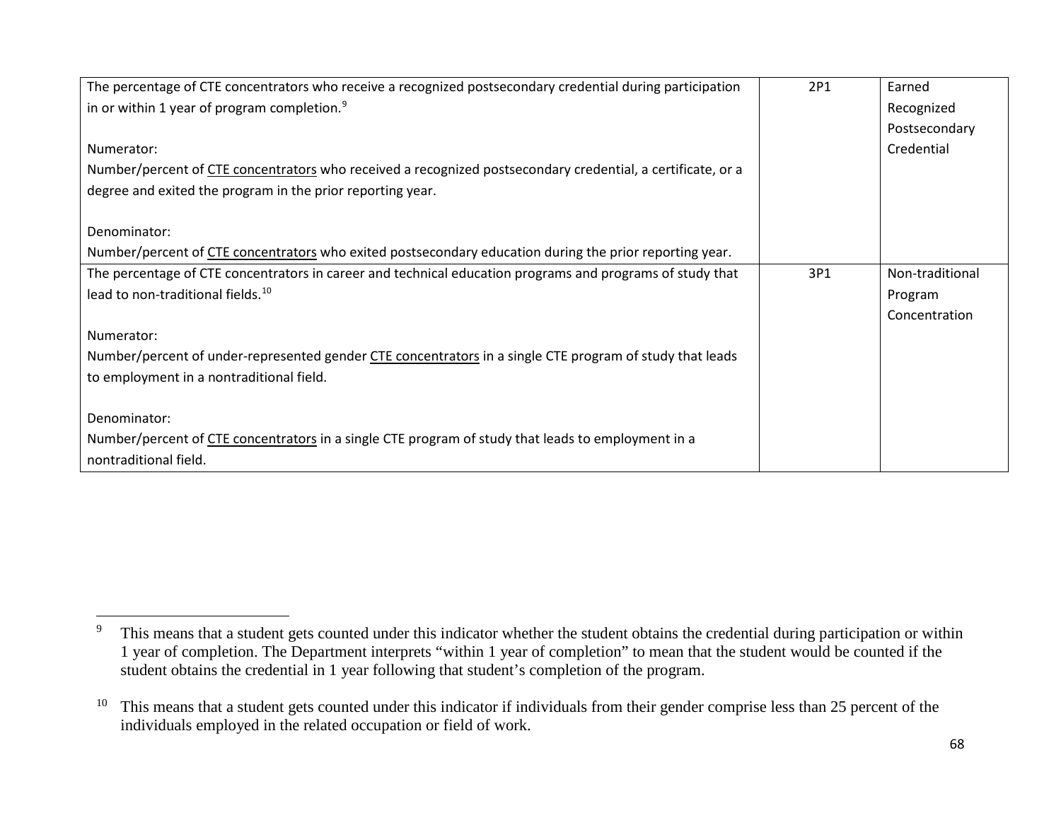| | | |
|---|---|---|
| The percentage of CTE concentrators who receive a recognized postsecondary credential during participation in or within 1 year of program completion.[9]<br><br>Numerator:<br>Number/percent of CTE concentrators who received a recognized postsecondary credential, a certificate, or a degree and exited the program in the prior reporting year.<br><br>Denominator:<br>Number/percent of CTE concentrators who exited postsecondary education during the prior reporting year. | 2P1 | Earned Recognized Postsecondary Credential |
| The percentage of CTE concentrators in career and technical education programs and programs of study that lead to non-traditional fields.[10]<br><br>Numerator:<br>Number/percent of under-represented gender CTE concentrators in a single CTE program of study that leads to employment in a nontraditional field.<br><br>Denominator:<br>Number/percent of CTE concentrators in a single CTE program of study that leads to employment in a nontraditional field. | 3P1 | Non-traditional Program Concentration |

[9] This means that a student gets counted under this indicator whether the student obtains the credential during participation or within 1 year of completion. The Department interprets "within 1 year of completion" to mean that the student would be counted if the student obtains the credential in 1 year following that student's completion of the program.

[10] This means that a student gets counted under this indicator if individuals from their gender comprise less than 25 percent of the individuals employed in the related occupation or field of work.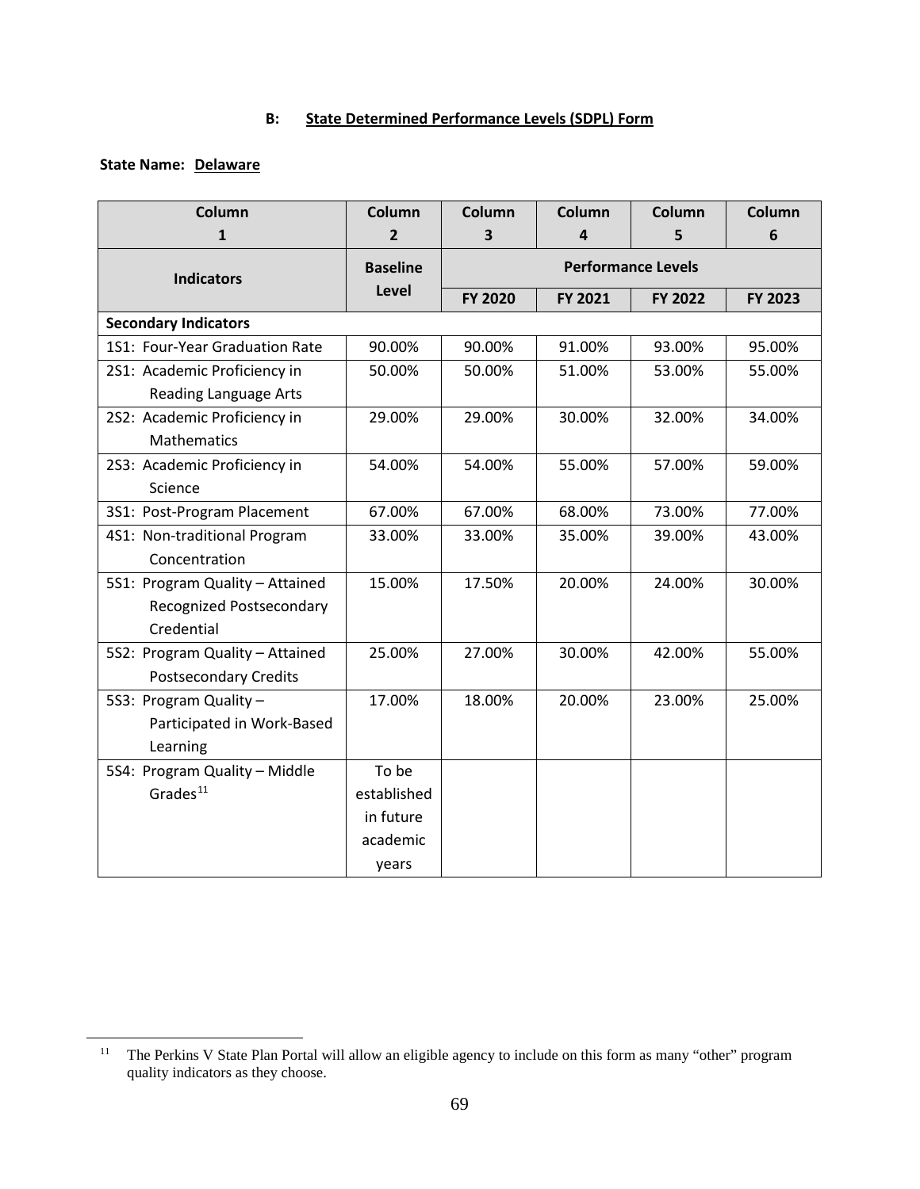**B: State Determined Performance Levels (SDPL) Form**

**State Name: Delaware**

| Column 1 | Column 2 | Column 3 | Column 4 | Column 5 | Column 6 |
|---|---|---|---|---|---|
| **Indicators** | **Baseline Level** | **Performance Levels** | | | |
| | | **FY 2020** | **FY 2021** | **FY 2022** | **FY 2023** |
| **Secondary Indicators** | | | | | |
| 1S1: Four-Year Graduation Rate | 90.00% | 90.00% | 91.00% | 93.00% | 95.00% |
| 2S1: Academic Proficiency in Reading Language Arts | 50.00% | 50.00% | 51.00% | 53.00% | 55.00% |
| 2S2: Academic Proficiency in Mathematics | 29.00% | 29.00% | 30.00% | 32.00% | 34.00% |
| 2S3: Academic Proficiency in Science | 54.00% | 54.00% | 55.00% | 57.00% | 59.00% |
| 3S1: Post-Program Placement | 67.00% | 67.00% | 68.00% | 73.00% | 77.00% |
| 4S1: Non-traditional Program Concentration | 33.00% | 33.00% | 35.00% | 39.00% | 43.00% |
| 5S1: Program Quality – Attained Recognized Postsecondary Credential | 15.00% | 17.50% | 20.00% | 24.00% | 30.00% |
| 5S2: Program Quality – Attained Postsecondary Credits | 25.00% | 27.00% | 30.00% | 42.00% | 55.00% |
| 5S3: Program Quality – Participated in Work-Based Learning | 17.00% | 18.00% | 20.00% | 23.00% | 25.00% |
| 5S4: Program Quality – Middle Grades[11] | To be established in future academic years | | | | |

[11] The Perkins V State Plan Portal will allow an eligible agency to include on this form as many "other" program quality indicators as they choose.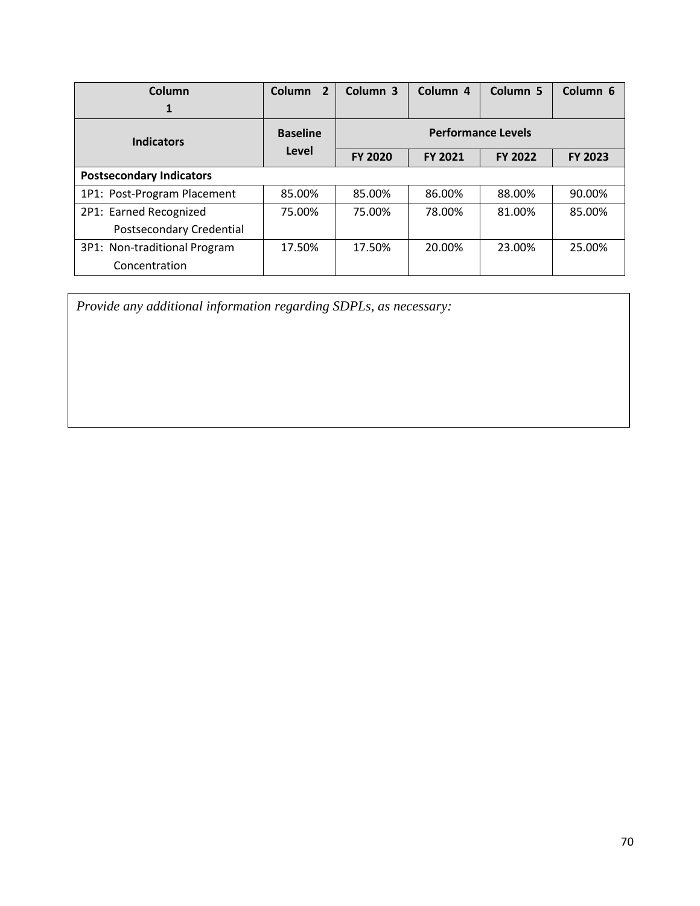| Column 1 | Column 2 | Column 3 | Column 4 | Column 5 | Column 6 |
|---|---|---|---|---|---|
| **Indicators** | **Baseline Level** | **Performance Levels** | | | |
| | | **FY 2020** | **FY 2021** | **FY 2022** | **FY 2023** |
| **Postsecondary Indicators** | | | | | |
| 1P1: Post-Program Placement | 85.00% | 85.00% | 86.00% | 88.00% | 90.00% |
| 2P1: Earned Recognized Postsecondary Credential | 75.00% | 75.00% | 78.00% | 81.00% | 85.00% |
| 3P1: Non-traditional Program Concentration | 17.50% | 17.50% | 20.00% | 23.00% | 25.00% |

*Provide any additional information regarding SDPLs, as necessary:*